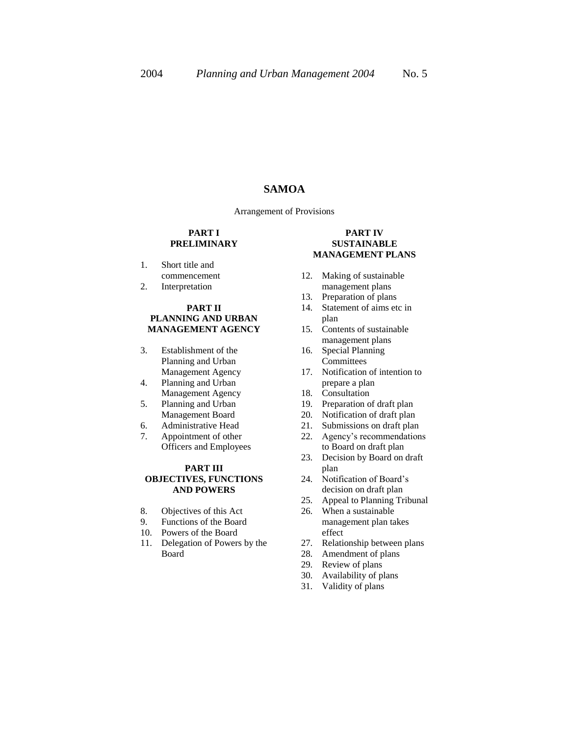# SAMOA

Arrangement of Provisions

**PART I**
**PRELIMINARY**

1. Short title and commencement
2. Interpretation

**PART II**
**PLANNING AND URBAN MANAGEMENT AGENCY**

3. Establishment of the Planning and Urban Management Agency
4. Planning and Urban Management Agency
5. Planning and Urban Management Board
6. Administrative Head
7. Appointment of other Officers and Employees

**PART III**
**OBJECTIVES, FUNCTIONS AND POWERS**

8. Objectives of this Act
9. Functions of the Board
10. Powers of the Board
11. Delegation of Powers by the Board

**PART IV**
**SUSTAINABLE MANAGEMENT PLANS**

12. Making of sustainable management plans
13. Preparation of plans
14. Statement of aims etc in plan
15. Contents of sustainable management plans
16. Special Planning Committees
17. Notification of intention to prepare a plan
18. Consultation
19. Preparation of draft plan
20. Notification of draft plan
21. Submissions on draft plan
22. Agency's recommendations to Board on draft plan
23. Decision by Board on draft plan
24. Notification of Board's decision on draft plan
25. Appeal to Planning Tribunal
26. When a sustainable management plan takes effect
27. Relationship between plans
28. Amendment of plans
29. Review of plans
30. Availability of plans
31. Validity of plans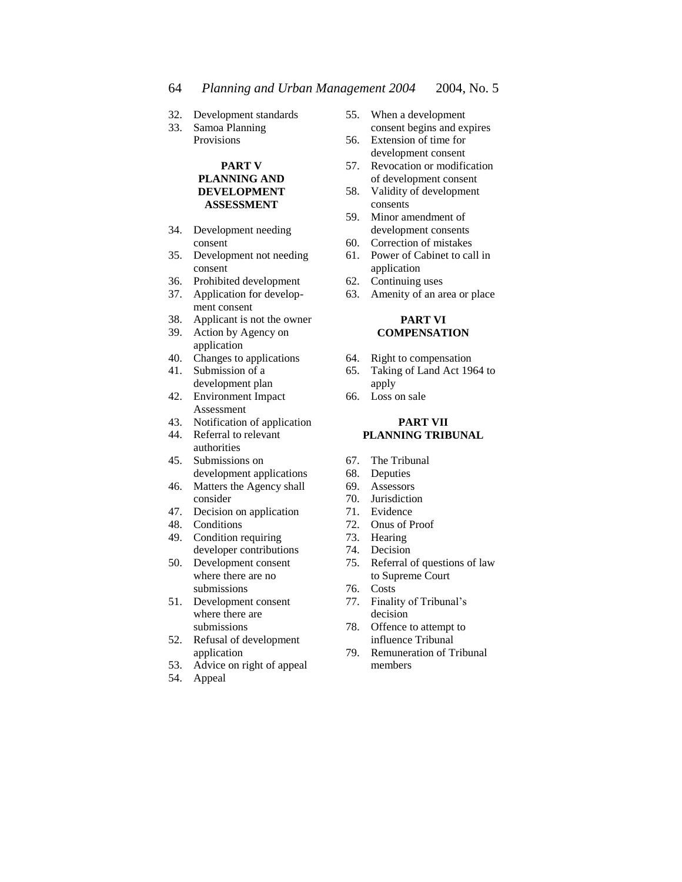32. Development standards
33. Samoa Planning Provisions

**PART V**
**PLANNING AND DEVELOPMENT ASSESSMENT**

34. Development needing consent
35. Development not needing consent
36. Prohibited development
37. Application for development consent
38. Applicant is not the owner
39. Action by Agency on application
40. Changes to applications
41. Submission of a development plan
42. Environment Impact Assessment
43. Notification of application
44. Referral to relevant authorities
45. Submissions on development applications
46. Matters the Agency shall consider
47. Decision on application
48. Conditions
49. Condition requiring developer contributions
50. Development consent where there are no submissions
51. Development consent where there are submissions
52. Refusal of development application
53. Advice on right of appeal
54. Appeal
55. When a development consent begins and expires
56. Extension of time for development consent
57. Revocation or modification of development consent
58. Validity of development consents
59. Minor amendment of development consents
60. Correction of mistakes
61. Power of Cabinet to call in application
62. Continuing uses
63. Amenity of an area or place

**PART VI**
**COMPENSATION**

64. Right to compensation
65. Taking of Land Act 1964 to apply
66. Loss on sale

**PART VII**
**PLANNING TRIBUNAL**

67. The Tribunal
68. Deputies
69. Assessors
70. Jurisdiction
71. Evidence
72. Onus of Proof
73. Hearing
74. Decision
75. Referral of questions of law to Supreme Court
76. Costs
77. Finality of Tribunal's decision
78. Offence to attempt to influence Tribunal
79. Remuneration of Tribunal members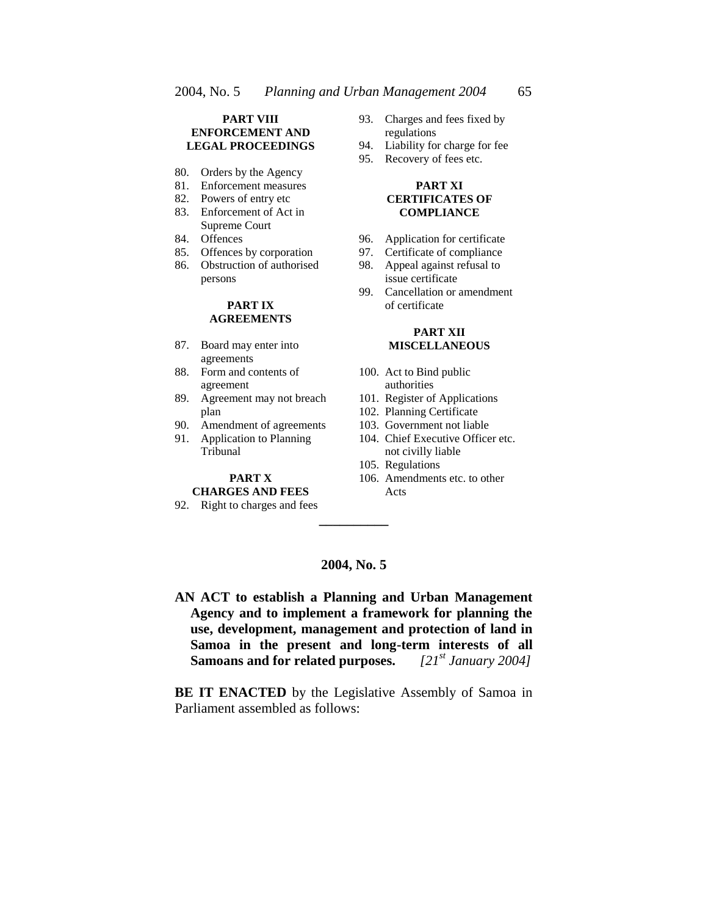**PART VIII**
**ENFORCEMENT AND LEGAL PROCEEDINGS**

80. Orders by the Agency
81. Enforcement measures
82. Powers of entry etc
83. Enforcement of Act in Supreme Court
84. Offences
85. Offences by corporation
86. Obstruction of authorised persons

**PART IX**
**AGREEMENTS**

87. Board may enter into agreements
88. Form and contents of agreement
89. Agreement may not breach plan
90. Amendment of agreements
91. Application to Planning Tribunal

**PART X**
**CHARGES AND FEES**

92. Right to charges and fees
93. Charges and fees fixed by regulations
94. Liability for charge for fee
95. Recovery of fees etc.

**PART XI**
**CERTIFICATES OF COMPLIANCE**

96. Application for certificate
97. Certificate of compliance
98. Appeal against refusal to issue certificate
99. Cancellation or amendment of certificate

**PART XII**
**MISCELLANEOUS**

100. Act to Bind public authorities
101. Register of Applications
102. Planning Certificate
103. Government not liable
104. Chief Executive Officer etc. not civilly liable
105. Regulations
106. Amendments etc. to other Acts

---

**2004, No. 5**

**AN ACT to establish a Planning and Urban Management Agency and to implement a framework for planning the use, development, management and protection of land in Samoa in the present and long-term interests of all Samoans and for related purposes.** *[21st January 2004]*

**BE IT ENACTED** by the Legislative Assembly of Samoa in Parliament assembled as follows: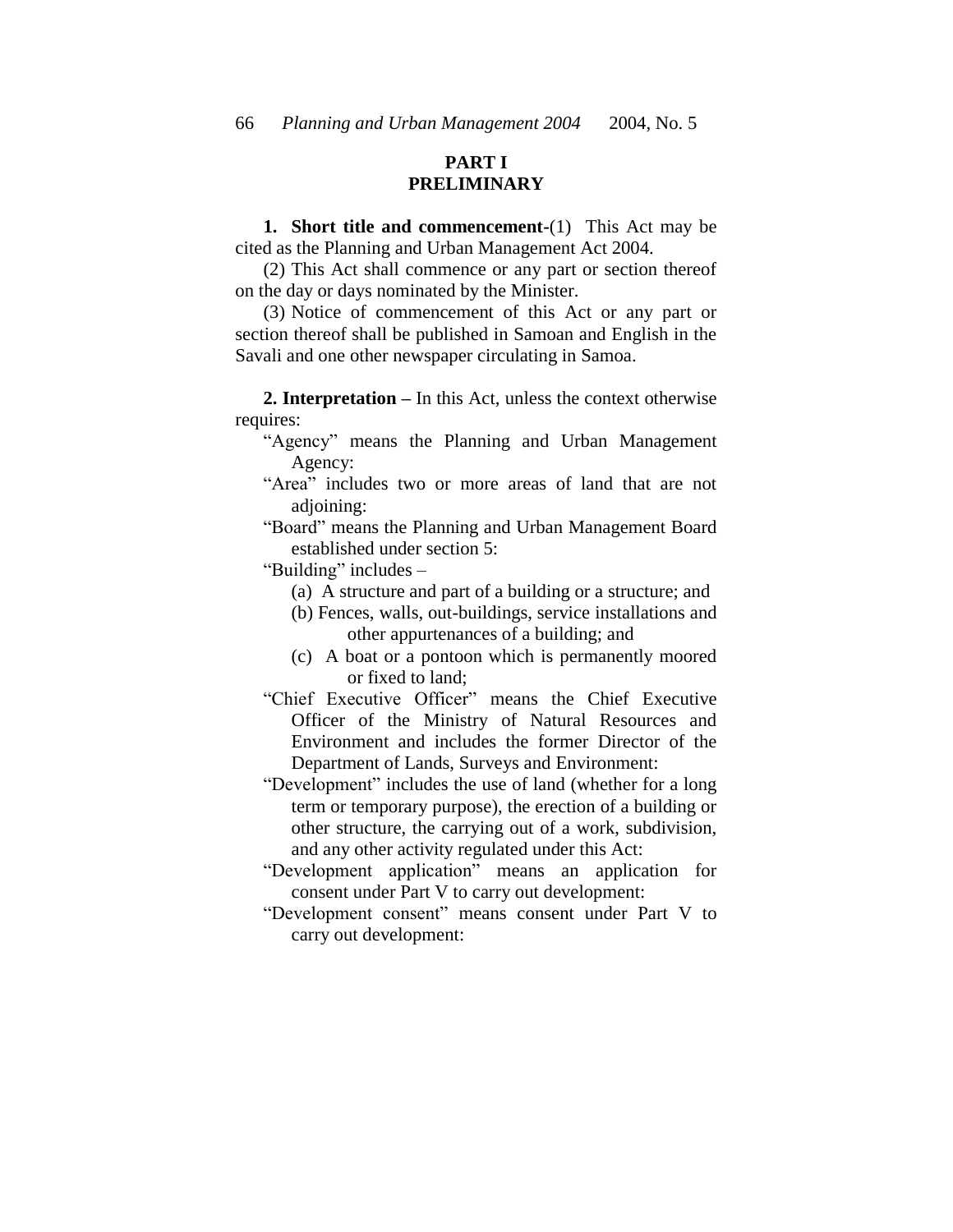## PART I
## PRELIMINARY

**1. Short title and commencement**-(1) This Act may be cited as the Planning and Urban Management Act 2004.

(2) This Act shall commence or any part or section thereof on the day or days nominated by the Minister.

(3) Notice of commencement of this Act or any part or section thereof shall be published in Samoan and English in the Savali and one other newspaper circulating in Samoa.

**2. Interpretation –** In this Act, unless the context otherwise requires:

"Agency" means the Planning and Urban Management Agency:

"Area" includes two or more areas of land that are not adjoining:

"Board" means the Planning and Urban Management Board established under section 5:

"Building" includes –

(a) A structure and part of a building or a structure; and

(b) Fences, walls, out-buildings, service installations and other appurtenances of a building; and

(c) A boat or a pontoon which is permanently moored or fixed to land;

"Chief Executive Officer" means the Chief Executive Officer of the Ministry of Natural Resources and Environment and includes the former Director of the Department of Lands, Surveys and Environment:

"Development" includes the use of land (whether for a long term or temporary purpose), the erection of a building or other structure, the carrying out of a work, subdivision, and any other activity regulated under this Act:

"Development application" means an application for consent under Part V to carry out development:

"Development consent" means consent under Part V to carry out development: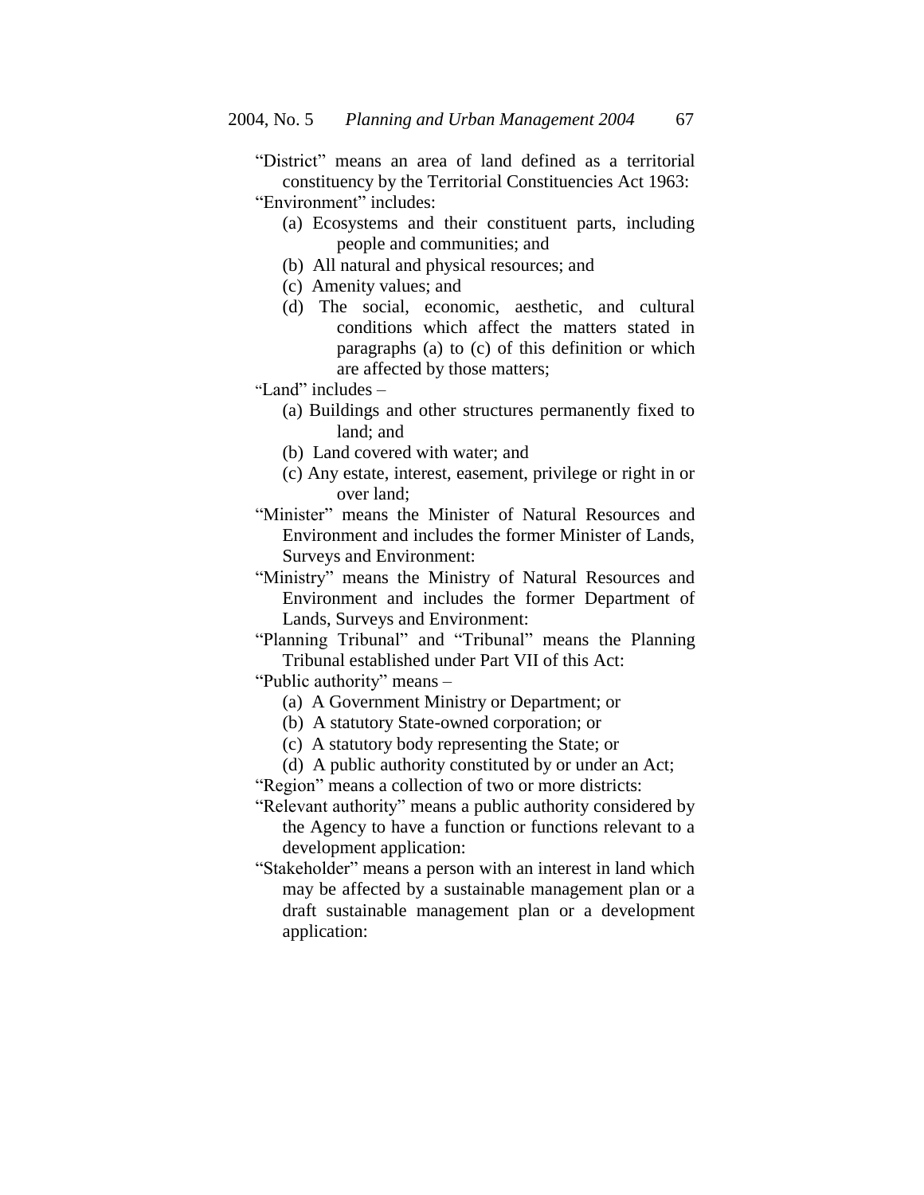"District" means an area of land defined as a territorial constituency by the Territorial Constituencies Act 1963:

"Environment" includes:

- (a) Ecosystems and their constituent parts, including people and communities; and
- (b) All natural and physical resources; and
- (c) Amenity values; and
- (d) The social, economic, aesthetic, and cultural conditions which affect the matters stated in paragraphs (a) to (c) of this definition or which are affected by those matters;

"Land" includes –

- (a) Buildings and other structures permanently fixed to land; and
- (b) Land covered with water; and
- (c) Any estate, interest, easement, privilege or right in or over land;

"Minister" means the Minister of Natural Resources and Environment and includes the former Minister of Lands, Surveys and Environment:

"Ministry" means the Ministry of Natural Resources and Environment and includes the former Department of Lands, Surveys and Environment:

"Planning Tribunal" and "Tribunal" means the Planning Tribunal established under Part VII of this Act:

"Public authority" means –

- (a) A Government Ministry or Department; or
- (b) A statutory State-owned corporation; or
- (c) A statutory body representing the State; or
- (d) A public authority constituted by or under an Act;

"Region" means a collection of two or more districts:

"Relevant authority" means a public authority considered by the Agency to have a function or functions relevant to a development application:

"Stakeholder" means a person with an interest in land which may be affected by a sustainable management plan or a draft sustainable management plan or a development application: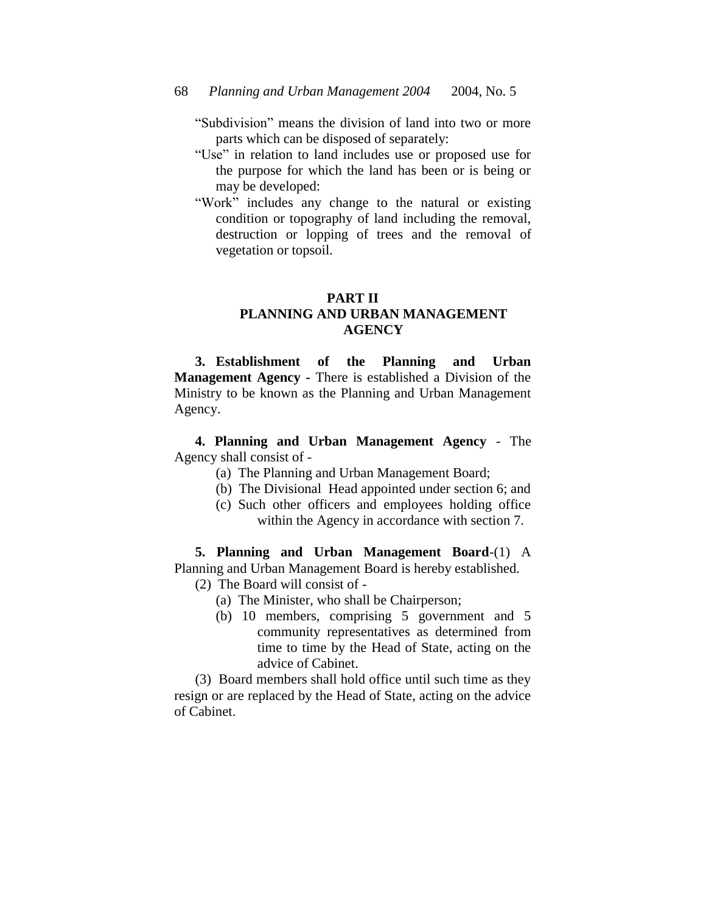"Subdivision" means the division of land into two or more parts which can be disposed of separately:

"Use" in relation to land includes use or proposed use for the purpose for which the land has been or is being or may be developed:

"Work" includes any change to the natural or existing condition or topography of land including the removal, destruction or lopping of trees and the removal of vegetation or topsoil.

## PART II
## PLANNING AND URBAN MANAGEMENT AGENCY

**3. Establishment of the Planning and Urban Management Agency -** There is established a Division of the Ministry to be known as the Planning and Urban Management Agency.

**4. Planning and Urban Management Agency** - The Agency shall consist of -

(a) The Planning and Urban Management Board;
(b) The Divisional Head appointed under section 6; and
(c) Such other officers and employees holding office within the Agency in accordance with section 7.

**5. Planning and Urban Management Board**-(1) A Planning and Urban Management Board is hereby established.

(2) The Board will consist of -

(a) The Minister, who shall be Chairperson;
(b) 10 members, comprising 5 government and 5 community representatives as determined from time to time by the Head of State, acting on the advice of Cabinet.

(3) Board members shall hold office until such time as they resign or are replaced by the Head of State, acting on the advice of Cabinet.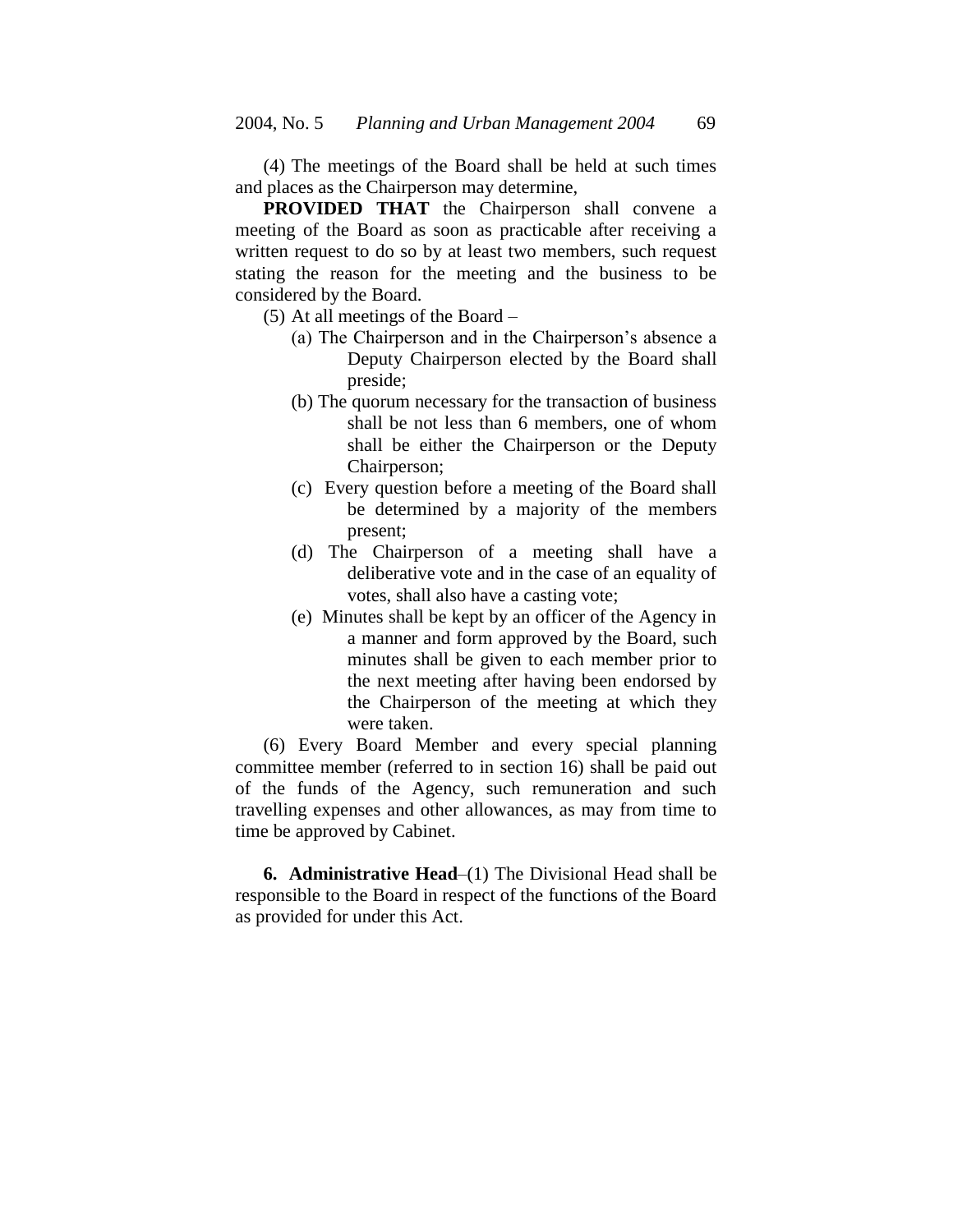(4) The meetings of the Board shall be held at such times and places as the Chairperson may determine,

**PROVIDED THAT** the Chairperson shall convene a meeting of the Board as soon as practicable after receiving a written request to do so by at least two members, such request stating the reason for the meeting and the business to be considered by the Board.

(5) At all meetings of the Board –

(a) The Chairperson and in the Chairperson's absence a Deputy Chairperson elected by the Board shall preside;

(b) The quorum necessary for the transaction of business shall be not less than 6 members, one of whom shall be either the Chairperson or the Deputy Chairperson;

(c) Every question before a meeting of the Board shall be determined by a majority of the members present;

(d) The Chairperson of a meeting shall have a deliberative vote and in the case of an equality of votes, shall also have a casting vote;

(e) Minutes shall be kept by an officer of the Agency in a manner and form approved by the Board, such minutes shall be given to each member prior to the next meeting after having been endorsed by the Chairperson of the meeting at which they were taken.

(6) Every Board Member and every special planning committee member (referred to in section 16) shall be paid out of the funds of the Agency, such remuneration and such travelling expenses and other allowances, as may from time to time be approved by Cabinet.

**6. Administrative Head**–(1) The Divisional Head shall be responsible to the Board in respect of the functions of the Board as provided for under this Act.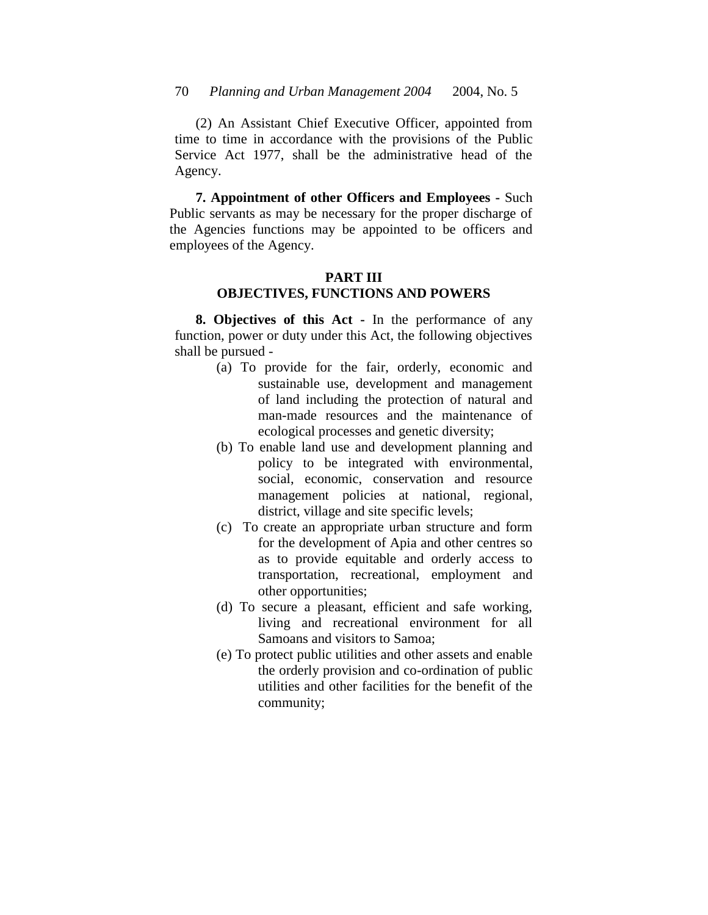(2) An Assistant Chief Executive Officer, appointed from time to time in accordance with the provisions of the Public Service Act 1977, shall be the administrative head of the Agency.

**7. Appointment of other Officers and Employees -** Such Public servants as may be necessary for the proper discharge of the Agencies functions may be appointed to be officers and employees of the Agency.

## PART III
## OBJECTIVES, FUNCTIONS AND POWERS

**8. Objectives of this Act -** In the performance of any function, power or duty under this Act, the following objectives shall be pursued -

(a) To provide for the fair, orderly, economic and sustainable use, development and management of land including the protection of natural and man-made resources and the maintenance of ecological processes and genetic diversity;

(b) To enable land use and development planning and policy to be integrated with environmental, social, economic, conservation and resource management policies at national, regional, district, village and site specific levels;

(c) To create an appropriate urban structure and form for the development of Apia and other centres so as to provide equitable and orderly access to transportation, recreational, employment and other opportunities;

(d) To secure a pleasant, efficient and safe working, living and recreational environment for all Samoans and visitors to Samoa;

(e) To protect public utilities and other assets and enable the orderly provision and co-ordination of public utilities and other facilities for the benefit of the community;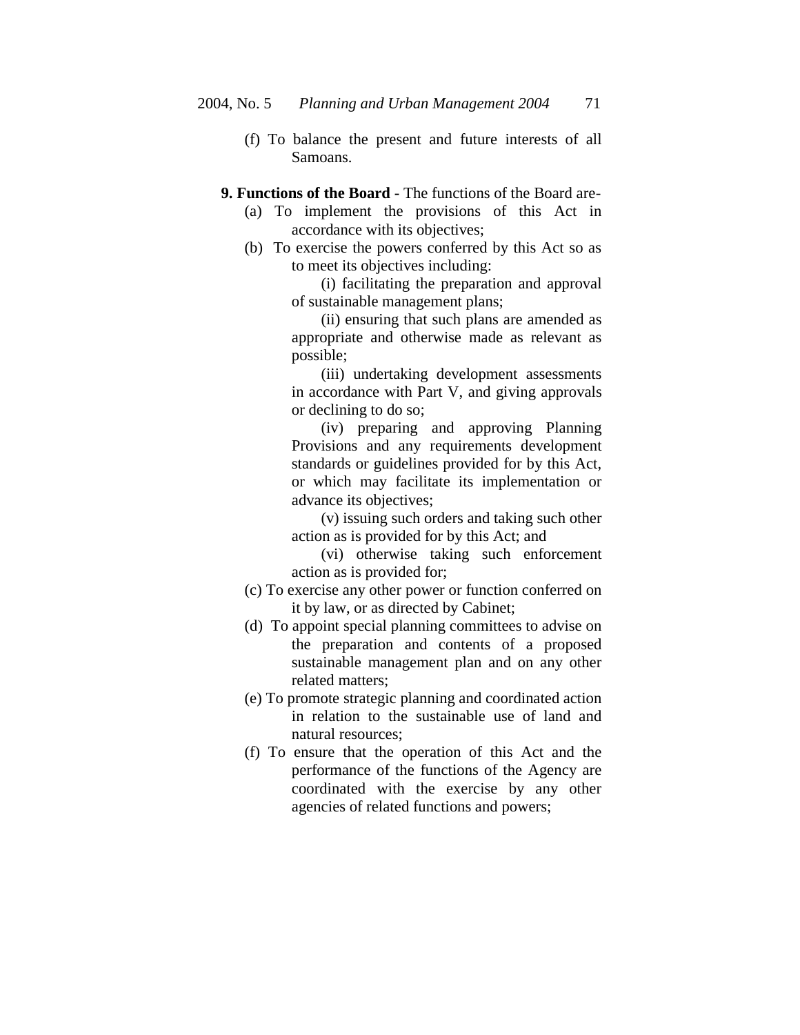(f) To balance the present and future interests of all Samoans.

**9. Functions of the Board -** The functions of the Board are-

(a) To implement the provisions of this Act in accordance with its objectives;

(b) To exercise the powers conferred by this Act so as to meet its objectives including:

(i) facilitating the preparation and approval of sustainable management plans;

(ii) ensuring that such plans are amended as appropriate and otherwise made as relevant as possible;

(iii) undertaking development assessments in accordance with Part V, and giving approvals or declining to do so;

(iv) preparing and approving Planning Provisions and any requirements development standards or guidelines provided for by this Act, or which may facilitate its implementation or advance its objectives;

(v) issuing such orders and taking such other action as is provided for by this Act; and

(vi) otherwise taking such enforcement action as is provided for;

(c) To exercise any other power or function conferred on it by law, or as directed by Cabinet;

(d) To appoint special planning committees to advise on the preparation and contents of a proposed sustainable management plan and on any other related matters;

(e) To promote strategic planning and coordinated action in relation to the sustainable use of land and natural resources;

(f) To ensure that the operation of this Act and the performance of the functions of the Agency are coordinated with the exercise by any other agencies of related functions and powers;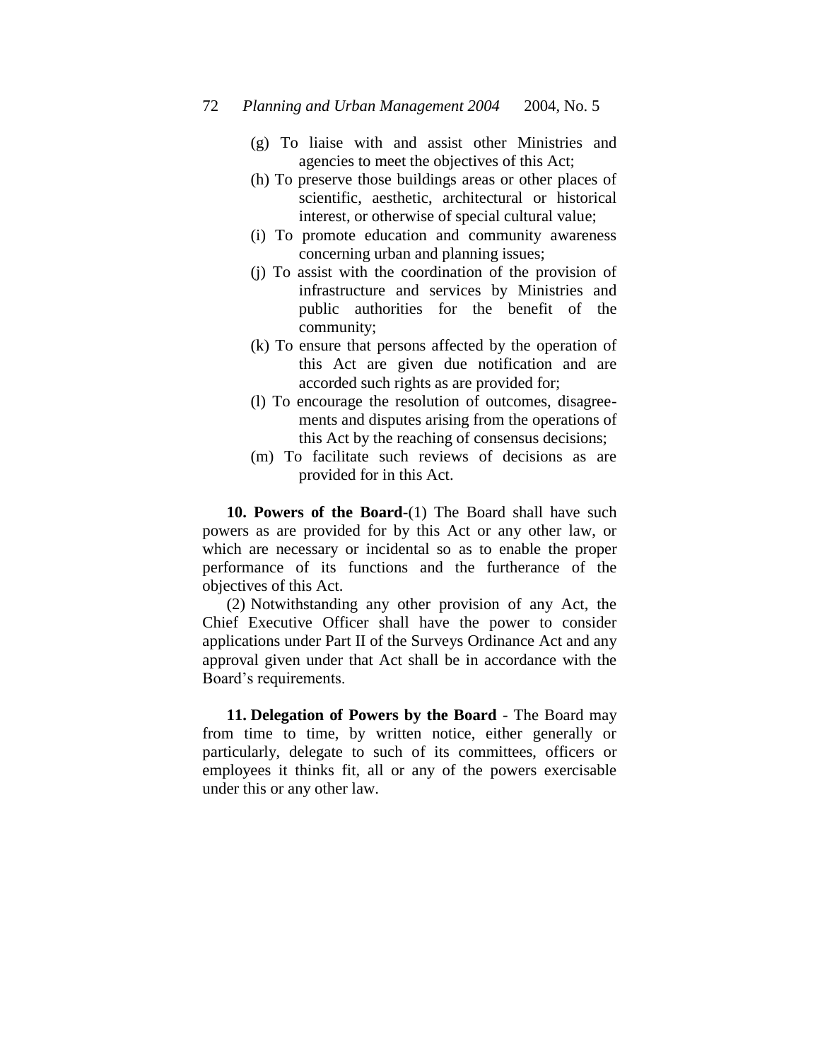(g) To liaise with and assist other Ministries and agencies to meet the objectives of this Act;

(h) To preserve those buildings areas or other places of scientific, aesthetic, architectural or historical interest, or otherwise of special cultural value;

(i) To promote education and community awareness concerning urban and planning issues;

(j) To assist with the coordination of the provision of infrastructure and services by Ministries and public authorities for the benefit of the community;

(k) To ensure that persons affected by the operation of this Act are given due notification and are accorded such rights as are provided for;

(l) To encourage the resolution of outcomes, disagreements and disputes arising from the operations of this Act by the reaching of consensus decisions;

(m) To facilitate such reviews of decisions as are provided for in this Act.

**10. Powers of the Board**-(1) The Board shall have such powers as are provided for by this Act or any other law, or which are necessary or incidental so as to enable the proper performance of its functions and the furtherance of the objectives of this Act.

(2) Notwithstanding any other provision of any Act, the Chief Executive Officer shall have the power to consider applications under Part II of the Surveys Ordinance Act and any approval given under that Act shall be in accordance with the Board's requirements.

**11. Delegation of Powers by the Board** - The Board may from time to time, by written notice, either generally or particularly, delegate to such of its committees, officers or employees it thinks fit, all or any of the powers exercisable under this or any other law.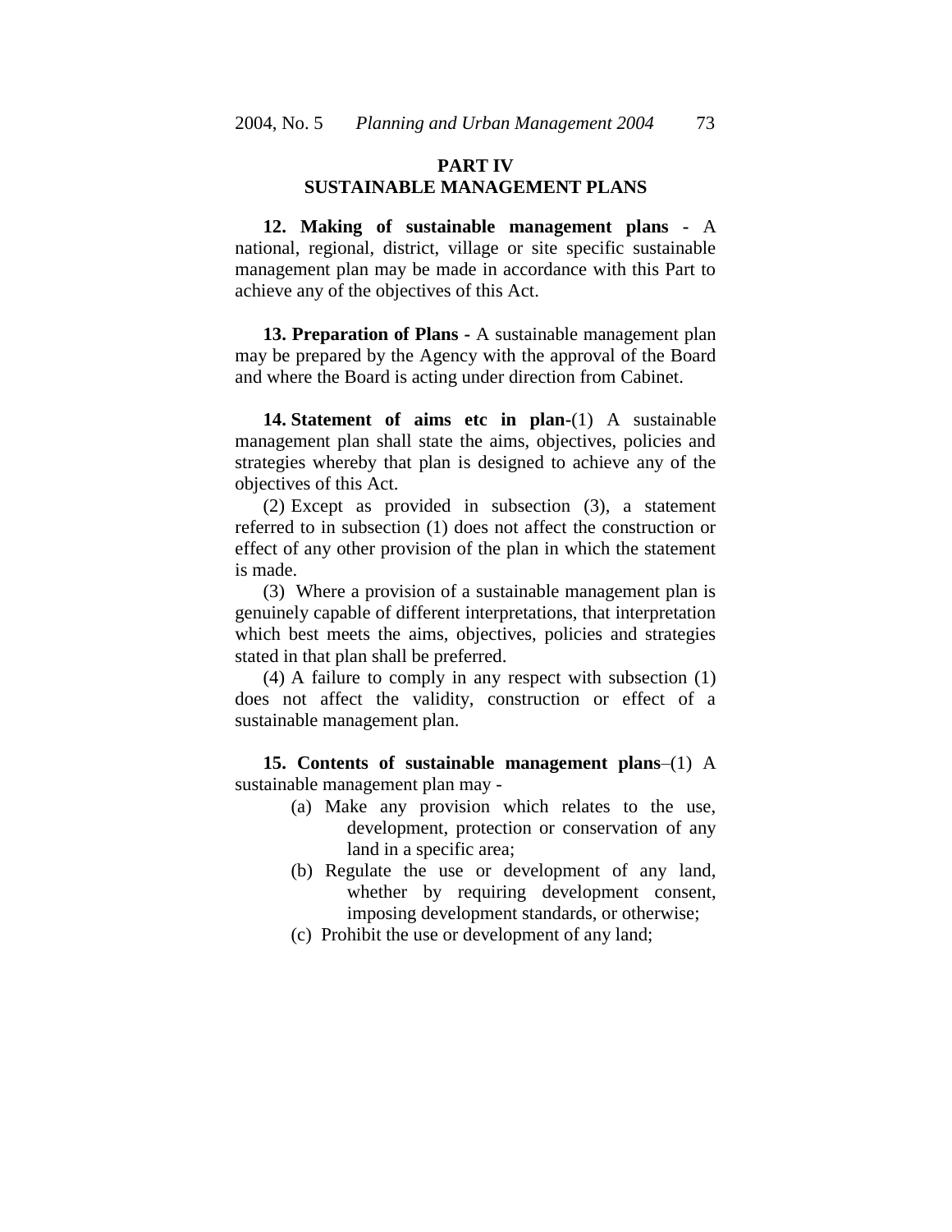## PART IV
## SUSTAINABLE MANAGEMENT PLANS

**12. Making of sustainable management plans -** A national, regional, district, village or site specific sustainable management plan may be made in accordance with this Part to achieve any of the objectives of this Act.

**13. Preparation of Plans -** A sustainable management plan may be prepared by the Agency with the approval of the Board and where the Board is acting under direction from Cabinet.

**14. Statement of aims etc in plan-**(1) A sustainable management plan shall state the aims, objectives, policies and strategies whereby that plan is designed to achieve any of the objectives of this Act.

(2) Except as provided in subsection (3), a statement referred to in subsection (1) does not affect the construction or effect of any other provision of the plan in which the statement is made.

(3) Where a provision of a sustainable management plan is genuinely capable of different interpretations, that interpretation which best meets the aims, objectives, policies and strategies stated in that plan shall be preferred.

(4) A failure to comply in any respect with subsection (1) does not affect the validity, construction or effect of a sustainable management plan.

**15. Contents of sustainable management plans**–(1) A sustainable management plan may -

(a) Make any provision which relates to the use, development, protection or conservation of any land in a specific area;

(b) Regulate the use or development of any land, whether by requiring development consent, imposing development standards, or otherwise;

(c) Prohibit the use or development of any land;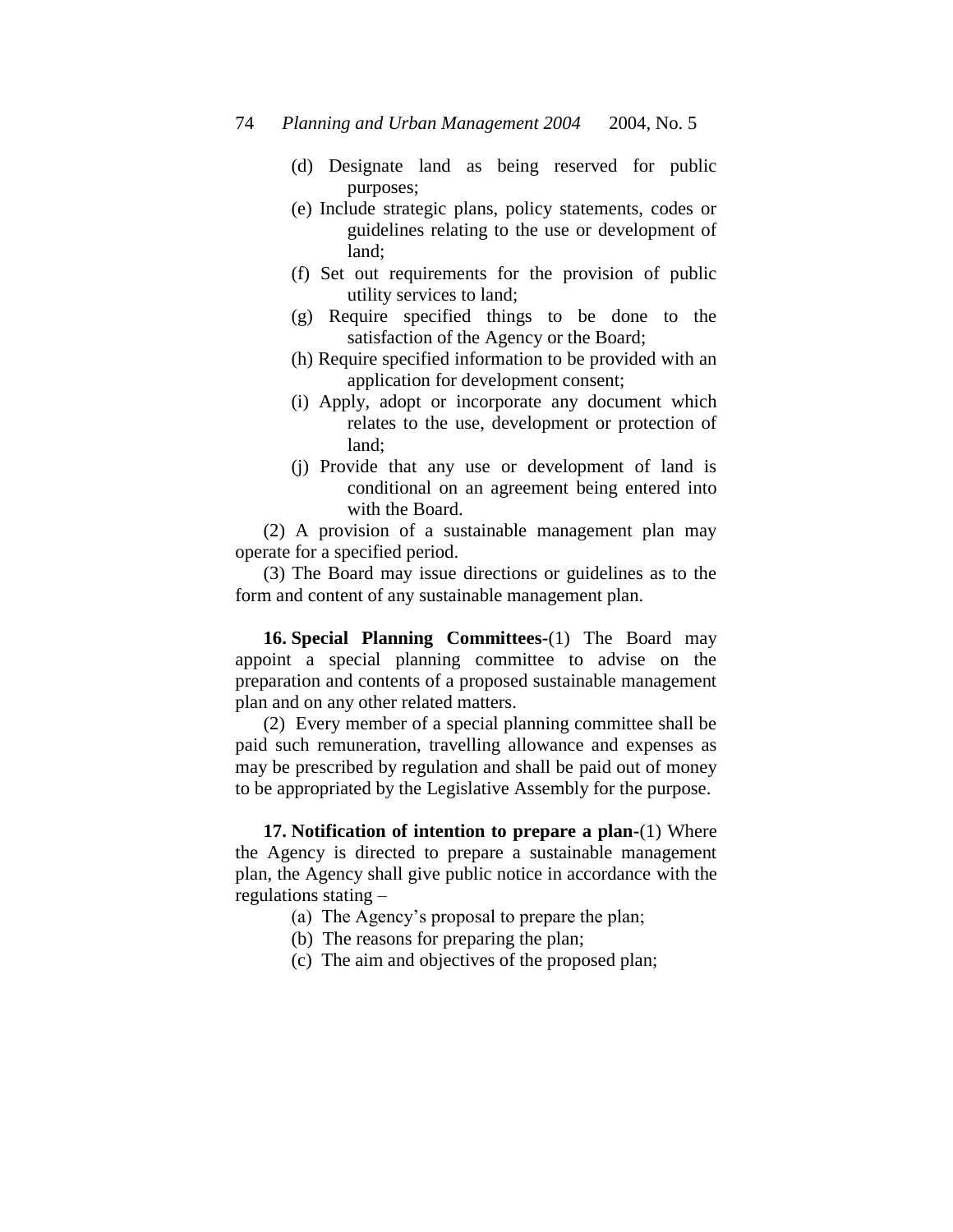(d) Designate land as being reserved for public purposes;

(e) Include strategic plans, policy statements, codes or guidelines relating to the use or development of land;

(f) Set out requirements for the provision of public utility services to land;

(g) Require specified things to be done to the satisfaction of the Agency or the Board;

(h) Require specified information to be provided with an application for development consent;

(i) Apply, adopt or incorporate any document which relates to the use, development or protection of land;

(j) Provide that any use or development of land is conditional on an agreement being entered into with the Board.

(2) A provision of a sustainable management plan may operate for a specified period.

(3) The Board may issue directions or guidelines as to the form and content of any sustainable management plan.

**16. Special Planning Committees-**(1) The Board may appoint a special planning committee to advise on the preparation and contents of a proposed sustainable management plan and on any other related matters.

(2) Every member of a special planning committee shall be paid such remuneration, travelling allowance and expenses as may be prescribed by regulation and shall be paid out of money to be appropriated by the Legislative Assembly for the purpose.

**17. Notification of intention to prepare a plan-**(1) Where the Agency is directed to prepare a sustainable management plan, the Agency shall give public notice in accordance with the regulations stating –

(a) The Agency's proposal to prepare the plan;

(b) The reasons for preparing the plan;

(c) The aim and objectives of the proposed plan;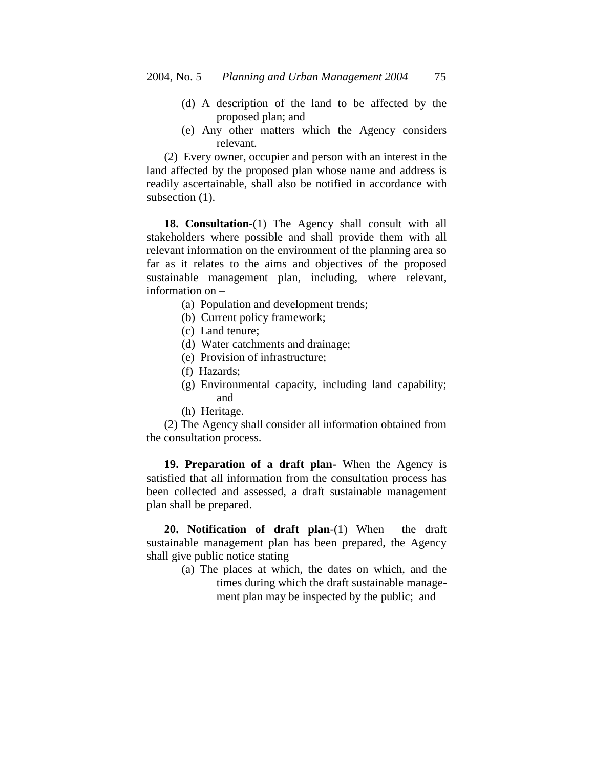(d) A description of the land to be affected by the proposed plan; and

(e) Any other matters which the Agency considers relevant.

(2) Every owner, occupier and person with an interest in the land affected by the proposed plan whose name and address is readily ascertainable, shall also be notified in accordance with subsection (1).

**18. Consultation**-(1) The Agency shall consult with all stakeholders where possible and shall provide them with all relevant information on the environment of the planning area so far as it relates to the aims and objectives of the proposed sustainable management plan, including, where relevant, information on –

(a) Population and development trends;

(b) Current policy framework;

(c) Land tenure;

(d) Water catchments and drainage;

(e) Provision of infrastructure;

(f) Hazards;

(g) Environmental capacity, including land capability; and

(h) Heritage.

(2) The Agency shall consider all information obtained from the consultation process.

**19. Preparation of a draft plan-** When the Agency is satisfied that all information from the consultation process has been collected and assessed, a draft sustainable management plan shall be prepared.

**20. Notification of draft plan**-(1) When the draft sustainable management plan has been prepared, the Agency shall give public notice stating –

(a) The places at which, the dates on which, and the times during which the draft sustainable management plan may be inspected by the public; and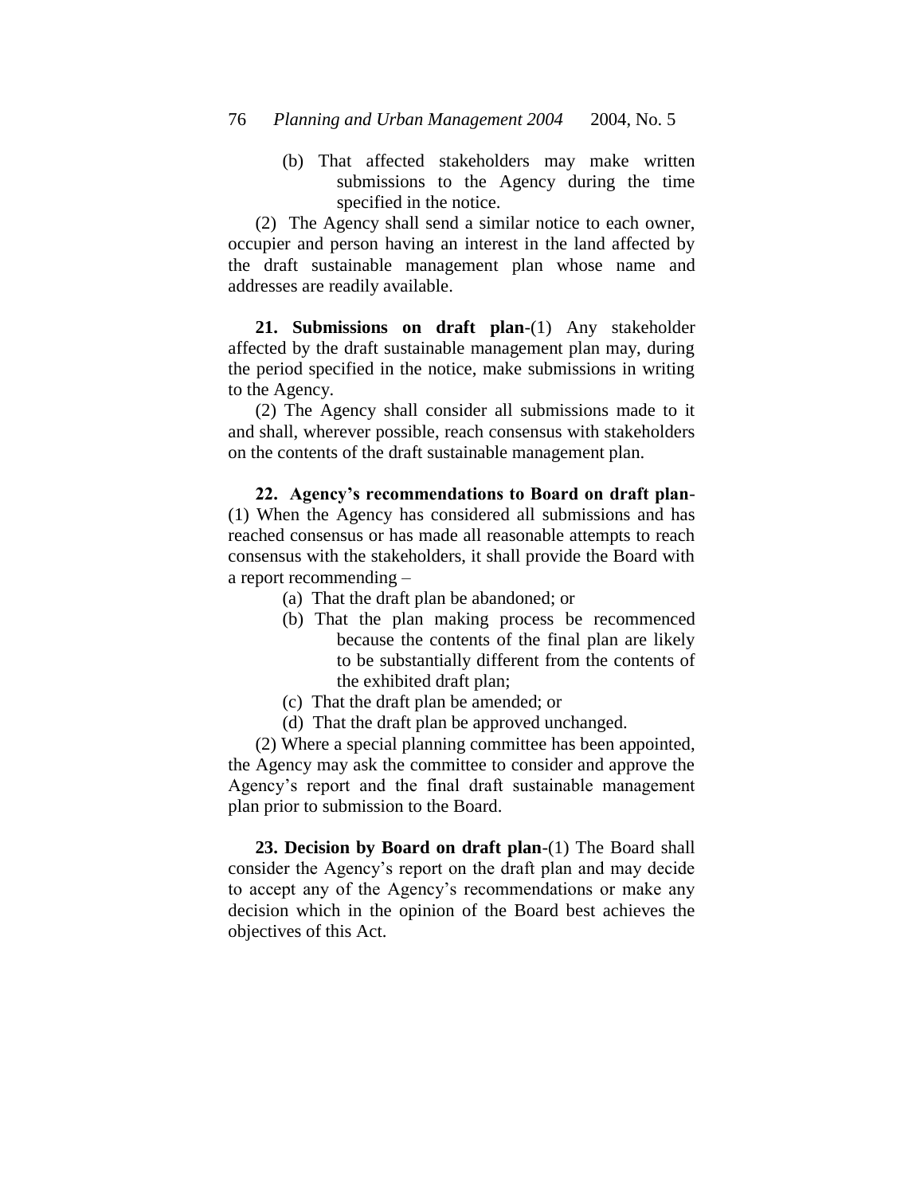(b) That affected stakeholders may make written submissions to the Agency during the time specified in the notice.

(2) The Agency shall send a similar notice to each owner, occupier and person having an interest in the land affected by the draft sustainable management plan whose name and addresses are readily available.

**21. Submissions on draft plan**-(1) Any stakeholder affected by the draft sustainable management plan may, during the period specified in the notice, make submissions in writing to the Agency.

(2) The Agency shall consider all submissions made to it and shall, wherever possible, reach consensus with stakeholders on the contents of the draft sustainable management plan.

**22. Agency's recommendations to Board on draft plan**-(1) When the Agency has considered all submissions and has reached consensus or has made all reasonable attempts to reach consensus with the stakeholders, it shall provide the Board with a report recommending –

(a) That the draft plan be abandoned; or

(b) That the plan making process be recommenced because the contents of the final plan are likely to be substantially different from the contents of the exhibited draft plan;

(c) That the draft plan be amended; or

(d) That the draft plan be approved unchanged.

(2) Where a special planning committee has been appointed, the Agency may ask the committee to consider and approve the Agency's report and the final draft sustainable management plan prior to submission to the Board.

**23. Decision by Board on draft plan**-(1) The Board shall consider the Agency's report on the draft plan and may decide to accept any of the Agency's recommendations or make any decision which in the opinion of the Board best achieves the objectives of this Act.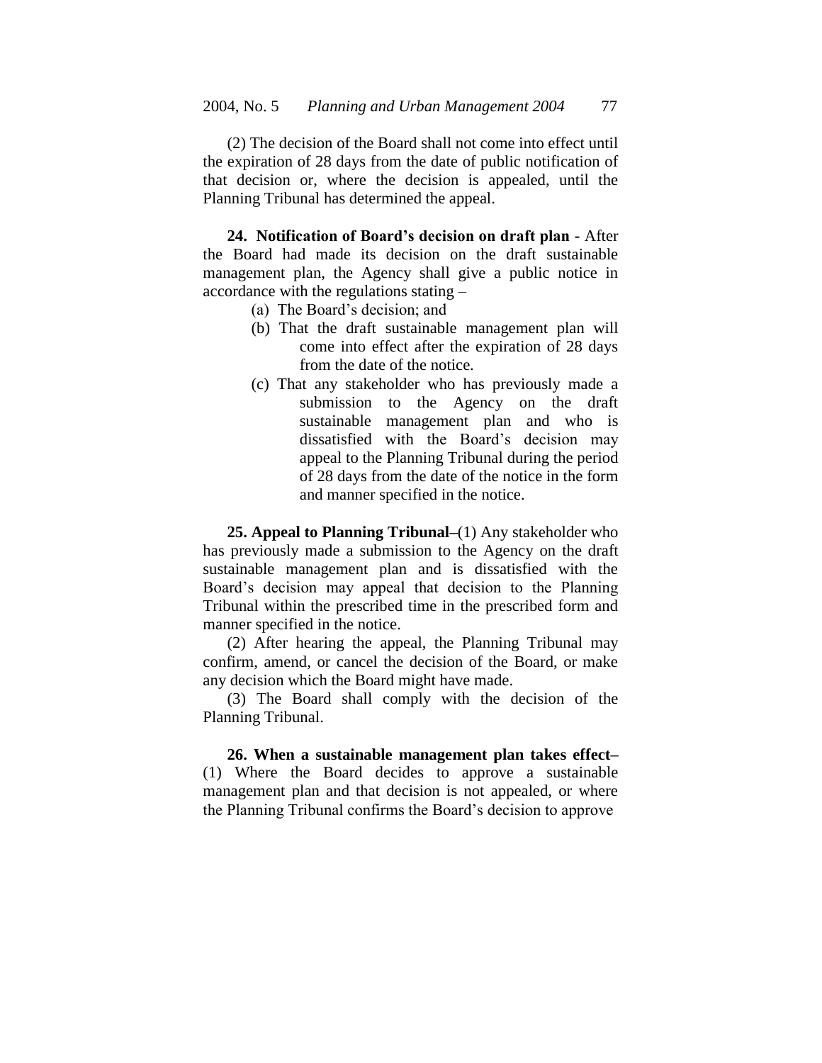(2) The decision of the Board shall not come into effect until the expiration of 28 days from the date of public notification of that decision or, where the decision is appealed, until the Planning Tribunal has determined the appeal.

**24. Notification of Board's decision on draft plan -** After the Board had made its decision on the draft sustainable management plan, the Agency shall give a public notice in accordance with the regulations stating –

(a) The Board's decision; and

(b) That the draft sustainable management plan will come into effect after the expiration of 28 days from the date of the notice.

(c) That any stakeholder who has previously made a submission to the Agency on the draft sustainable management plan and who is dissatisfied with the Board's decision may appeal to the Planning Tribunal during the period of 28 days from the date of the notice in the form and manner specified in the notice.

**25. Appeal to Planning Tribunal–**(1) Any stakeholder who has previously made a submission to the Agency on the draft sustainable management plan and is dissatisfied with the Board's decision may appeal that decision to the Planning Tribunal within the prescribed time in the prescribed form and manner specified in the notice.

(2) After hearing the appeal, the Planning Tribunal may confirm, amend, or cancel the decision of the Board, or make any decision which the Board might have made.

(3) The Board shall comply with the decision of the Planning Tribunal.

**26. When a sustainable management plan takes effect–** (1) Where the Board decides to approve a sustainable management plan and that decision is not appealed, or where the Planning Tribunal confirms the Board's decision to approve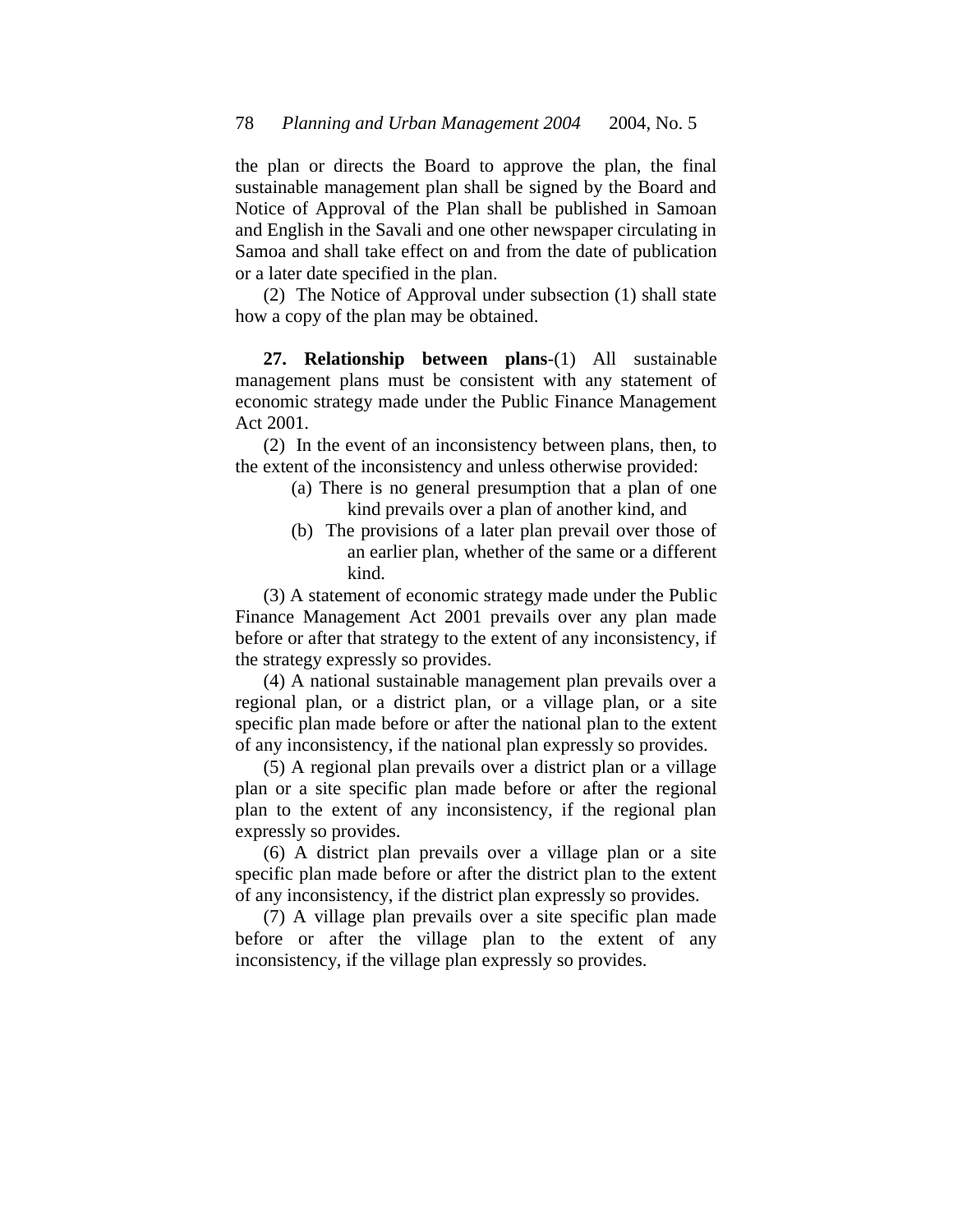the plan or directs the Board to approve the plan, the final sustainable management plan shall be signed by the Board and Notice of Approval of the Plan shall be published in Samoan and English in the Savali and one other newspaper circulating in Samoa and shall take effect on and from the date of publication or a later date specified in the plan.

(2) The Notice of Approval under subsection (1) shall state how a copy of the plan may be obtained.

**27. Relationship between plans**-(1) All sustainable management plans must be consistent with any statement of economic strategy made under the Public Finance Management Act 2001.

(2) In the event of an inconsistency between plans, then, to the extent of the inconsistency and unless otherwise provided:

(a) There is no general presumption that a plan of one kind prevails over a plan of another kind, and

(b) The provisions of a later plan prevail over those of an earlier plan, whether of the same or a different kind.

(3) A statement of economic strategy made under the Public Finance Management Act 2001 prevails over any plan made before or after that strategy to the extent of any inconsistency, if the strategy expressly so provides.

(4) A national sustainable management plan prevails over a regional plan, or a district plan, or a village plan, or a site specific plan made before or after the national plan to the extent of any inconsistency, if the national plan expressly so provides.

(5) A regional plan prevails over a district plan or a village plan or a site specific plan made before or after the regional plan to the extent of any inconsistency, if the regional plan expressly so provides.

(6) A district plan prevails over a village plan or a site specific plan made before or after the district plan to the extent of any inconsistency, if the district plan expressly so provides.

(7) A village plan prevails over a site specific plan made before or after the village plan to the extent of any inconsistency, if the village plan expressly so provides.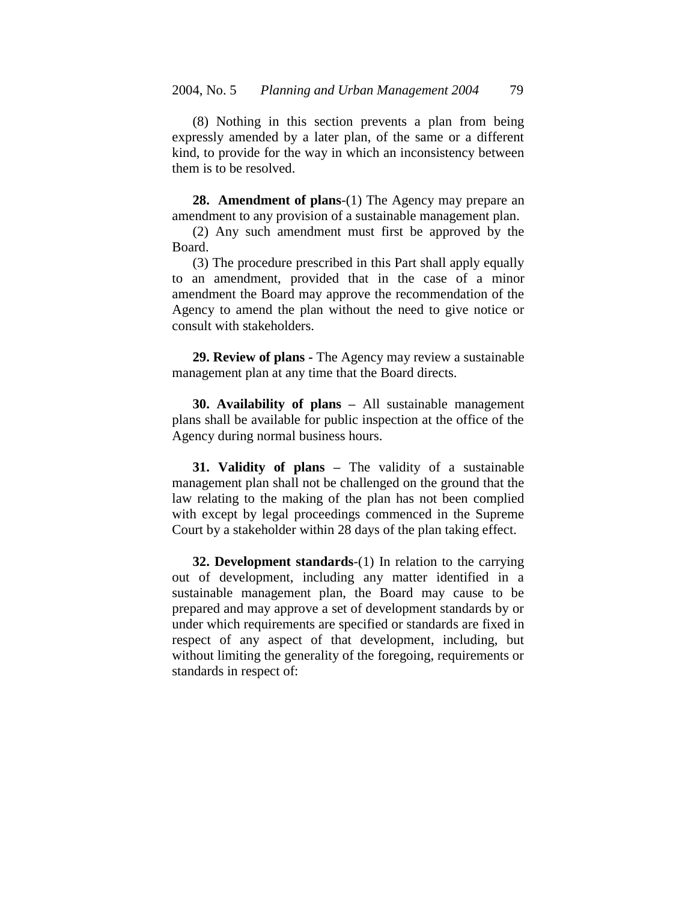(8) Nothing in this section prevents a plan from being expressly amended by a later plan, of the same or a different kind, to provide for the way in which an inconsistency between them is to be resolved.

**28. Amendment of plans**-(1) The Agency may prepare an amendment to any provision of a sustainable management plan.

(2) Any such amendment must first be approved by the Board.

(3) The procedure prescribed in this Part shall apply equally to an amendment, provided that in the case of a minor amendment the Board may approve the recommendation of the Agency to amend the plan without the need to give notice or consult with stakeholders.

**29. Review of plans -** The Agency may review a sustainable management plan at any time that the Board directs.

**30. Availability of plans –** All sustainable management plans shall be available for public inspection at the office of the Agency during normal business hours.

**31. Validity of plans –** The validity of a sustainable management plan shall not be challenged on the ground that the law relating to the making of the plan has not been complied with except by legal proceedings commenced in the Supreme Court by a stakeholder within 28 days of the plan taking effect.

**32. Development standards**-(1) In relation to the carrying out of development, including any matter identified in a sustainable management plan, the Board may cause to be prepared and may approve a set of development standards by or under which requirements are specified or standards are fixed in respect of any aspect of that development, including, but without limiting the generality of the foregoing, requirements or standards in respect of: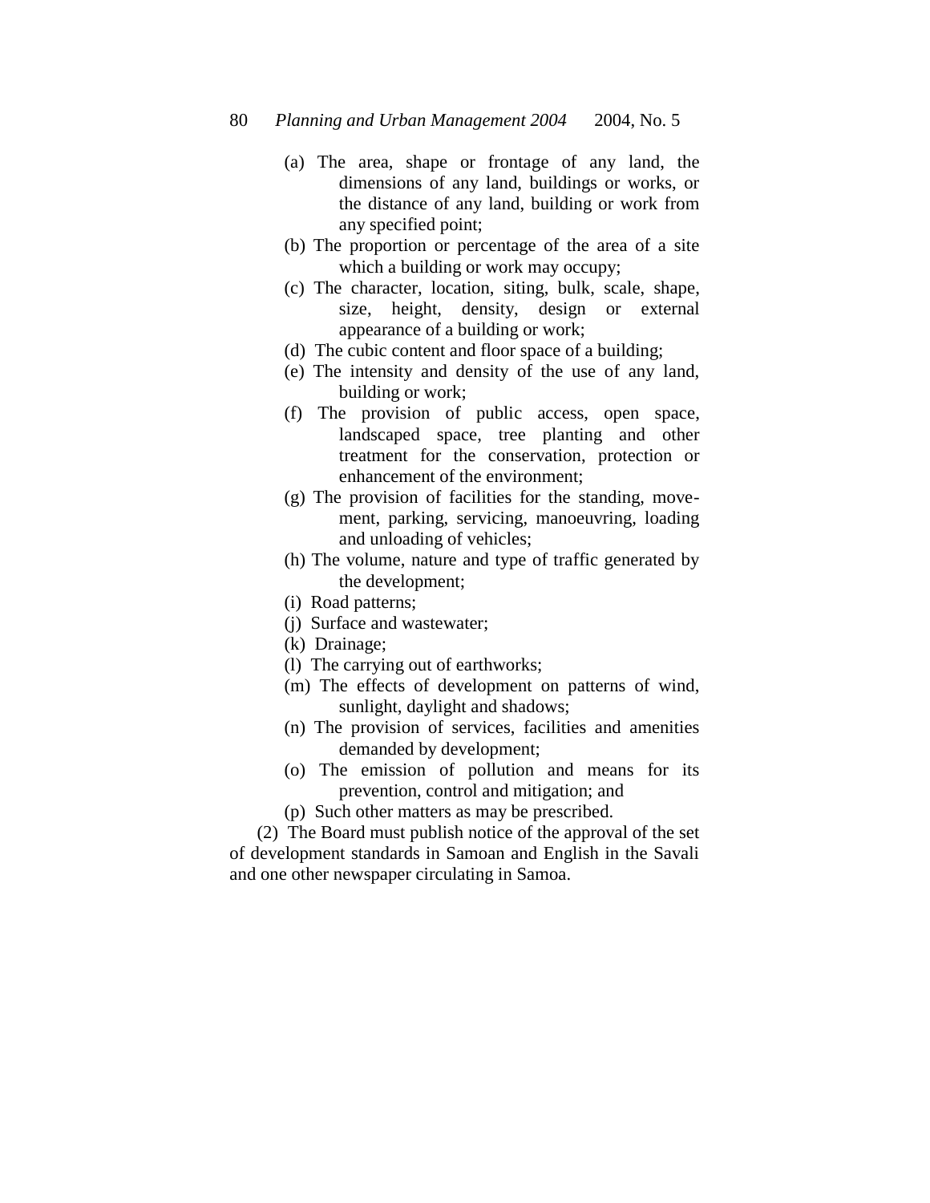(a) The area, shape or frontage of any land, the dimensions of any land, buildings or works, or the distance of any land, building or work from any specified point;

(b) The proportion or percentage of the area of a site which a building or work may occupy;

(c) The character, location, siting, bulk, scale, shape, size, height, density, design or external appearance of a building or work;

(d) The cubic content and floor space of a building;

(e) The intensity and density of the use of any land, building or work;

(f) The provision of public access, open space, landscaped space, tree planting and other treatment for the conservation, protection or enhancement of the environment;

(g) The provision of facilities for the standing, movement, parking, servicing, manoeuvring, loading and unloading of vehicles;

(h) The volume, nature and type of traffic generated by the development;

(i) Road patterns;

(j) Surface and wastewater;

(k) Drainage;

(l) The carrying out of earthworks;

(m) The effects of development on patterns of wind, sunlight, daylight and shadows;

(n) The provision of services, facilities and amenities demanded by development;

(o) The emission of pollution and means for its prevention, control and mitigation; and

(p) Such other matters as may be prescribed.

(2) The Board must publish notice of the approval of the set of development standards in Samoan and English in the Savali and one other newspaper circulating in Samoa.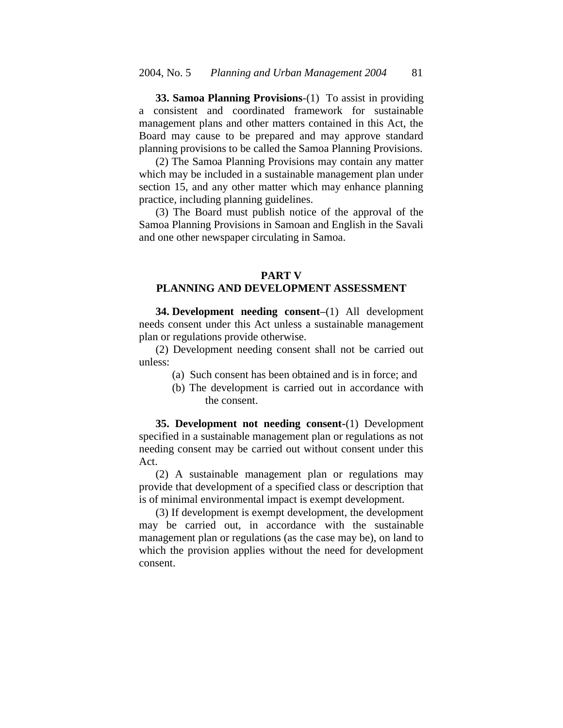**33. Samoa Planning Provisions**-(1) To assist in providing a consistent and coordinated framework for sustainable management plans and other matters contained in this Act, the Board may cause to be prepared and may approve standard planning provisions to be called the Samoa Planning Provisions.

(2) The Samoa Planning Provisions may contain any matter which may be included in a sustainable management plan under section 15, and any other matter which may enhance planning practice, including planning guidelines.

(3) The Board must publish notice of the approval of the Samoa Planning Provisions in Samoan and English in the Savali and one other newspaper circulating in Samoa.

## PART V
## PLANNING AND DEVELOPMENT ASSESSMENT

**34. Development needing consent**–(1) All development needs consent under this Act unless a sustainable management plan or regulations provide otherwise.

(2) Development needing consent shall not be carried out unless:

(a) Such consent has been obtained and is in force; and

(b) The development is carried out in accordance with the consent.

**35. Development not needing consent**-(1) Development specified in a sustainable management plan or regulations as not needing consent may be carried out without consent under this Act.

(2) A sustainable management plan or regulations may provide that development of a specified class or description that is of minimal environmental impact is exempt development.

(3) If development is exempt development, the development may be carried out, in accordance with the sustainable management plan or regulations (as the case may be), on land to which the provision applies without the need for development consent.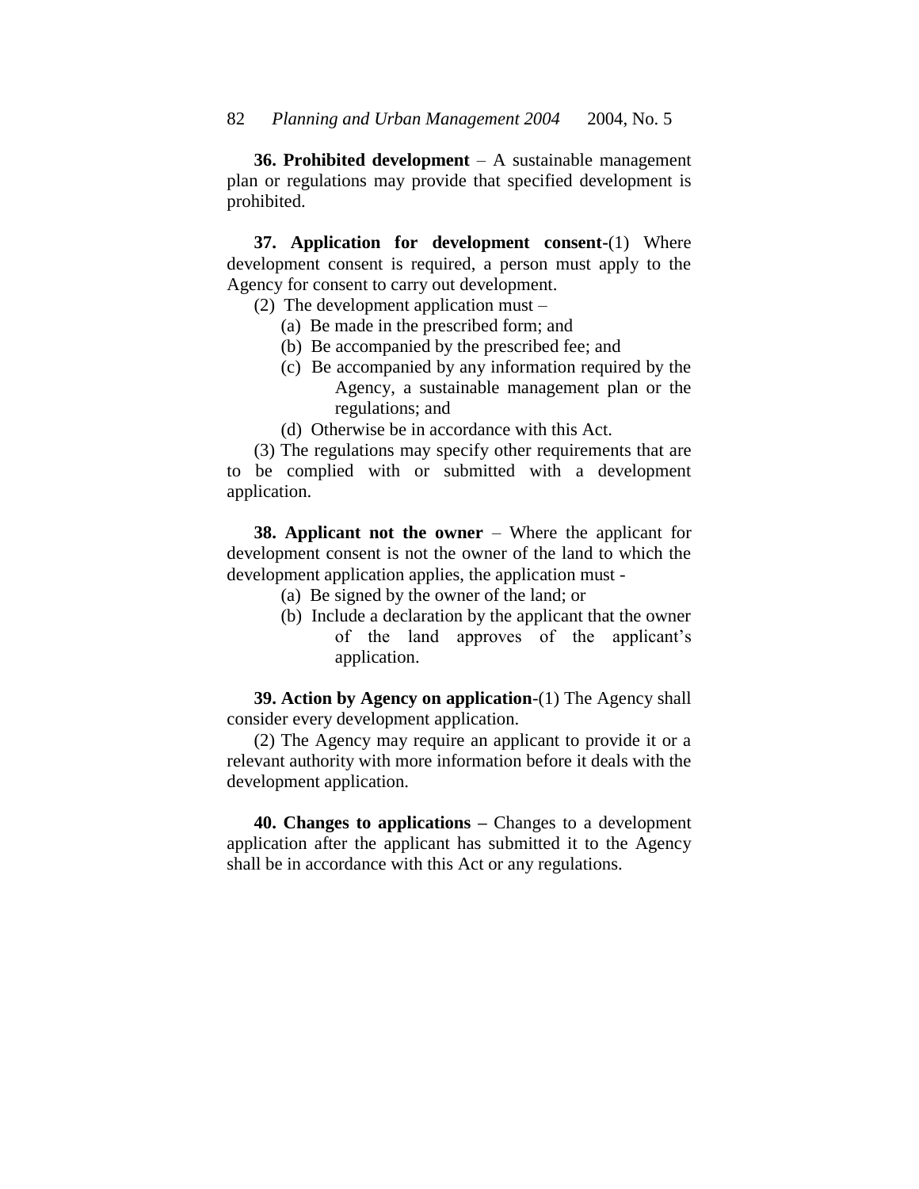**36. Prohibited development** – A sustainable management plan or regulations may provide that specified development is prohibited.

**37. Application for development consent**-(1) Where development consent is required, a person must apply to the Agency for consent to carry out development.

(2) The development application must –

(a) Be made in the prescribed form; and

(b) Be accompanied by the prescribed fee; and

(c) Be accompanied by any information required by the Agency, a sustainable management plan or the regulations; and

(d) Otherwise be in accordance with this Act.

(3) The regulations may specify other requirements that are to be complied with or submitted with a development application.

**38. Applicant not the owner** – Where the applicant for development consent is not the owner of the land to which the development application applies, the application must -

(a) Be signed by the owner of the land; or

(b) Include a declaration by the applicant that the owner of the land approves of the applicant's application.

**39. Action by Agency on application**-(1) The Agency shall consider every development application.

(2) The Agency may require an applicant to provide it or a relevant authority with more information before it deals with the development application.

**40. Changes to applications –** Changes to a development application after the applicant has submitted it to the Agency shall be in accordance with this Act or any regulations.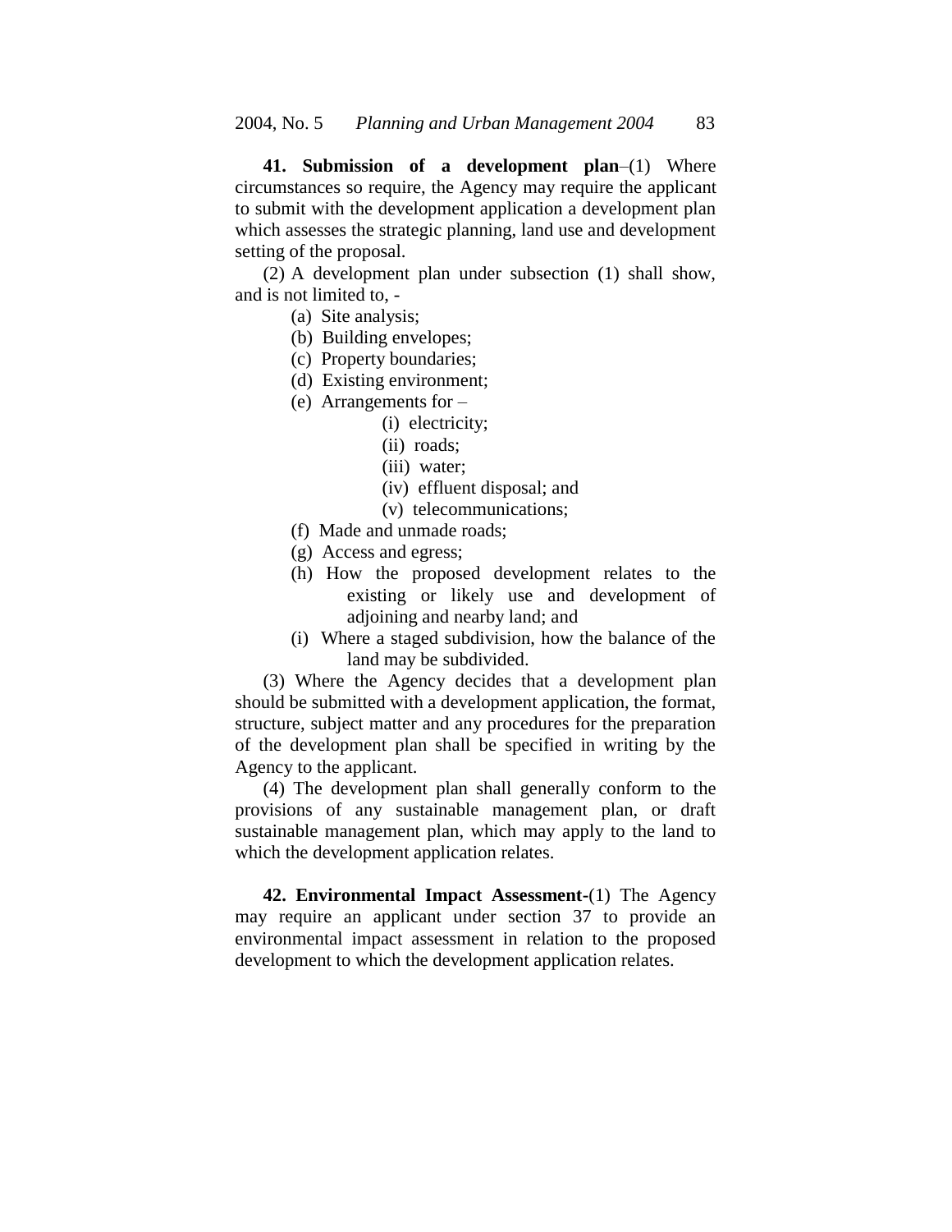**41. Submission of a development plan**–(1) Where circumstances so require, the Agency may require the applicant to submit with the development application a development plan which assesses the strategic planning, land use and development setting of the proposal.

(2) A development plan under subsection (1) shall show, and is not limited to, -

- (a) Site analysis;
- (b) Building envelopes;
- (c) Property boundaries;
- (d) Existing environment;
- (e) Arrangements for –
  - (i) electricity;
  - (ii) roads;
  - (iii) water;
  - (iv) effluent disposal; and
  - (v) telecommunications;
- (f) Made and unmade roads;
- (g) Access and egress;
- (h) How the proposed development relates to the existing or likely use and development of adjoining and nearby land; and
- (i) Where a staged subdivision, how the balance of the land may be subdivided.

(3) Where the Agency decides that a development plan should be submitted with a development application, the format, structure, subject matter and any procedures for the preparation of the development plan shall be specified in writing by the Agency to the applicant.

(4) The development plan shall generally conform to the provisions of any sustainable management plan, or draft sustainable management plan, which may apply to the land to which the development application relates.

**42. Environmental Impact Assessment**-(1) The Agency may require an applicant under section 37 to provide an environmental impact assessment in relation to the proposed development to which the development application relates.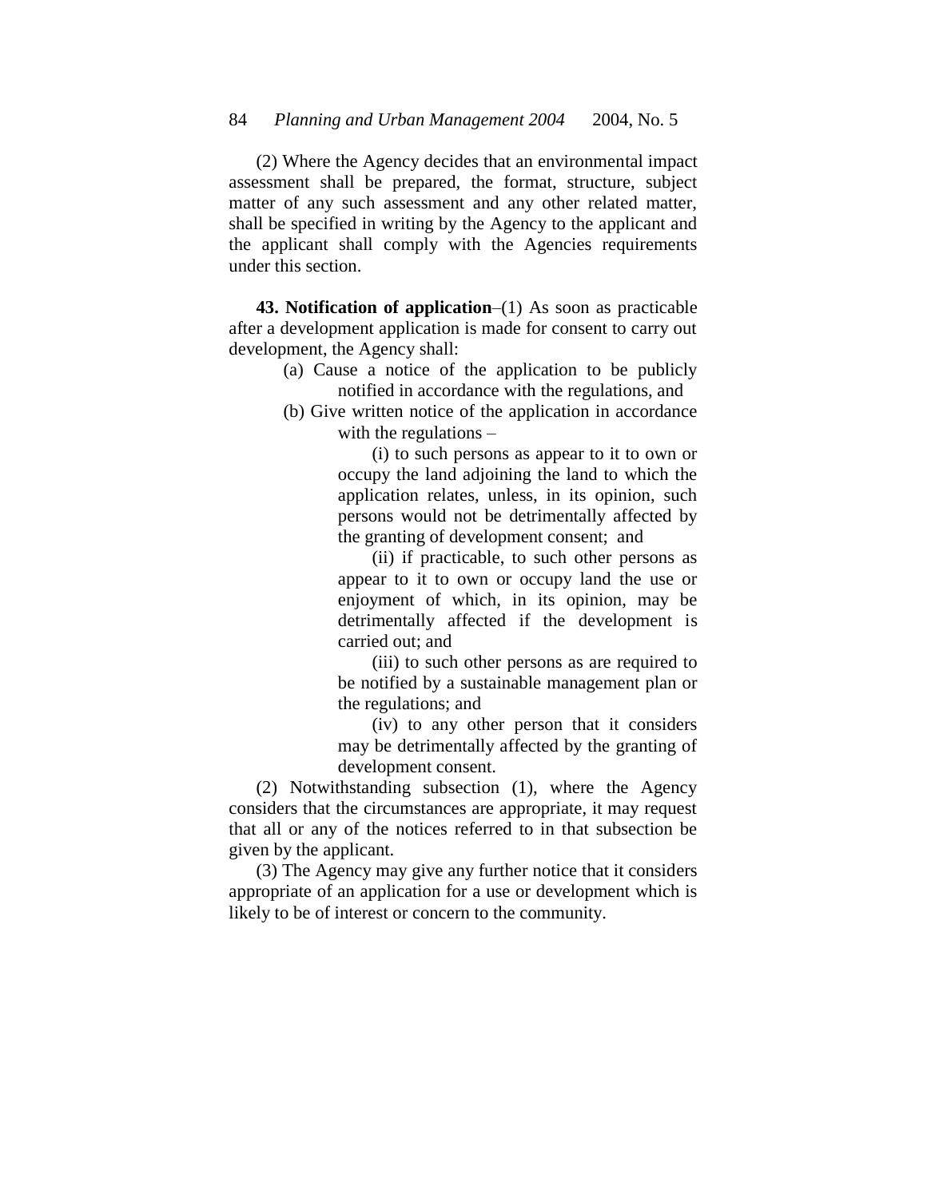(2) Where the Agency decides that an environmental impact assessment shall be prepared, the format, structure, subject matter of any such assessment and any other related matter, shall be specified in writing by the Agency to the applicant and the applicant shall comply with the Agencies requirements under this section.

**43. Notification of application**–(1) As soon as practicable after a development application is made for consent to carry out development, the Agency shall:

(a) Cause a notice of the application to be publicly notified in accordance with the regulations, and

(b) Give written notice of the application in accordance with the regulations –

(i) to such persons as appear to it to own or occupy the land adjoining the land to which the application relates, unless, in its opinion, such persons would not be detrimentally affected by the granting of development consent; and

(ii) if practicable, to such other persons as appear to it to own or occupy land the use or enjoyment of which, in its opinion, may be detrimentally affected if the development is carried out; and

(iii) to such other persons as are required to be notified by a sustainable management plan or the regulations; and

(iv) to any other person that it considers may be detrimentally affected by the granting of development consent.

(2) Notwithstanding subsection (1), where the Agency considers that the circumstances are appropriate, it may request that all or any of the notices referred to in that subsection be given by the applicant.

(3) The Agency may give any further notice that it considers appropriate of an application for a use or development which is likely to be of interest or concern to the community.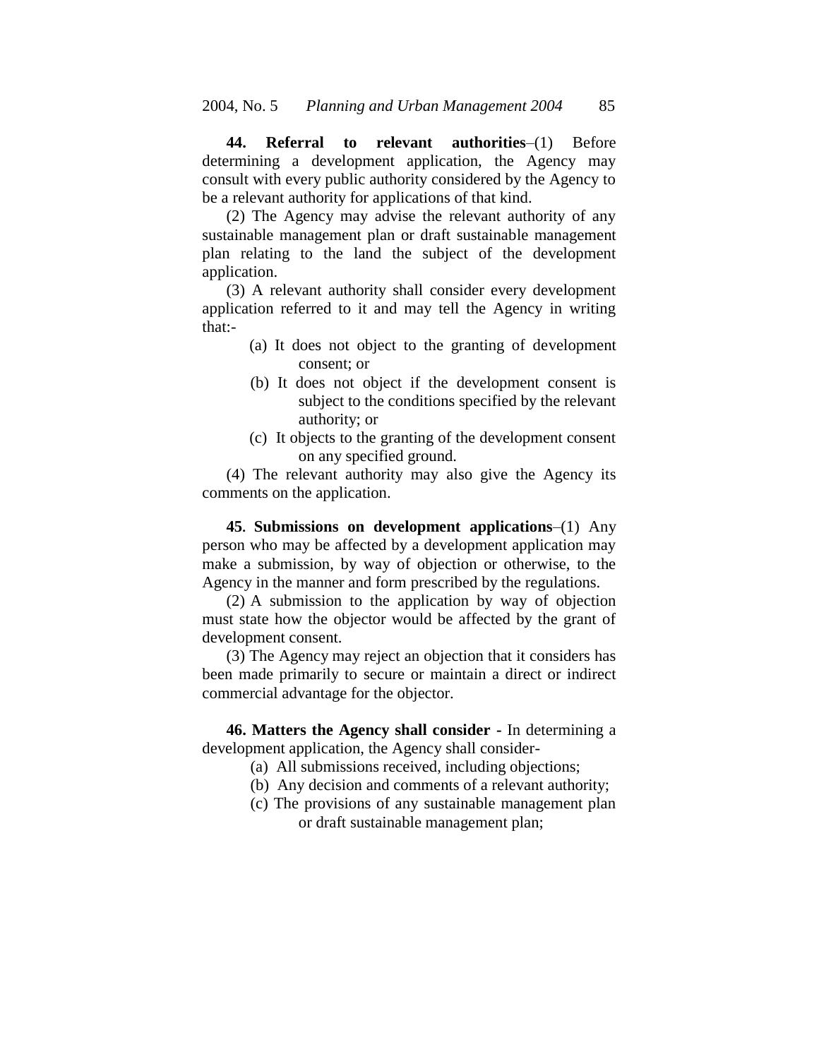**44. Referral to relevant authorities**–(1) Before determining a development application, the Agency may consult with every public authority considered by the Agency to be a relevant authority for applications of that kind.

(2) The Agency may advise the relevant authority of any sustainable management plan or draft sustainable management plan relating to the land the subject of the development application.

(3) A relevant authority shall consider every development application referred to it and may tell the Agency in writing that:-

(a) It does not object to the granting of development consent; or

(b) It does not object if the development consent is subject to the conditions specified by the relevant authority; or

(c) It objects to the granting of the development consent on any specified ground.

(4) The relevant authority may also give the Agency its comments on the application.

**45. Submissions on development applications**–(1) Any person who may be affected by a development application may make a submission, by way of objection or otherwise, to the Agency in the manner and form prescribed by the regulations.

(2) A submission to the application by way of objection must state how the objector would be affected by the grant of development consent.

(3) The Agency may reject an objection that it considers has been made primarily to secure or maintain a direct or indirect commercial advantage for the objector.

**46. Matters the Agency shall consider -** In determining a development application, the Agency shall consider-

(a) All submissions received, including objections;

(b) Any decision and comments of a relevant authority;

(c) The provisions of any sustainable management plan or draft sustainable management plan;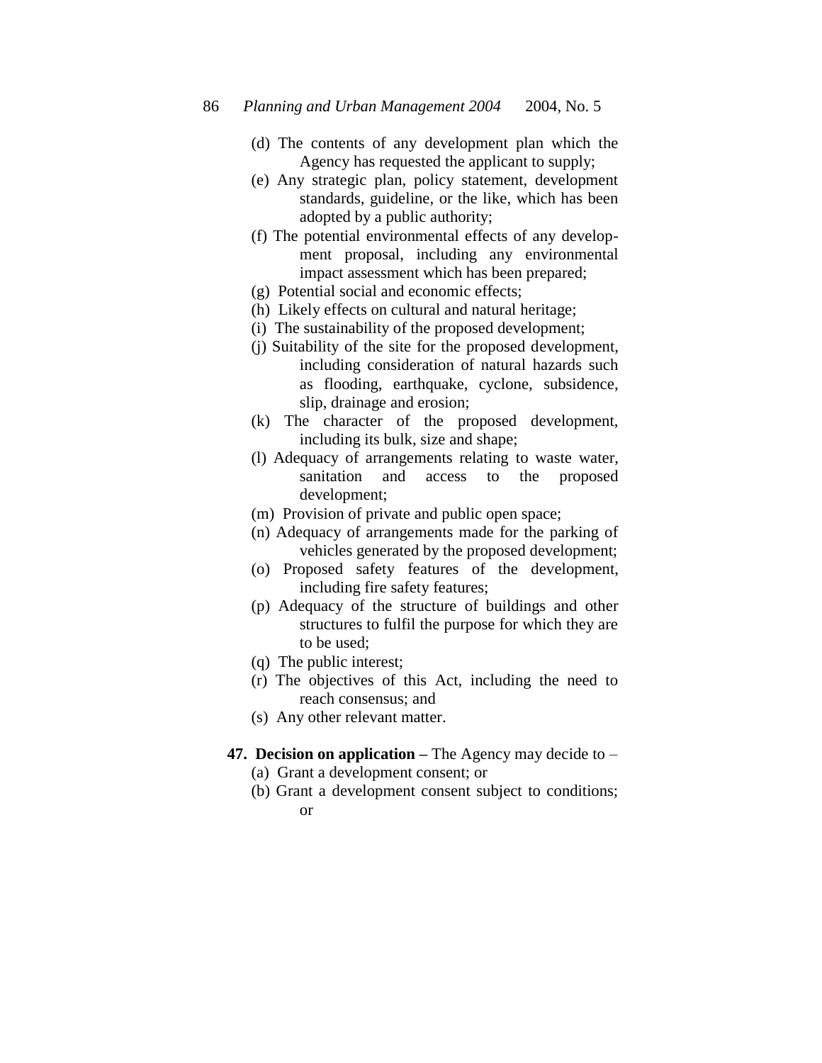(d) The contents of any development plan which the Agency has requested the applicant to supply;

(e) Any strategic plan, policy statement, development standards, guideline, or the like, which has been adopted by a public authority;

(f) The potential environmental effects of any development proposal, including any environmental impact assessment which has been prepared;

(g) Potential social and economic effects;

(h) Likely effects on cultural and natural heritage;

(i) The sustainability of the proposed development;

(j) Suitability of the site for the proposed development, including consideration of natural hazards such as flooding, earthquake, cyclone, subsidence, slip, drainage and erosion;

(k) The character of the proposed development, including its bulk, size and shape;

(l) Adequacy of arrangements relating to waste water, sanitation and access to the proposed development;

(m) Provision of private and public open space;

(n) Adequacy of arrangements made for the parking of vehicles generated by the proposed development;

(o) Proposed safety features of the development, including fire safety features;

(p) Adequacy of the structure of buildings and other structures to fulfil the purpose for which they are to be used;

(q) The public interest;

(r) The objectives of this Act, including the need to reach consensus; and

(s) Any other relevant matter.

**47. Decision on application –** The Agency may decide to –

(a) Grant a development consent; or

(b) Grant a development consent subject to conditions; or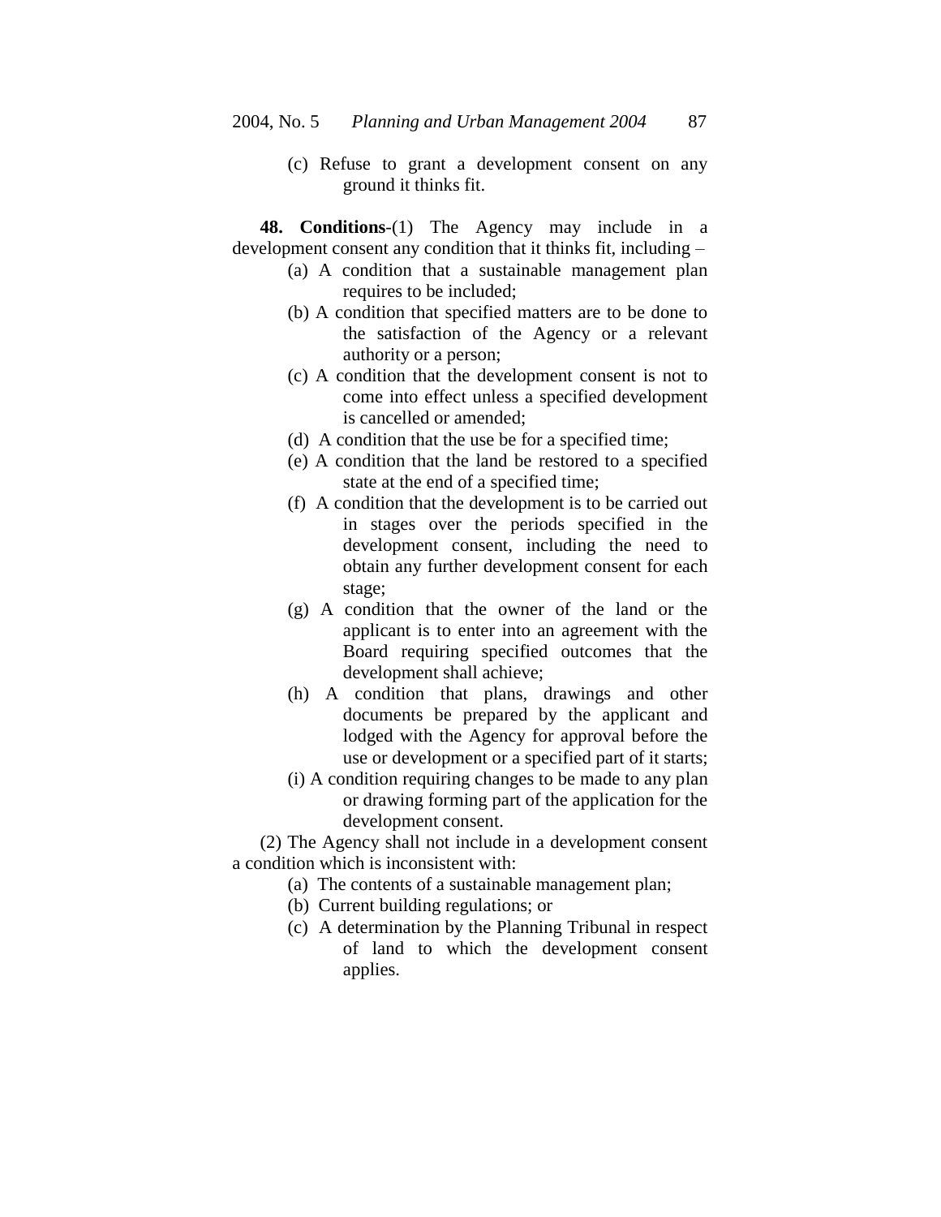(c) Refuse to grant a development consent on any ground it thinks fit.

**48. Conditions**-(1) The Agency may include in a development consent any condition that it thinks fit, including –

(a) A condition that a sustainable management plan requires to be included;

(b) A condition that specified matters are to be done to the satisfaction of the Agency or a relevant authority or a person;

(c) A condition that the development consent is not to come into effect unless a specified development is cancelled or amended;

(d) A condition that the use be for a specified time;

(e) A condition that the land be restored to a specified state at the end of a specified time;

(f) A condition that the development is to be carried out in stages over the periods specified in the development consent, including the need to obtain any further development consent for each stage;

(g) A condition that the owner of the land or the applicant is to enter into an agreement with the Board requiring specified outcomes that the development shall achieve;

(h) A condition that plans, drawings and other documents be prepared by the applicant and lodged with the Agency for approval before the use or development or a specified part of it starts;

(i) A condition requiring changes to be made to any plan or drawing forming part of the application for the development consent.

(2) The Agency shall not include in a development consent a condition which is inconsistent with:

(a) The contents of a sustainable management plan;

(b) Current building regulations; or

(c) A determination by the Planning Tribunal in respect of land to which the development consent applies.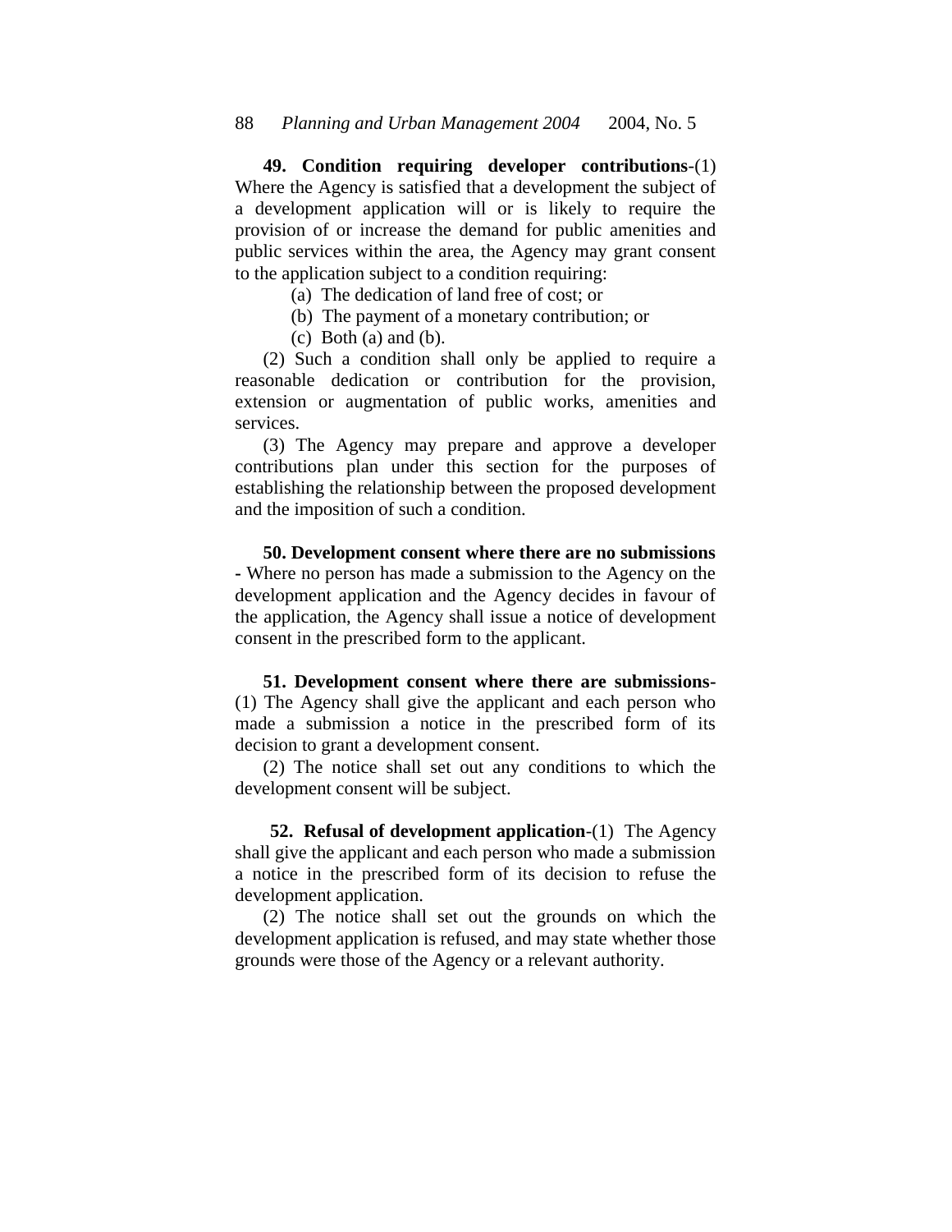**49. Condition requiring developer contributions**-(1) Where the Agency is satisfied that a development the subject of a development application will or is likely to require the provision of or increase the demand for public amenities and public services within the area, the Agency may grant consent to the application subject to a condition requiring:

(a) The dedication of land free of cost; or

(b) The payment of a monetary contribution; or

(c) Both (a) and (b).

(2) Such a condition shall only be applied to require a reasonable dedication or contribution for the provision, extension or augmentation of public works, amenities and services.

(3) The Agency may prepare and approve a developer contributions plan under this section for the purposes of establishing the relationship between the proposed development and the imposition of such a condition.

**50. Development consent where there are no submissions -** Where no person has made a submission to the Agency on the development application and the Agency decides in favour of the application, the Agency shall issue a notice of development consent in the prescribed form to the applicant.

**51. Development consent where there are submissions-** (1) The Agency shall give the applicant and each person who made a submission a notice in the prescribed form of its decision to grant a development consent.

(2) The notice shall set out any conditions to which the development consent will be subject.

**52. Refusal of development application**-(1) The Agency shall give the applicant and each person who made a submission a notice in the prescribed form of its decision to refuse the development application.

(2) The notice shall set out the grounds on which the development application is refused, and may state whether those grounds were those of the Agency or a relevant authority.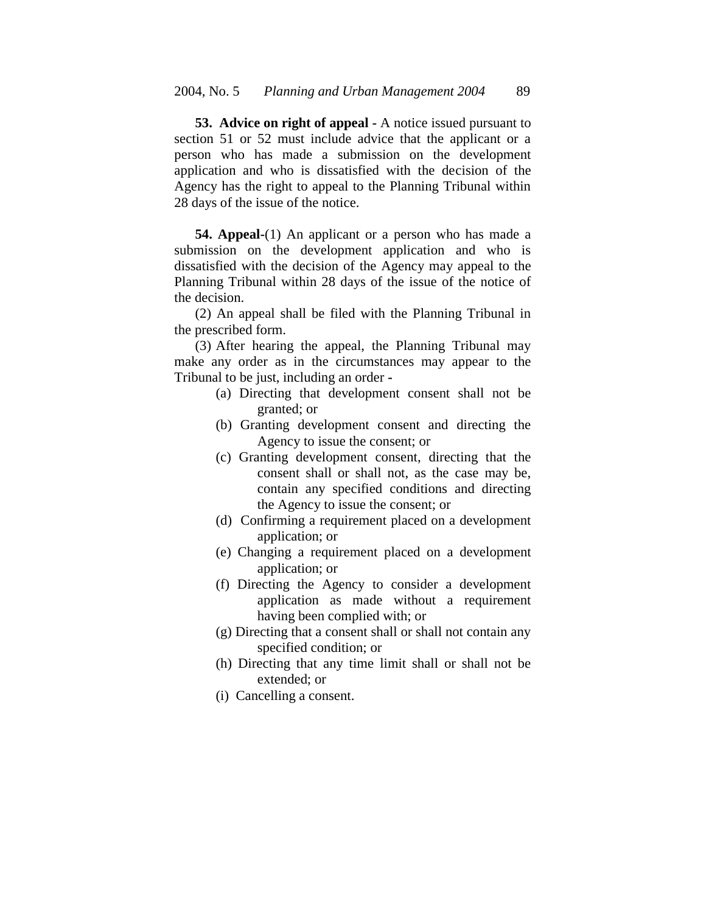**53. Advice on right of appeal -** A notice issued pursuant to section 51 or 52 must include advice that the applicant or a person who has made a submission on the development application and who is dissatisfied with the decision of the Agency has the right to appeal to the Planning Tribunal within 28 days of the issue of the notice.

**54. Appeal-**(1) An applicant or a person who has made a submission on the development application and who is dissatisfied with the decision of the Agency may appeal to the Planning Tribunal within 28 days of the issue of the notice of the decision.

(2) An appeal shall be filed with the Planning Tribunal in the prescribed form.

(3) After hearing the appeal, the Planning Tribunal may make any order as in the circumstances may appear to the Tribunal to be just, including an order -

- (a) Directing that development consent shall not be granted; or
- (b) Granting development consent and directing the Agency to issue the consent; or
- (c) Granting development consent, directing that the consent shall or shall not, as the case may be, contain any specified conditions and directing the Agency to issue the consent; or
- (d) Confirming a requirement placed on a development application; or
- (e) Changing a requirement placed on a development application; or
- (f) Directing the Agency to consider a development application as made without a requirement having been complied with; or
- (g) Directing that a consent shall or shall not contain any specified condition; or
- (h) Directing that any time limit shall or shall not be extended; or
- (i) Cancelling a consent.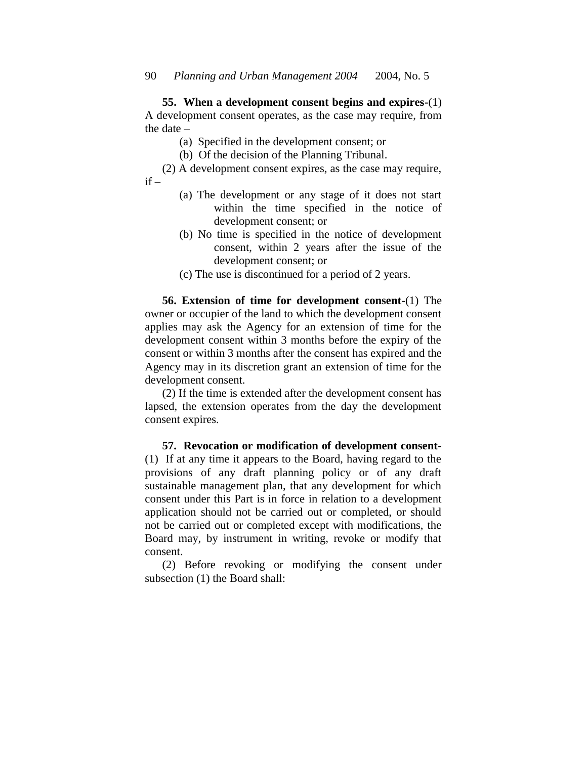**55. When a development consent begins and expires**-(1) A development consent operates, as the case may require, from the date –

(a) Specified in the development consent; or

(b) Of the decision of the Planning Tribunal.

(2) A development consent expires, as the case may require, if –

(a) The development or any stage of it does not start within the time specified in the notice of development consent; or

(b) No time is specified in the notice of development consent, within 2 years after the issue of the development consent; or

(c) The use is discontinued for a period of 2 years.

**56. Extension of time for development consent**-(1) The owner or occupier of the land to which the development consent applies may ask the Agency for an extension of time for the development consent within 3 months before the expiry of the consent or within 3 months after the consent has expired and the Agency may in its discretion grant an extension of time for the development consent.

(2) If the time is extended after the development consent has lapsed, the extension operates from the day the development consent expires.

**57. Revocation or modification of development consent**-(1) If at any time it appears to the Board, having regard to the provisions of any draft planning policy or of any draft sustainable management plan, that any development for which consent under this Part is in force in relation to a development application should not be carried out or completed, or should not be carried out or completed except with modifications, the Board may, by instrument in writing, revoke or modify that consent.

(2) Before revoking or modifying the consent under subsection (1) the Board shall: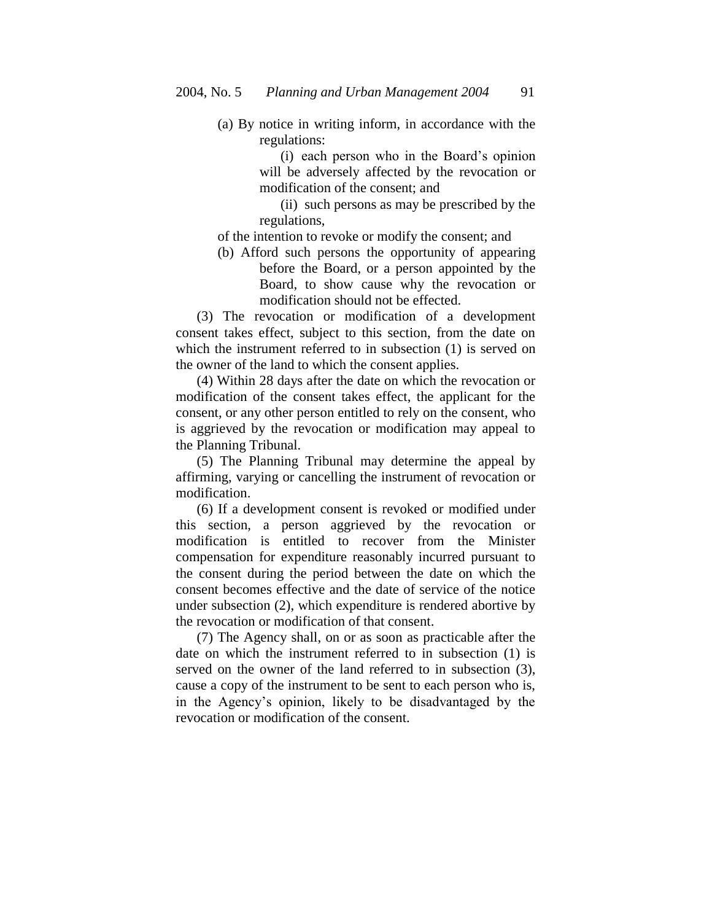(a) By notice in writing inform, in accordance with the regulations:

(i) each person who in the Board's opinion will be adversely affected by the revocation or modification of the consent; and

(ii) such persons as may be prescribed by the regulations,

of the intention to revoke or modify the consent; and

(b) Afford such persons the opportunity of appearing before the Board, or a person appointed by the Board, to show cause why the revocation or modification should not be effected.

(3) The revocation or modification of a development consent takes effect, subject to this section, from the date on which the instrument referred to in subsection (1) is served on the owner of the land to which the consent applies.

(4) Within 28 days after the date on which the revocation or modification of the consent takes effect, the applicant for the consent, or any other person entitled to rely on the consent, who is aggrieved by the revocation or modification may appeal to the Planning Tribunal.

(5) The Planning Tribunal may determine the appeal by affirming, varying or cancelling the instrument of revocation or modification.

(6) If a development consent is revoked or modified under this section, a person aggrieved by the revocation or modification is entitled to recover from the Minister compensation for expenditure reasonably incurred pursuant to the consent during the period between the date on which the consent becomes effective and the date of service of the notice under subsection (2), which expenditure is rendered abortive by the revocation or modification of that consent.

(7) The Agency shall, on or as soon as practicable after the date on which the instrument referred to in subsection (1) is served on the owner of the land referred to in subsection (3), cause a copy of the instrument to be sent to each person who is, in the Agency's opinion, likely to be disadvantaged by the revocation or modification of the consent.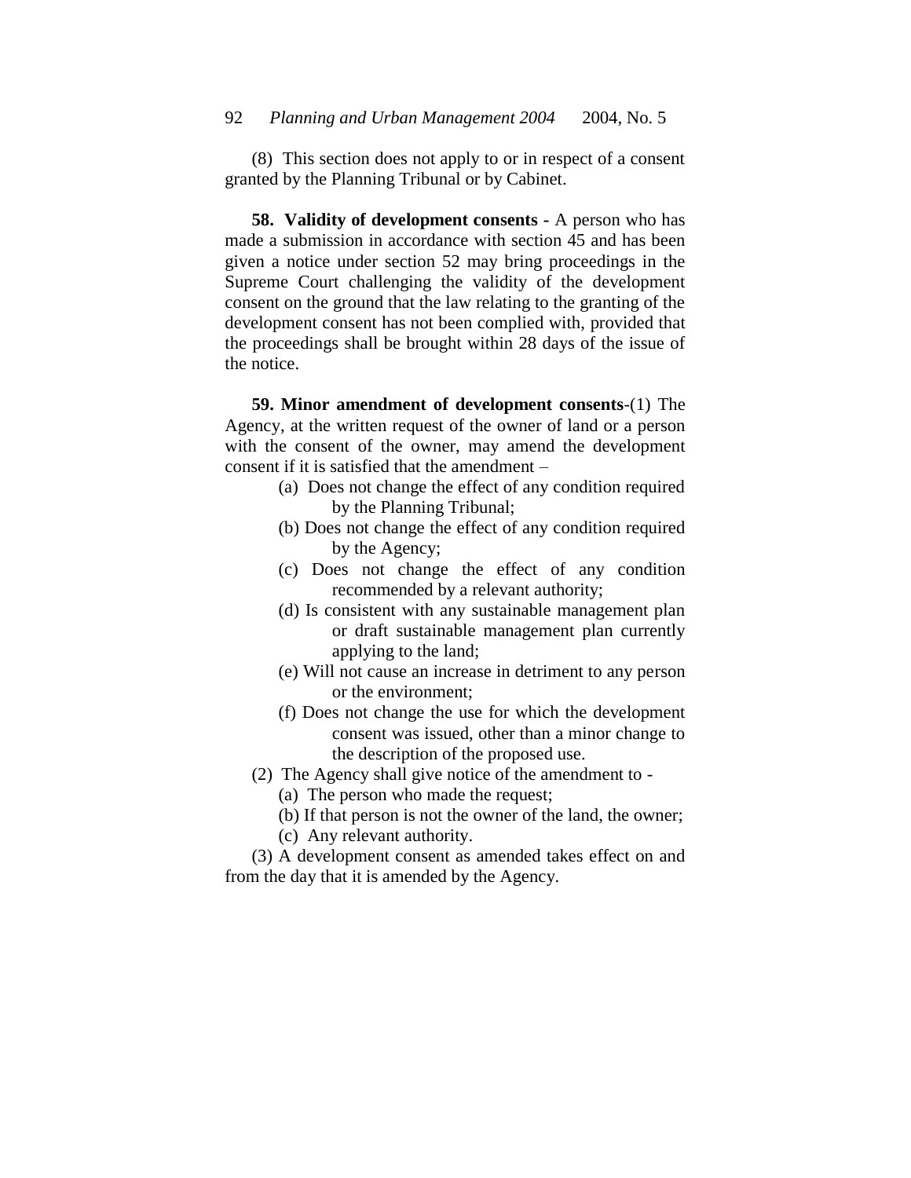(8) This section does not apply to or in respect of a consent granted by the Planning Tribunal or by Cabinet.

**58. Validity of development consents -** A person who has made a submission in accordance with section 45 and has been given a notice under section 52 may bring proceedings in the Supreme Court challenging the validity of the development consent on the ground that the law relating to the granting of the development consent has not been complied with, provided that the proceedings shall be brought within 28 days of the issue of the notice.

**59. Minor amendment of development consents**-(1) The Agency, at the written request of the owner of land or a person with the consent of the owner, may amend the development consent if it is satisfied that the amendment –

(a) Does not change the effect of any condition required by the Planning Tribunal;

(b) Does not change the effect of any condition required by the Agency;

(c) Does not change the effect of any condition recommended by a relevant authority;

(d) Is consistent with any sustainable management plan or draft sustainable management plan currently applying to the land;

(e) Will not cause an increase in detriment to any person or the environment;

(f) Does not change the use for which the development consent was issued, other than a minor change to the description of the proposed use.

(2) The Agency shall give notice of the amendment to -

(a) The person who made the request;

(b) If that person is not the owner of the land, the owner;

(c) Any relevant authority.

(3) A development consent as amended takes effect on and from the day that it is amended by the Agency.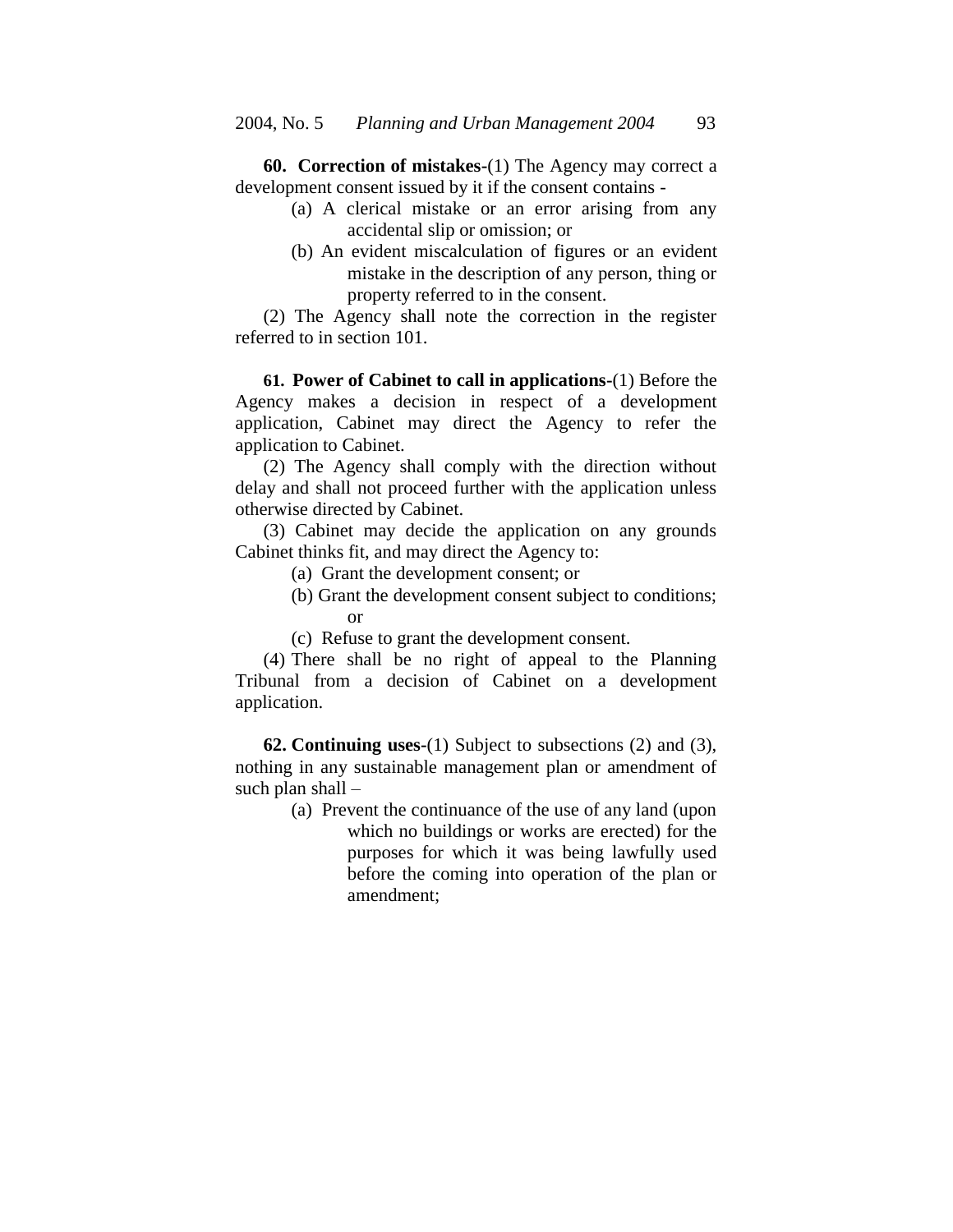**60. Correction of mistakes**-(1) The Agency may correct a development consent issued by it if the consent contains -

(a) A clerical mistake or an error arising from any accidental slip or omission; or

(b) An evident miscalculation of figures or an evident mistake in the description of any person, thing or property referred to in the consent.

(2) The Agency shall note the correction in the register referred to in section 101.

**61. Power of Cabinet to call in applications**-(1) Before the Agency makes a decision in respect of a development application, Cabinet may direct the Agency to refer the application to Cabinet.

(2) The Agency shall comply with the direction without delay and shall not proceed further with the application unless otherwise directed by Cabinet.

(3) Cabinet may decide the application on any grounds Cabinet thinks fit, and may direct the Agency to:

(a) Grant the development consent; or

(b) Grant the development consent subject to conditions; or

(c) Refuse to grant the development consent.

(4) There shall be no right of appeal to the Planning Tribunal from a decision of Cabinet on a development application.

**62. Continuing uses**-(1) Subject to subsections (2) and (3), nothing in any sustainable management plan or amendment of such plan shall –

(a) Prevent the continuance of the use of any land (upon which no buildings or works are erected) for the purposes for which it was being lawfully used before the coming into operation of the plan or amendment;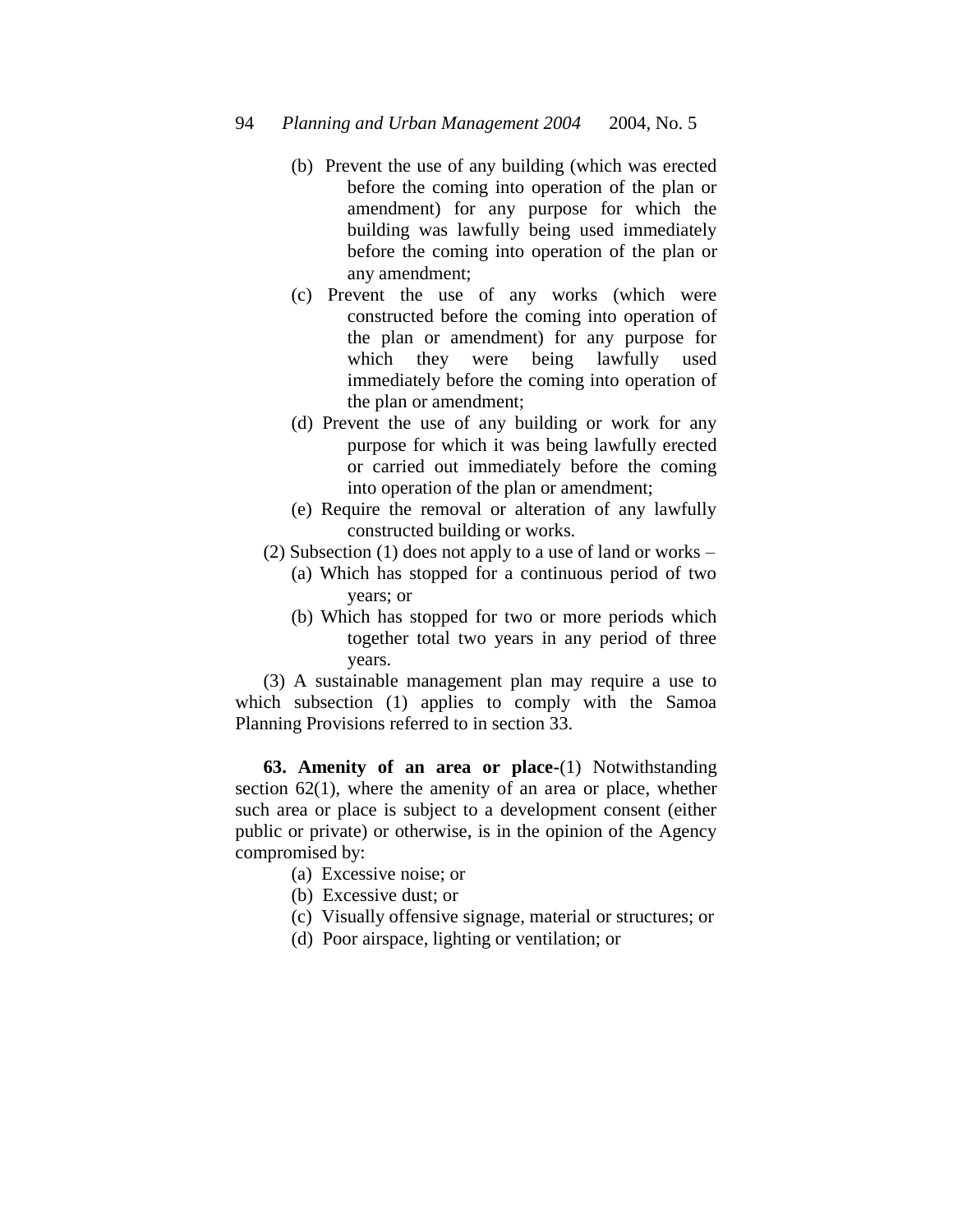(b) Prevent the use of any building (which was erected before the coming into operation of the plan or amendment) for any purpose for which the building was lawfully being used immediately before the coming into operation of the plan or any amendment;

(c) Prevent the use of any works (which were constructed before the coming into operation of the plan or amendment) for any purpose for which they were being lawfully used immediately before the coming into operation of the plan or amendment;

(d) Prevent the use of any building or work for any purpose for which it was being lawfully erected or carried out immediately before the coming into operation of the plan or amendment;

(e) Require the removal or alteration of any lawfully constructed building or works.

(2) Subsection (1) does not apply to a use of land or works –

(a) Which has stopped for a continuous period of two years; or

(b) Which has stopped for two or more periods which together total two years in any period of three years.

(3) A sustainable management plan may require a use to which subsection (1) applies to comply with the Samoa Planning Provisions referred to in section 33.

**63. Amenity of an area or place-**(1) Notwithstanding section 62(1), where the amenity of an area or place, whether such area or place is subject to a development consent (either public or private) or otherwise, is in the opinion of the Agency compromised by:

(a) Excessive noise; or

(b) Excessive dust; or

(c) Visually offensive signage, material or structures; or

(d) Poor airspace, lighting or ventilation; or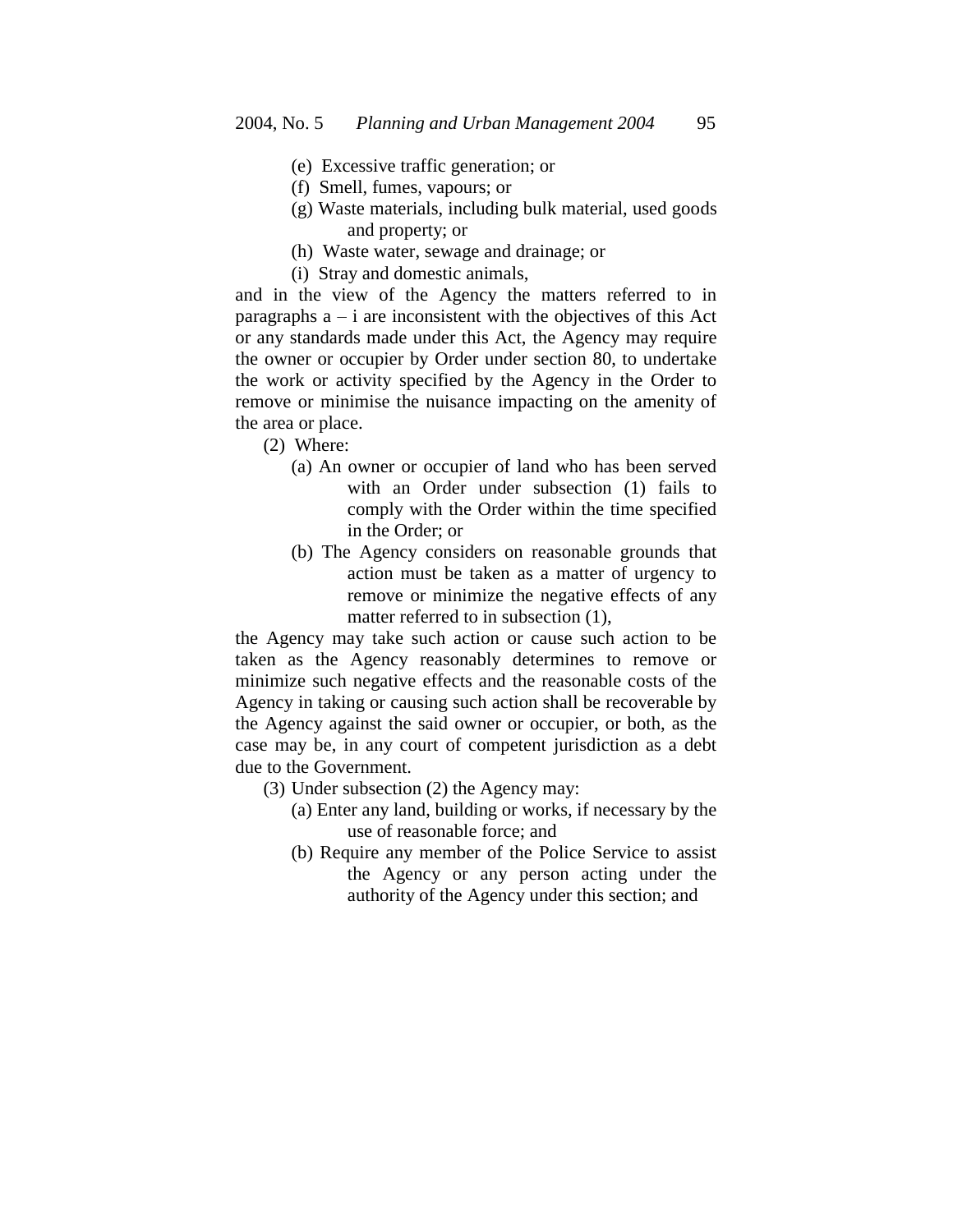(e) Excessive traffic generation; or

(f) Smell, fumes, vapours; or

(g) Waste materials, including bulk material, used goods and property; or

(h) Waste water, sewage and drainage; or

(i) Stray and domestic animals,

and in the view of the Agency the matters referred to in paragraphs a – i are inconsistent with the objectives of this Act or any standards made under this Act, the Agency may require the owner or occupier by Order under section 80, to undertake the work or activity specified by the Agency in the Order to remove or minimise the nuisance impacting on the amenity of the area or place.

(2) Where:

(a) An owner or occupier of land who has been served with an Order under subsection (1) fails to comply with the Order within the time specified in the Order; or

(b) The Agency considers on reasonable grounds that action must be taken as a matter of urgency to remove or minimize the negative effects of any matter referred to in subsection (1),

the Agency may take such action or cause such action to be taken as the Agency reasonably determines to remove or minimize such negative effects and the reasonable costs of the Agency in taking or causing such action shall be recoverable by the Agency against the said owner or occupier, or both, as the case may be, in any court of competent jurisdiction as a debt due to the Government.

(3) Under subsection (2) the Agency may:

(a) Enter any land, building or works, if necessary by the use of reasonable force; and

(b) Require any member of the Police Service to assist the Agency or any person acting under the authority of the Agency under this section; and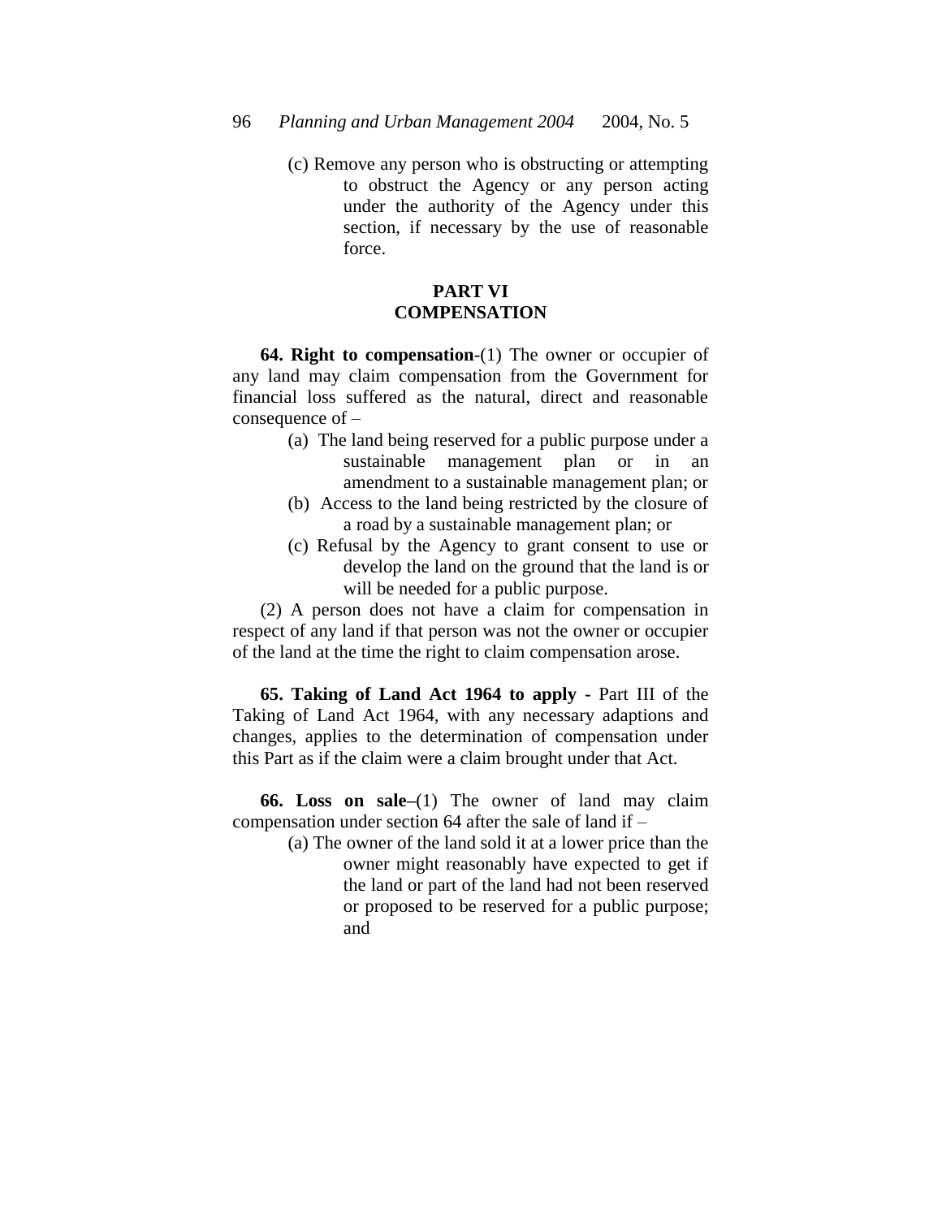(c) Remove any person who is obstructing or attempting to obstruct the Agency or any person acting under the authority of the Agency under this section, if necessary by the use of reasonable force.

## PART VI
## COMPENSATION

**64. Right to compensation**-(1) The owner or occupier of any land may claim compensation from the Government for financial loss suffered as the natural, direct and reasonable consequence of –

(a) The land being reserved for a public purpose under a sustainable management plan or in an amendment to a sustainable management plan; or

(b) Access to the land being restricted by the closure of a road by a sustainable management plan; or

(c) Refusal by the Agency to grant consent to use or develop the land on the ground that the land is or will be needed for a public purpose.

(2) A person does not have a claim for compensation in respect of any land if that person was not the owner or occupier of the land at the time the right to claim compensation arose.

**65. Taking of Land Act 1964 to apply -** Part III of the Taking of Land Act 1964, with any necessary adaptions and changes, applies to the determination of compensation under this Part as if the claim were a claim brought under that Act.

**66. Loss on sale–**(1) The owner of land may claim compensation under section 64 after the sale of land if –

(a) The owner of the land sold it at a lower price than the owner might reasonably have expected to get if the land or part of the land had not been reserved or proposed to be reserved for a public purpose; and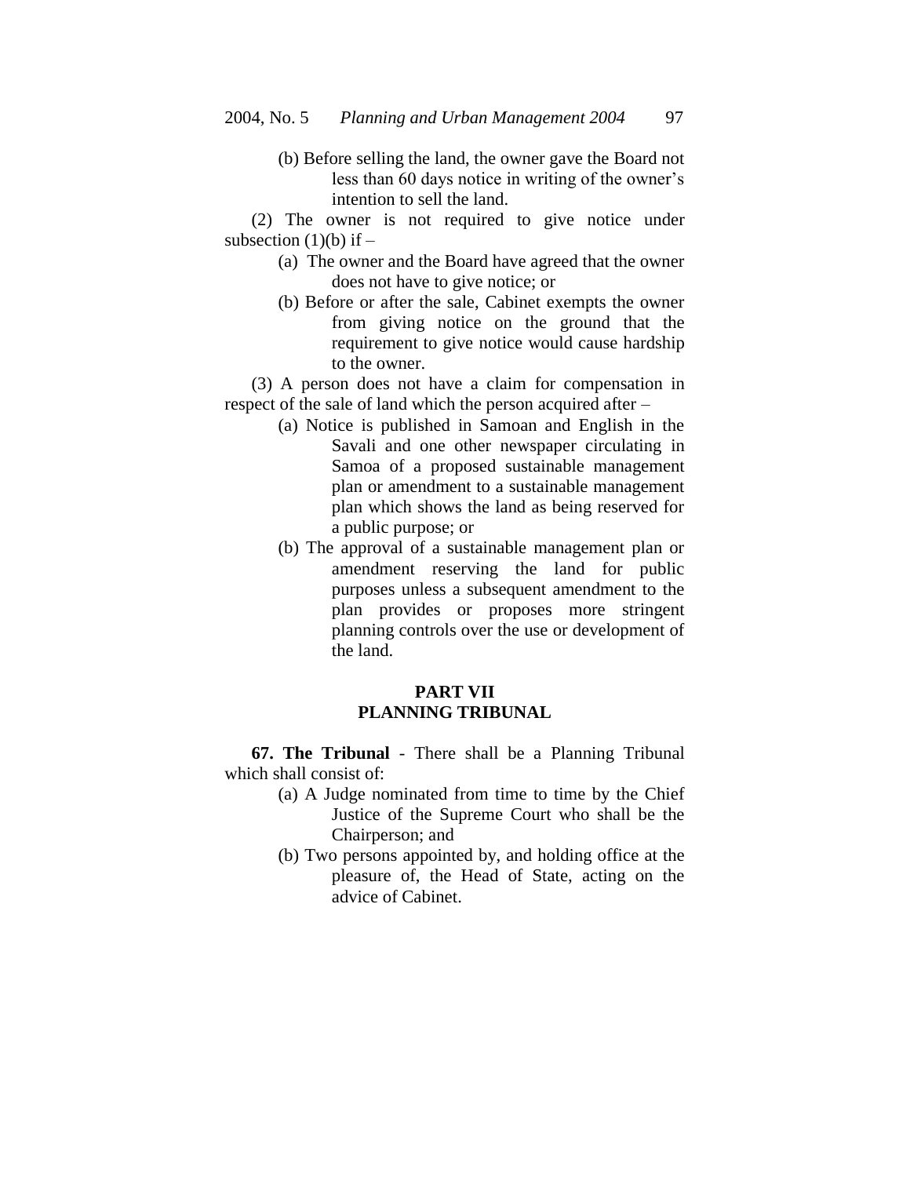(b) Before selling the land, the owner gave the Board not less than 60 days notice in writing of the owner's intention to sell the land.

(2) The owner is not required to give notice under subsection (1)(b) if –

(a) The owner and the Board have agreed that the owner does not have to give notice; or

(b) Before or after the sale, Cabinet exempts the owner from giving notice on the ground that the requirement to give notice would cause hardship to the owner.

(3) A person does not have a claim for compensation in respect of the sale of land which the person acquired after –

(a) Notice is published in Samoan and English in the Savali and one other newspaper circulating in Samoa of a proposed sustainable management plan or amendment to a sustainable management plan which shows the land as being reserved for a public purpose; or

(b) The approval of a sustainable management plan or amendment reserving the land for public purposes unless a subsequent amendment to the plan provides or proposes more stringent planning controls over the use or development of the land.

## PART VII
## PLANNING TRIBUNAL

**67. The Tribunal** - There shall be a Planning Tribunal which shall consist of:

(a) A Judge nominated from time to time by the Chief Justice of the Supreme Court who shall be the Chairperson; and

(b) Two persons appointed by, and holding office at the pleasure of, the Head of State, acting on the advice of Cabinet.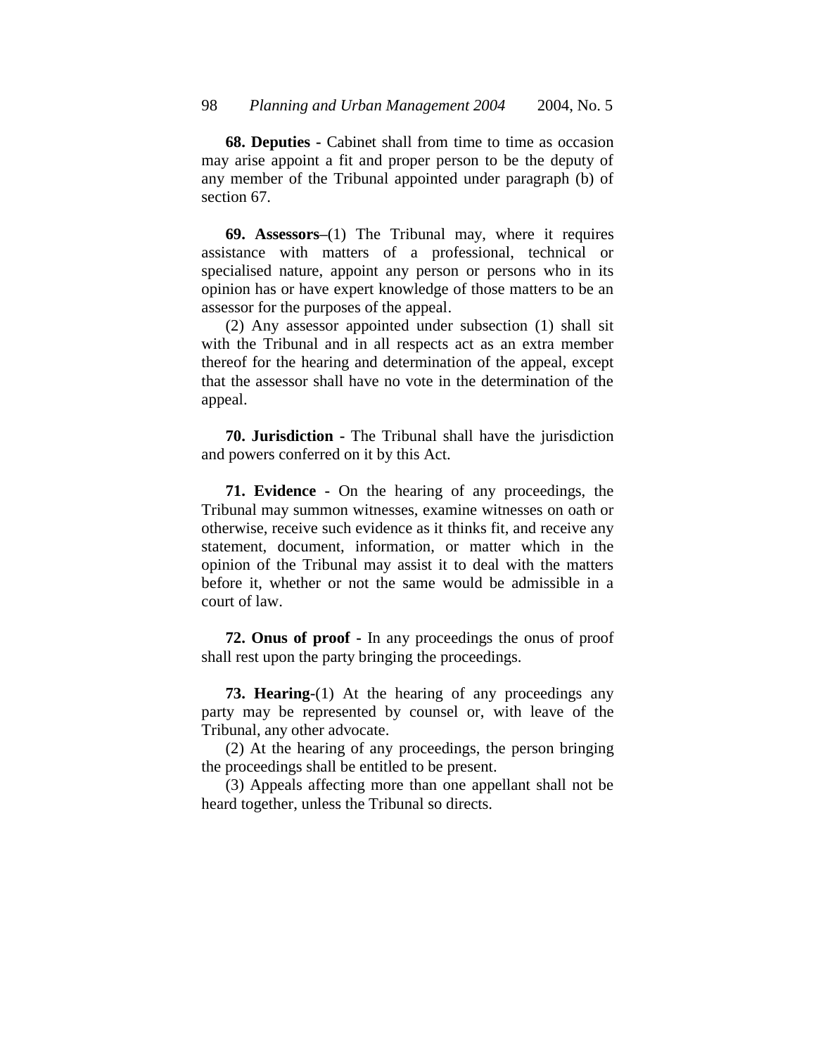**68. Deputies -** Cabinet shall from time to time as occasion may arise appoint a fit and proper person to be the deputy of any member of the Tribunal appointed under paragraph (b) of section 67.

**69. Assessors**–(1) The Tribunal may, where it requires assistance with matters of a professional, technical or specialised nature, appoint any person or persons who in its opinion has or have expert knowledge of those matters to be an assessor for the purposes of the appeal.

(2) Any assessor appointed under subsection (1) shall sit with the Tribunal and in all respects act as an extra member thereof for the hearing and determination of the appeal, except that the assessor shall have no vote in the determination of the appeal.

**70. Jurisdiction -** The Tribunal shall have the jurisdiction and powers conferred on it by this Act.

**71. Evidence -** On the hearing of any proceedings, the Tribunal may summon witnesses, examine witnesses on oath or otherwise, receive such evidence as it thinks fit, and receive any statement, document, information, or matter which in the opinion of the Tribunal may assist it to deal with the matters before it, whether or not the same would be admissible in a court of law.

**72. Onus of proof -** In any proceedings the onus of proof shall rest upon the party bringing the proceedings.

**73. Hearing**-(1) At the hearing of any proceedings any party may be represented by counsel or, with leave of the Tribunal, any other advocate.

(2) At the hearing of any proceedings, the person bringing the proceedings shall be entitled to be present.

(3) Appeals affecting more than one appellant shall not be heard together, unless the Tribunal so directs.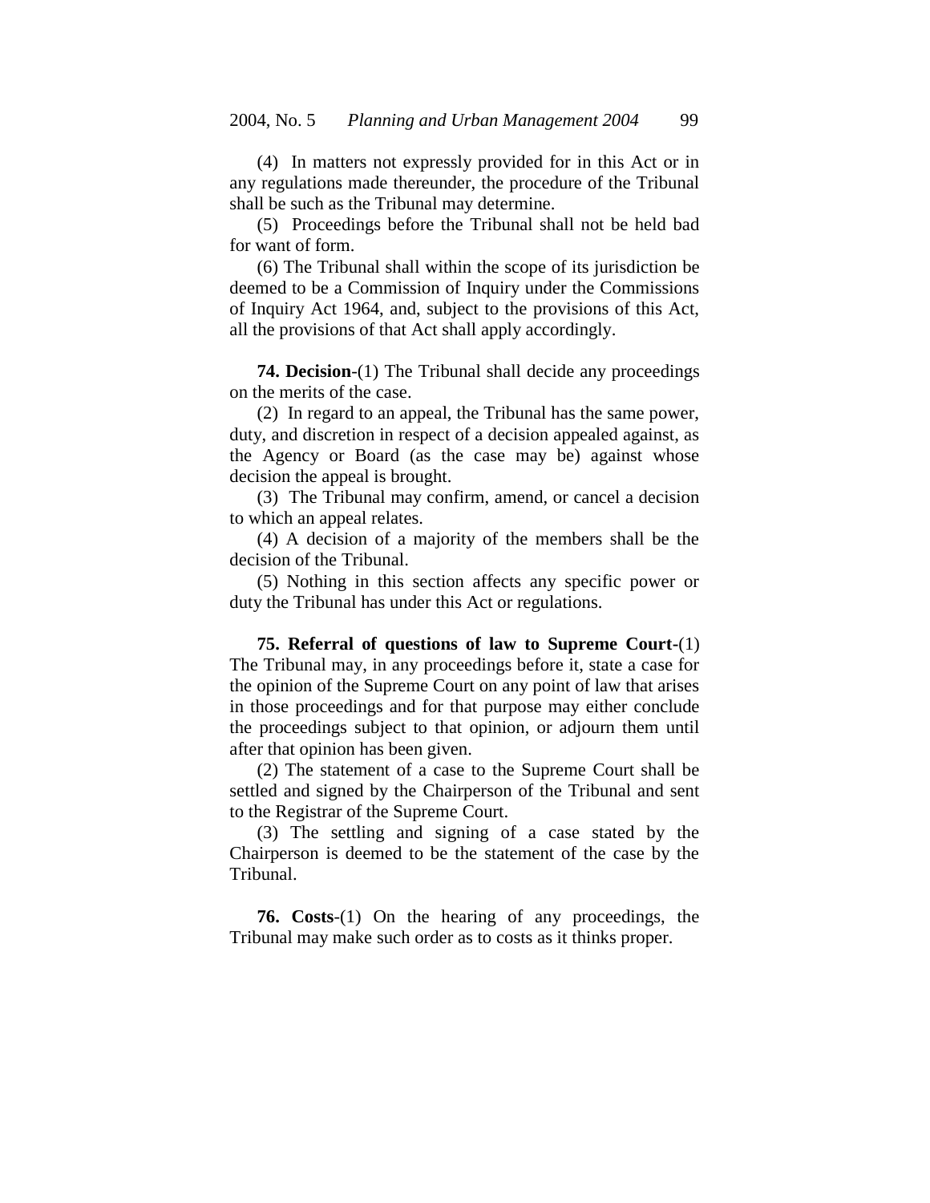(4) In matters not expressly provided for in this Act or in any regulations made thereunder, the procedure of the Tribunal shall be such as the Tribunal may determine.

(5) Proceedings before the Tribunal shall not be held bad for want of form.

(6) The Tribunal shall within the scope of its jurisdiction be deemed to be a Commission of Inquiry under the Commissions of Inquiry Act 1964, and, subject to the provisions of this Act, all the provisions of that Act shall apply accordingly.

**74. Decision**-(1) The Tribunal shall decide any proceedings on the merits of the case.

(2) In regard to an appeal, the Tribunal has the same power, duty, and discretion in respect of a decision appealed against, as the Agency or Board (as the case may be) against whose decision the appeal is brought.

(3) The Tribunal may confirm, amend, or cancel a decision to which an appeal relates.

(4) A decision of a majority of the members shall be the decision of the Tribunal.

(5) Nothing in this section affects any specific power or duty the Tribunal has under this Act or regulations.

**75. Referral of questions of law to Supreme Court**-(1) The Tribunal may, in any proceedings before it, state a case for the opinion of the Supreme Court on any point of law that arises in those proceedings and for that purpose may either conclude the proceedings subject to that opinion, or adjourn them until after that opinion has been given.

(2) The statement of a case to the Supreme Court shall be settled and signed by the Chairperson of the Tribunal and sent to the Registrar of the Supreme Court.

(3) The settling and signing of a case stated by the Chairperson is deemed to be the statement of the case by the Tribunal.

**76. Costs**-(1) On the hearing of any proceedings, the Tribunal may make such order as to costs as it thinks proper.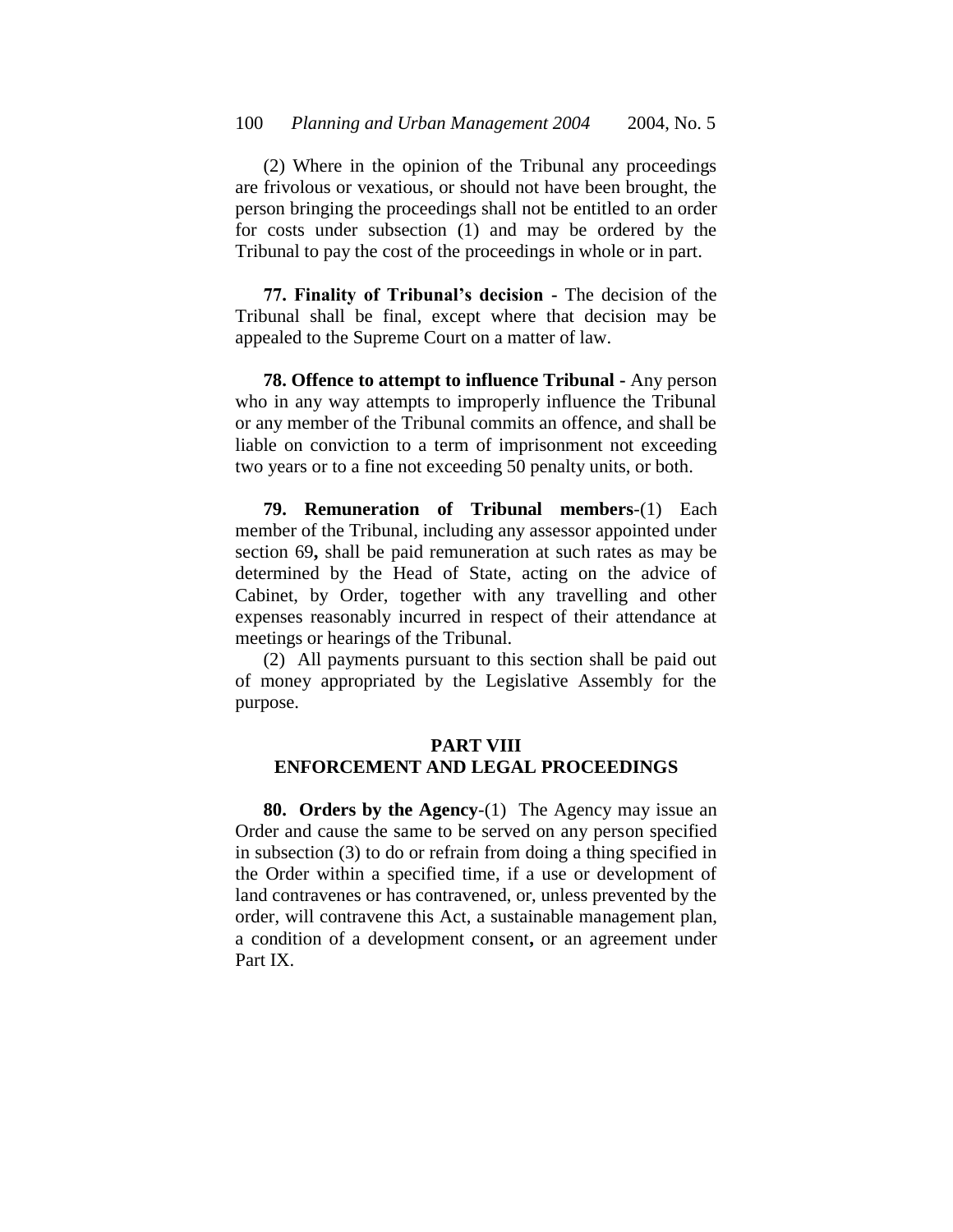(2) Where in the opinion of the Tribunal any proceedings are frivolous or vexatious, or should not have been brought, the person bringing the proceedings shall not be entitled to an order for costs under subsection (1) and may be ordered by the Tribunal to pay the cost of the proceedings in whole or in part.

**77. Finality of Tribunal's decision** - The decision of the Tribunal shall be final, except where that decision may be appealed to the Supreme Court on a matter of law.

**78. Offence to attempt to influence Tribunal** - Any person who in any way attempts to improperly influence the Tribunal or any member of the Tribunal commits an offence, and shall be liable on conviction to a term of imprisonment not exceeding two years or to a fine not exceeding 50 penalty units, or both.

**79. Remuneration of Tribunal members**-(1) Each member of the Tribunal, including any assessor appointed under section 69**,** shall be paid remuneration at such rates as may be determined by the Head of State, acting on the advice of Cabinet, by Order, together with any travelling and other expenses reasonably incurred in respect of their attendance at meetings or hearings of the Tribunal.

(2) All payments pursuant to this section shall be paid out of money appropriated by the Legislative Assembly for the purpose.

## PART VIII
## ENFORCEMENT AND LEGAL PROCEEDINGS

**80. Orders by the Agency**-(1) The Agency may issue an Order and cause the same to be served on any person specified in subsection (3) to do or refrain from doing a thing specified in the Order within a specified time, if a use or development of land contravenes or has contravened, or, unless prevented by the order, will contravene this Act, a sustainable management plan, a condition of a development consent**,** or an agreement under Part IX.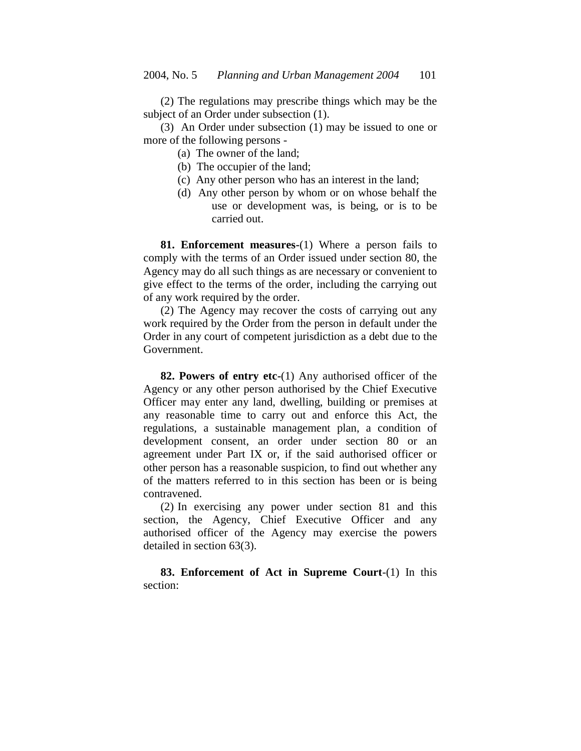(2) The regulations may prescribe things which may be the subject of an Order under subsection (1).

(3) An Order under subsection (1) may be issued to one or more of the following persons -

(a) The owner of the land;

(b) The occupier of the land;

(c) Any other person who has an interest in the land;

(d) Any other person by whom or on whose behalf the use or development was, is being, or is to be carried out.

**81. Enforcement measures-**(1) Where a person fails to comply with the terms of an Order issued under section 80, the Agency may do all such things as are necessary or convenient to give effect to the terms of the order, including the carrying out of any work required by the order.

(2) The Agency may recover the costs of carrying out any work required by the Order from the person in default under the Order in any court of competent jurisdiction as a debt due to the Government.

**82. Powers of entry etc**-(1) Any authorised officer of the Agency or any other person authorised by the Chief Executive Officer may enter any land, dwelling, building or premises at any reasonable time to carry out and enforce this Act, the regulations, a sustainable management plan, a condition of development consent, an order under section 80 or an agreement under Part IX or, if the said authorised officer or other person has a reasonable suspicion, to find out whether any of the matters referred to in this section has been or is being contravened.

(2) In exercising any power under section 81 and this section, the Agency, Chief Executive Officer and any authorised officer of the Agency may exercise the powers detailed in section 63(3).

**83. Enforcement of Act in Supreme Court**-(1) In this section: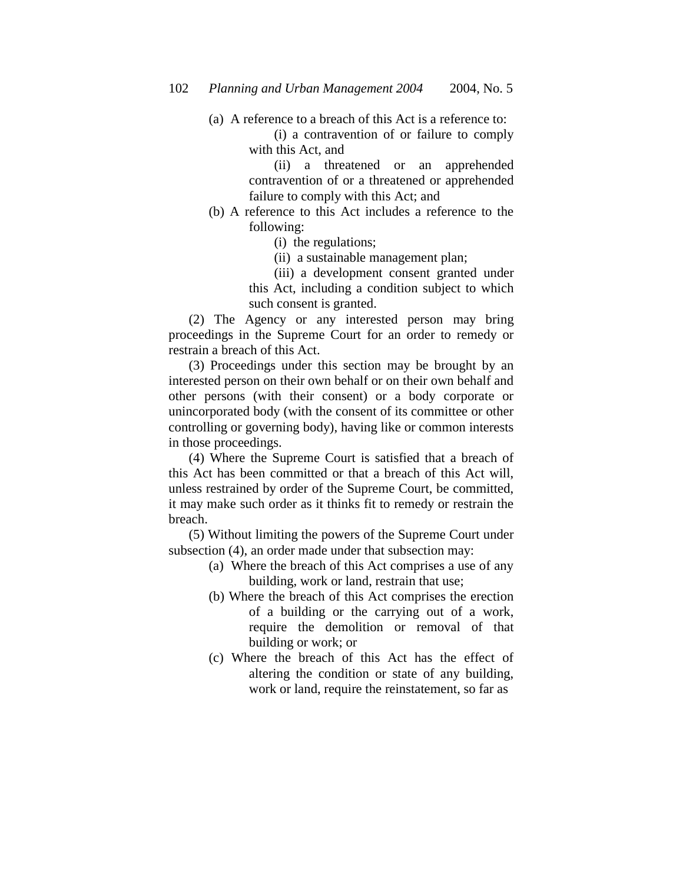(a) A reference to a breach of this Act is a reference to:

(i) a contravention of or failure to comply with this Act, and

(ii) a threatened or an apprehended contravention of or a threatened or apprehended failure to comply with this Act; and

(b) A reference to this Act includes a reference to the following:

(i) the regulations;

(ii) a sustainable management plan;

(iii) a development consent granted under this Act, including a condition subject to which such consent is granted.

(2) The Agency or any interested person may bring proceedings in the Supreme Court for an order to remedy or restrain a breach of this Act.

(3) Proceedings under this section may be brought by an interested person on their own behalf or on their own behalf and other persons (with their consent) or a body corporate or unincorporated body (with the consent of its committee or other controlling or governing body), having like or common interests in those proceedings.

(4) Where the Supreme Court is satisfied that a breach of this Act has been committed or that a breach of this Act will, unless restrained by order of the Supreme Court, be committed, it may make such order as it thinks fit to remedy or restrain the breach.

(5) Without limiting the powers of the Supreme Court under subsection (4), an order made under that subsection may:

(a) Where the breach of this Act comprises a use of any building, work or land, restrain that use;

(b) Where the breach of this Act comprises the erection of a building or the carrying out of a work, require the demolition or removal of that building or work; or

(c) Where the breach of this Act has the effect of altering the condition or state of any building, work or land, require the reinstatement, so far as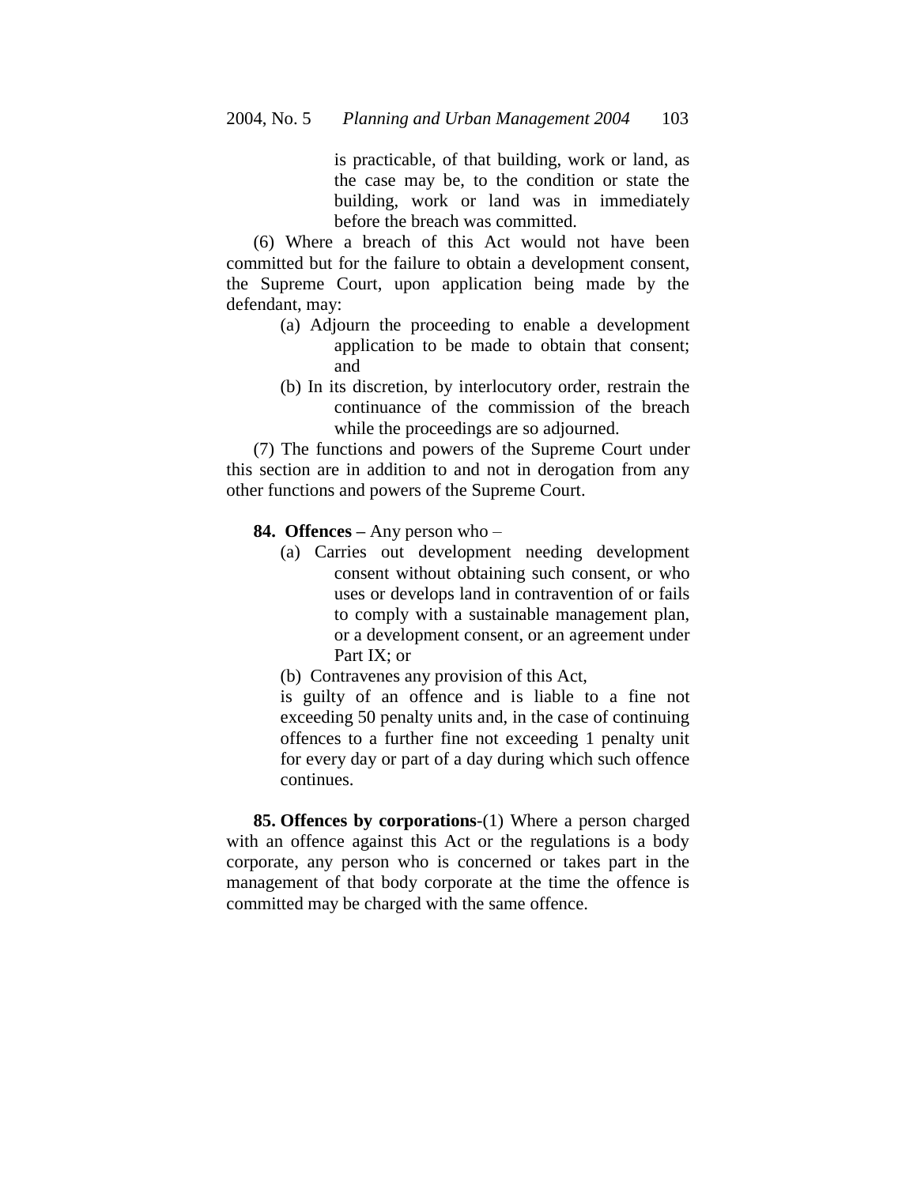is practicable, of that building, work or land, as the case may be, to the condition or state the building, work or land was in immediately before the breach was committed.

(6) Where a breach of this Act would not have been committed but for the failure to obtain a development consent, the Supreme Court, upon application being made by the defendant, may:

(a) Adjourn the proceeding to enable a development application to be made to obtain that consent; and

(b) In its discretion, by interlocutory order, restrain the continuance of the commission of the breach while the proceedings are so adjourned.

(7) The functions and powers of the Supreme Court under this section are in addition to and not in derogation from any other functions and powers of the Supreme Court.

**84. Offences –** Any person who –

(a) Carries out development needing development consent without obtaining such consent, or who uses or develops land in contravention of or fails to comply with a sustainable management plan, or a development consent, or an agreement under Part IX; or

(b) Contravenes any provision of this Act,

is guilty of an offence and is liable to a fine not exceeding 50 penalty units and, in the case of continuing offences to a further fine not exceeding 1 penalty unit for every day or part of a day during which such offence continues.

**85. Offences by corporations**-(1) Where a person charged with an offence against this Act or the regulations is a body corporate, any person who is concerned or takes part in the management of that body corporate at the time the offence is committed may be charged with the same offence.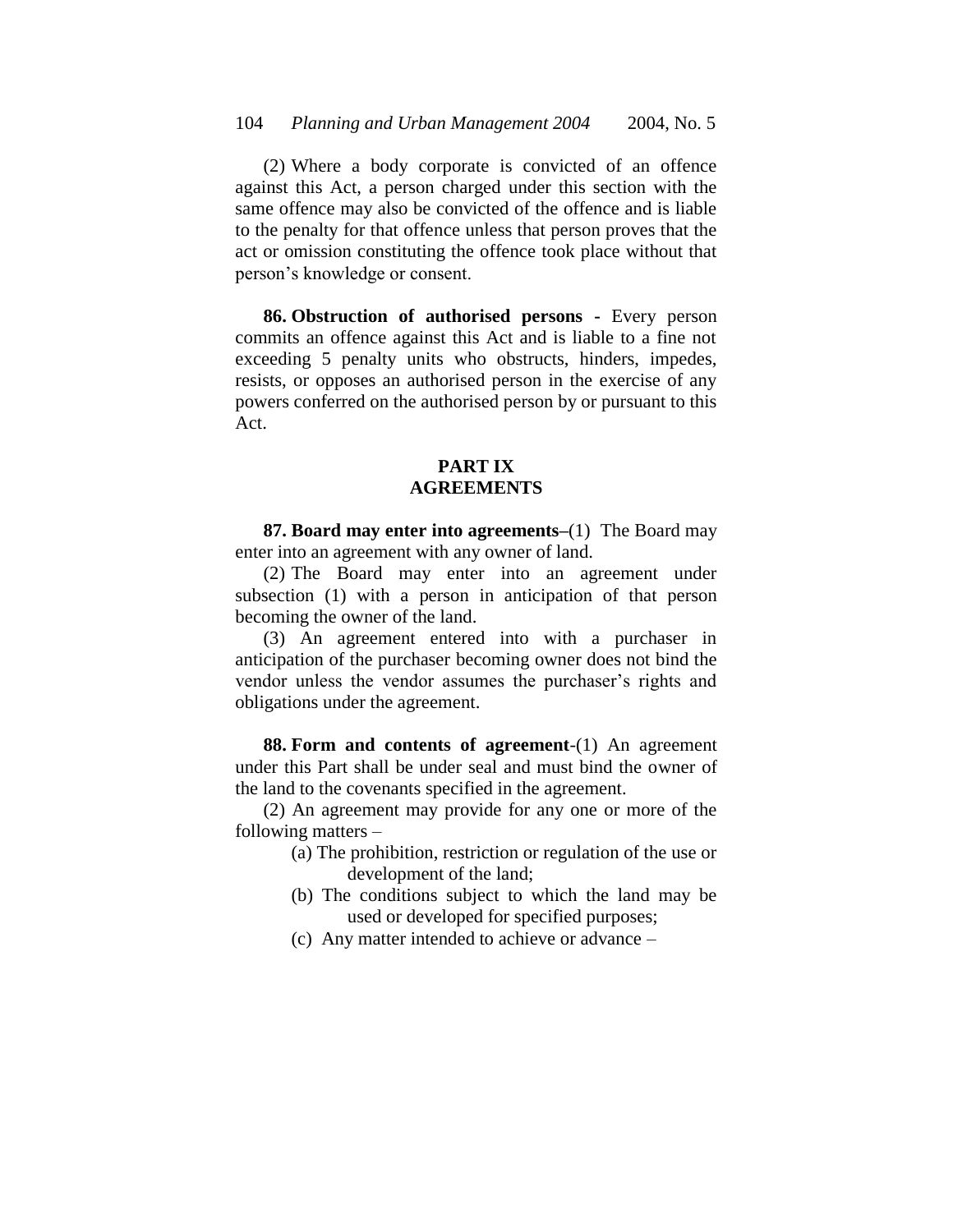(2) Where a body corporate is convicted of an offence against this Act, a person charged under this section with the same offence may also be convicted of the offence and is liable to the penalty for that offence unless that person proves that the act or omission constituting the offence took place without that person's knowledge or consent.

**86. Obstruction of authorised persons -** Every person commits an offence against this Act and is liable to a fine not exceeding 5 penalty units who obstructs, hinders, impedes, resists, or opposes an authorised person in the exercise of any powers conferred on the authorised person by or pursuant to this Act.

## PART IX
## AGREEMENTS

**87. Board may enter into agreements–**(1) The Board may enter into an agreement with any owner of land.

(2) The Board may enter into an agreement under subsection (1) with a person in anticipation of that person becoming the owner of the land.

(3) An agreement entered into with a purchaser in anticipation of the purchaser becoming owner does not bind the vendor unless the vendor assumes the purchaser's rights and obligations under the agreement.

**88. Form and contents of agreement**-(1) An agreement under this Part shall be under seal and must bind the owner of the land to the covenants specified in the agreement.

(2) An agreement may provide for any one or more of the following matters –

(a) The prohibition, restriction or regulation of the use or development of the land;

(b) The conditions subject to which the land may be used or developed for specified purposes;

(c) Any matter intended to achieve or advance –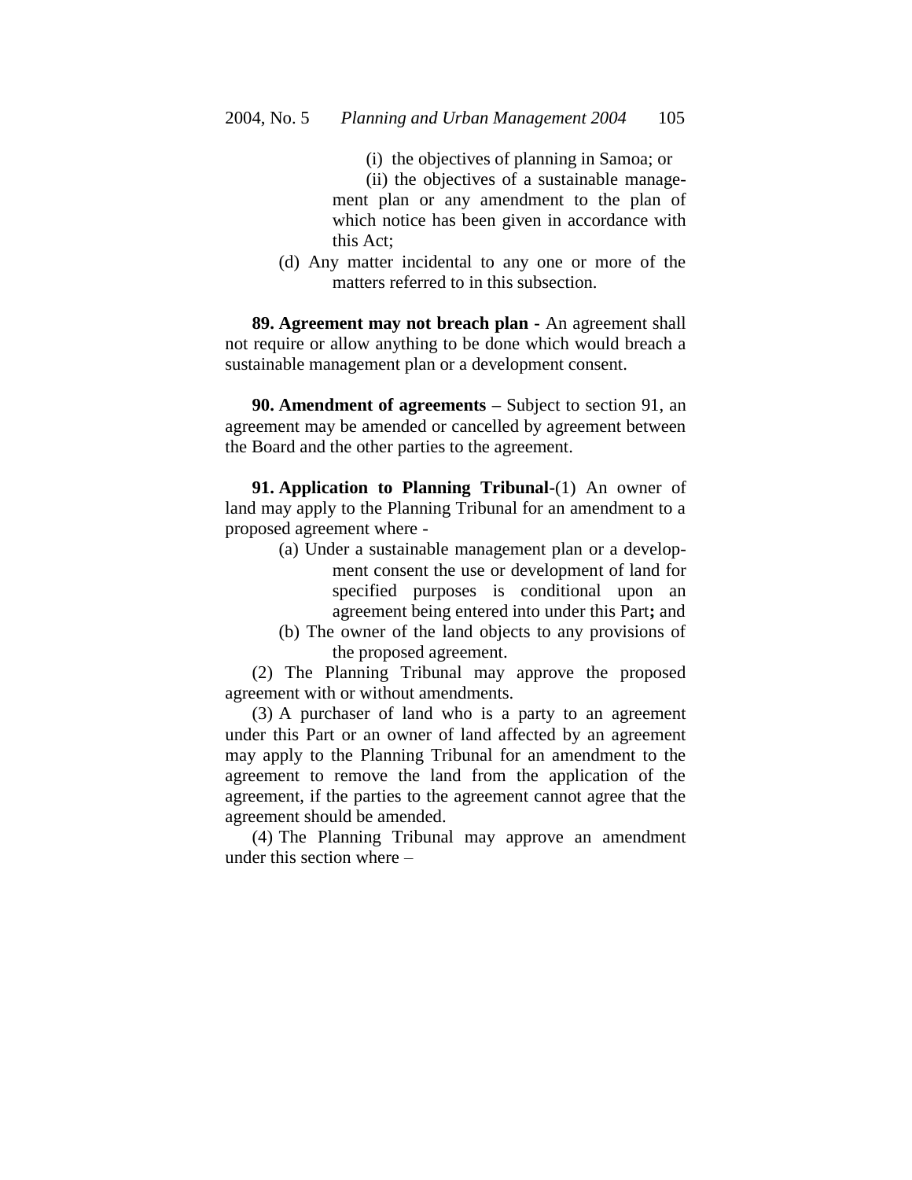(i) the objectives of planning in Samoa; or

(ii) the objectives of a sustainable management plan or any amendment to the plan of which notice has been given in accordance with this Act;

(d) Any matter incidental to any one or more of the matters referred to in this subsection.

**89. Agreement may not breach plan -** An agreement shall not require or allow anything to be done which would breach a sustainable management plan or a development consent.

**90. Amendment of agreements –** Subject to section 91, an agreement may be amended or cancelled by agreement between the Board and the other parties to the agreement.

**91. Application to Planning Tribunal**-(1) An owner of land may apply to the Planning Tribunal for an amendment to a proposed agreement where -

(a) Under a sustainable management plan or a development consent the use or development of land for specified purposes is conditional upon an agreement being entered into under this Part**;** and

(b) The owner of the land objects to any provisions of the proposed agreement.

(2) The Planning Tribunal may approve the proposed agreement with or without amendments.

(3) A purchaser of land who is a party to an agreement under this Part or an owner of land affected by an agreement may apply to the Planning Tribunal for an amendment to the agreement to remove the land from the application of the agreement, if the parties to the agreement cannot agree that the agreement should be amended.

(4) The Planning Tribunal may approve an amendment under this section where –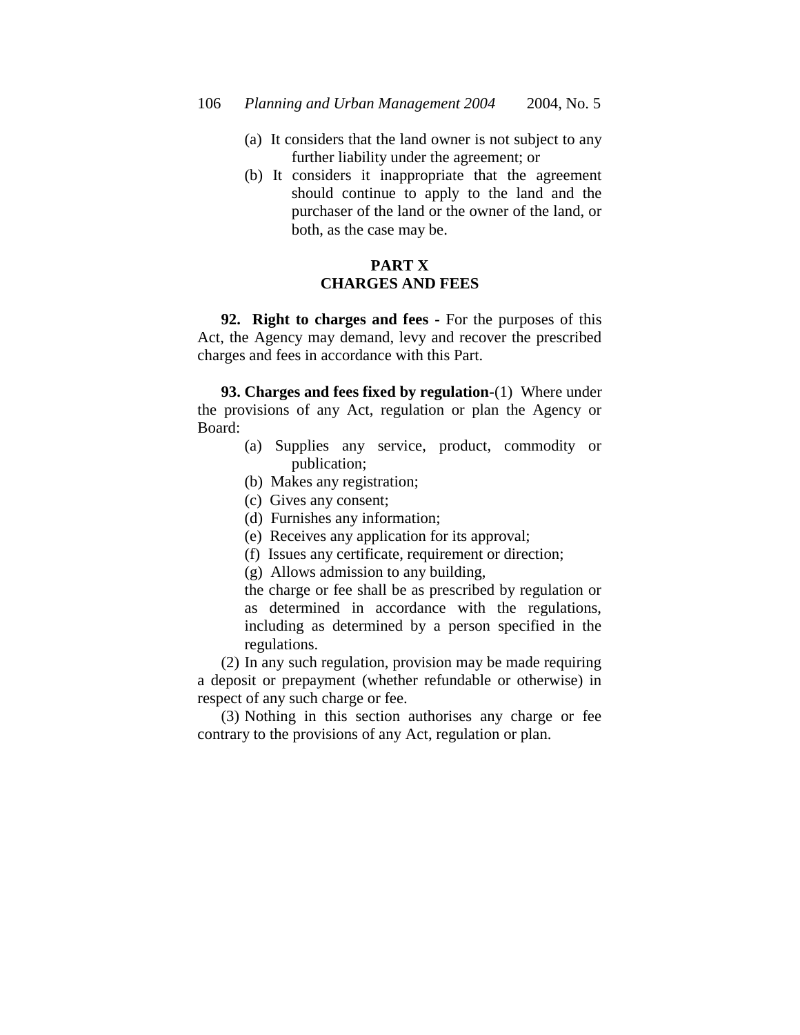(a) It considers that the land owner is not subject to any further liability under the agreement; or

(b) It considers it inappropriate that the agreement should continue to apply to the land and the purchaser of the land or the owner of the land, or both, as the case may be.

## PART X
## CHARGES AND FEES

**92. Right to charges and fees -** For the purposes of this Act, the Agency may demand, levy and recover the prescribed charges and fees in accordance with this Part.

**93. Charges and fees fixed by regulation-**(1) Where under the provisions of any Act, regulation or plan the Agency or Board:

(a) Supplies any service, product, commodity or publication;

(b) Makes any registration;

(c) Gives any consent;

(d) Furnishes any information;

(e) Receives any application for its approval;

(f) Issues any certificate, requirement or direction;

(g) Allows admission to any building,

the charge or fee shall be as prescribed by regulation or as determined in accordance with the regulations, including as determined by a person specified in the regulations.

(2) In any such regulation, provision may be made requiring a deposit or prepayment (whether refundable or otherwise) in respect of any such charge or fee.

(3) Nothing in this section authorises any charge or fee contrary to the provisions of any Act, regulation or plan.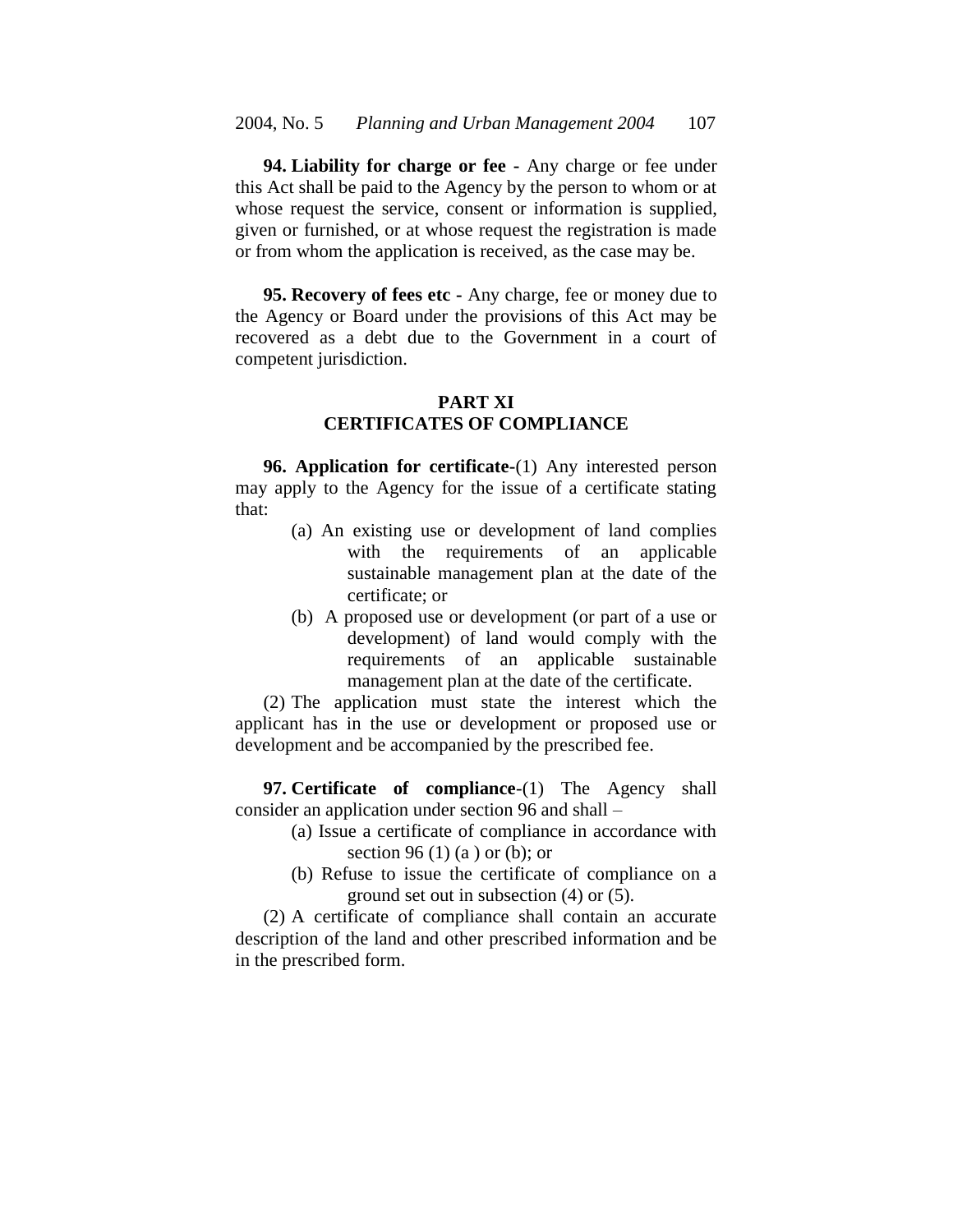**94. Liability for charge or fee -** Any charge or fee under this Act shall be paid to the Agency by the person to whom or at whose request the service, consent or information is supplied, given or furnished, or at whose request the registration is made or from whom the application is received, as the case may be.

**95. Recovery of fees etc -** Any charge, fee or money due to the Agency or Board under the provisions of this Act may be recovered as a debt due to the Government in a court of competent jurisdiction.

## PART XI
## CERTIFICATES OF COMPLIANCE

**96. Application for certificate**-(1) Any interested person may apply to the Agency for the issue of a certificate stating that:

- (a) An existing use or development of land complies with the requirements of an applicable sustainable management plan at the date of the certificate; or
- (b) A proposed use or development (or part of a use or development) of land would comply with the requirements of an applicable sustainable management plan at the date of the certificate.

(2) The application must state the interest which the applicant has in the use or development or proposed use or development and be accompanied by the prescribed fee.

**97. Certificate of compliance**-(1) The Agency shall consider an application under section 96 and shall –

- (a) Issue a certificate of compliance in accordance with section 96 (1) (a ) or (b); or
- (b) Refuse to issue the certificate of compliance on a ground set out in subsection (4) or (5).

(2) A certificate of compliance shall contain an accurate description of the land and other prescribed information and be in the prescribed form.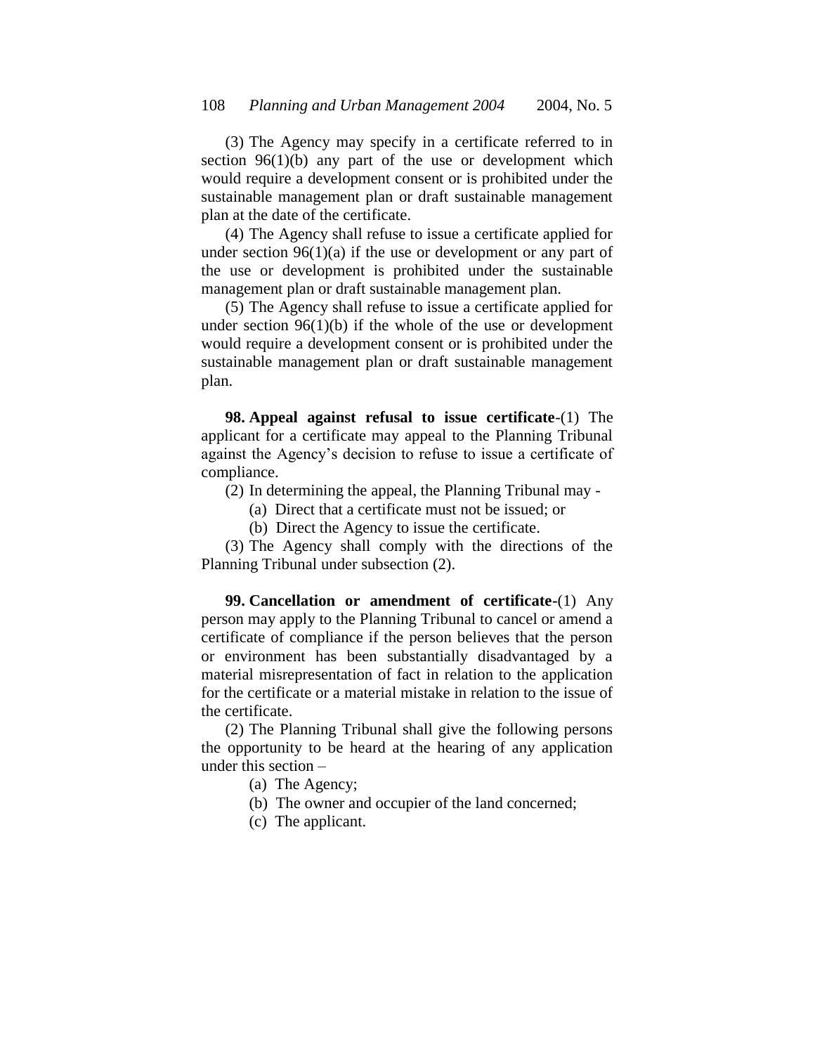(3) The Agency may specify in a certificate referred to in section 96(1)(b) any part of the use or development which would require a development consent or is prohibited under the sustainable management plan or draft sustainable management plan at the date of the certificate.

(4) The Agency shall refuse to issue a certificate applied for under section 96(1)(a) if the use or development or any part of the use or development is prohibited under the sustainable management plan or draft sustainable management plan.

(5) The Agency shall refuse to issue a certificate applied for under section 96(1)(b) if the whole of the use or development would require a development consent or is prohibited under the sustainable management plan or draft sustainable management plan.

**98. Appeal against refusal to issue certificate**-(1) The applicant for a certificate may appeal to the Planning Tribunal against the Agency's decision to refuse to issue a certificate of compliance.

(2) In determining the appeal, the Planning Tribunal may -

(a) Direct that a certificate must not be issued; or

(b) Direct the Agency to issue the certificate.

(3) The Agency shall comply with the directions of the Planning Tribunal under subsection (2).

**99. Cancellation or amendment of certificate**-(1) Any person may apply to the Planning Tribunal to cancel or amend a certificate of compliance if the person believes that the person or environment has been substantially disadvantaged by a material misrepresentation of fact in relation to the application for the certificate or a material mistake in relation to the issue of the certificate.

(2) The Planning Tribunal shall give the following persons the opportunity to be heard at the hearing of any application under this section –

(a) The Agency;

(b) The owner and occupier of the land concerned;

(c) The applicant.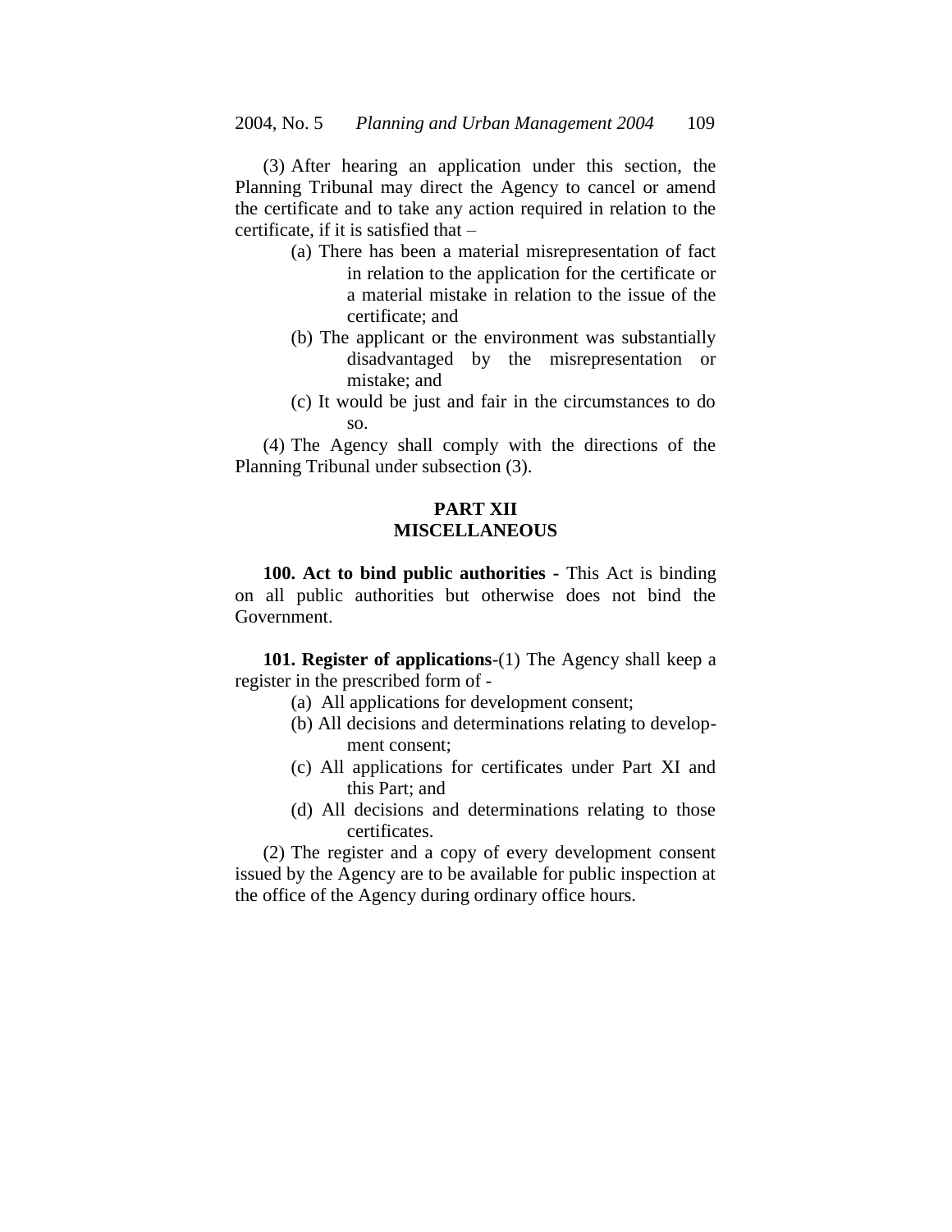(3) After hearing an application under this section, the Planning Tribunal may direct the Agency to cancel or amend the certificate and to take any action required in relation to the certificate, if it is satisfied that –

(a) There has been a material misrepresentation of fact in relation to the application for the certificate or a material mistake in relation to the issue of the certificate; and

(b) The applicant or the environment was substantially disadvantaged by the misrepresentation or mistake; and

(c) It would be just and fair in the circumstances to do so.

(4) The Agency shall comply with the directions of the Planning Tribunal under subsection (3).

## PART XII
## MISCELLANEOUS

**100. Act to bind public authorities -** This Act is binding on all public authorities but otherwise does not bind the Government.

**101. Register of applications**-(1) The Agency shall keep a register in the prescribed form of -

(a) All applications for development consent;

(b) All decisions and determinations relating to development consent;

(c) All applications for certificates under Part XI and this Part; and

(d) All decisions and determinations relating to those certificates.

(2) The register and a copy of every development consent issued by the Agency are to be available for public inspection at the office of the Agency during ordinary office hours.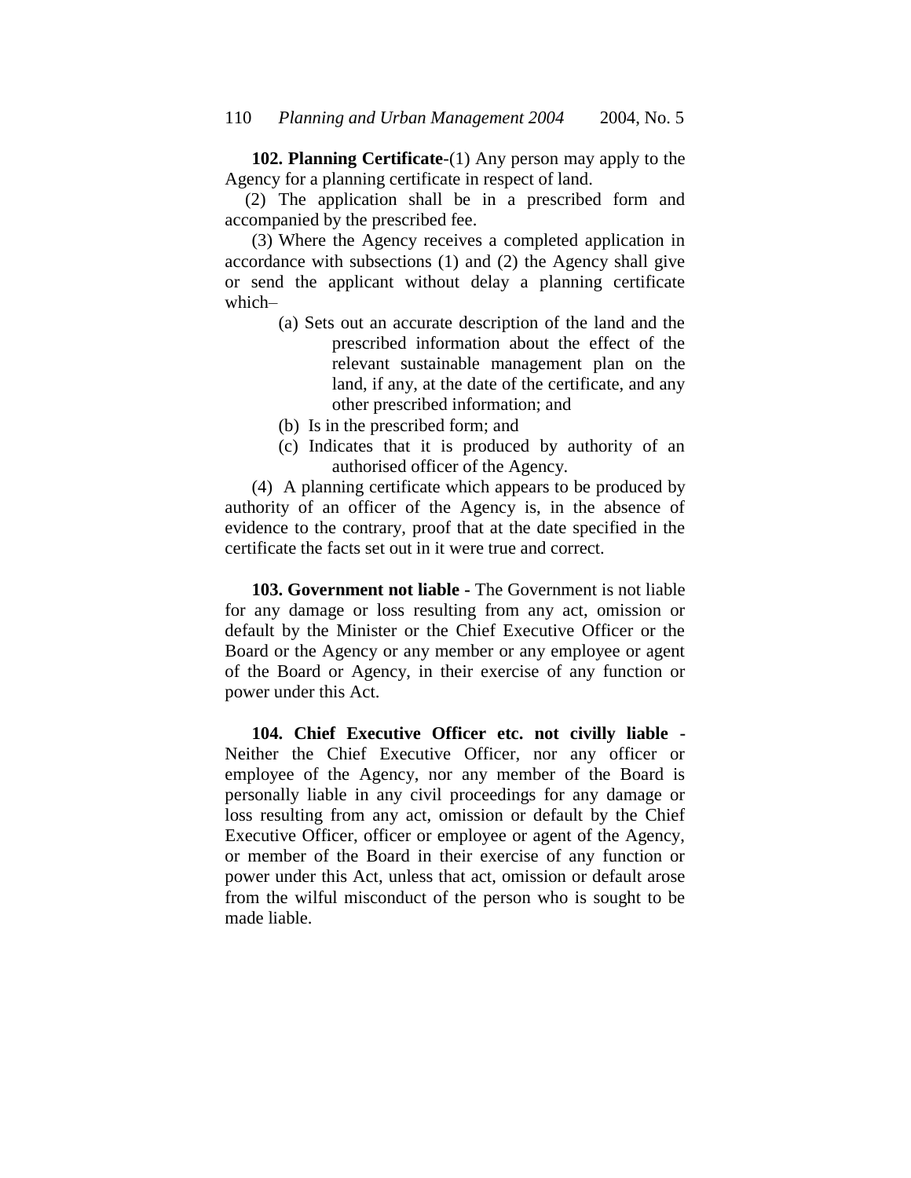**102. Planning Certificate**-(1) Any person may apply to the Agency for a planning certificate in respect of land.

(2) The application shall be in a prescribed form and accompanied by the prescribed fee.

(3) Where the Agency receives a completed application in accordance with subsections (1) and (2) the Agency shall give or send the applicant without delay a planning certificate which–

- (a) Sets out an accurate description of the land and the prescribed information about the effect of the relevant sustainable management plan on the land, if any, at the date of the certificate, and any other prescribed information; and
- (b) Is in the prescribed form; and
- (c) Indicates that it is produced by authority of an authorised officer of the Agency.

(4) A planning certificate which appears to be produced by authority of an officer of the Agency is, in the absence of evidence to the contrary, proof that at the date specified in the certificate the facts set out in it were true and correct.

**103. Government not liable -** The Government is not liable for any damage or loss resulting from any act, omission or default by the Minister or the Chief Executive Officer or the Board or the Agency or any member or any employee or agent of the Board or Agency, in their exercise of any function or power under this Act.

**104. Chief Executive Officer etc. not civilly liable -** Neither the Chief Executive Officer, nor any officer or employee of the Agency, nor any member of the Board is personally liable in any civil proceedings for any damage or loss resulting from any act, omission or default by the Chief Executive Officer, officer or employee or agent of the Agency, or member of the Board in their exercise of any function or power under this Act, unless that act, omission or default arose from the wilful misconduct of the person who is sought to be made liable.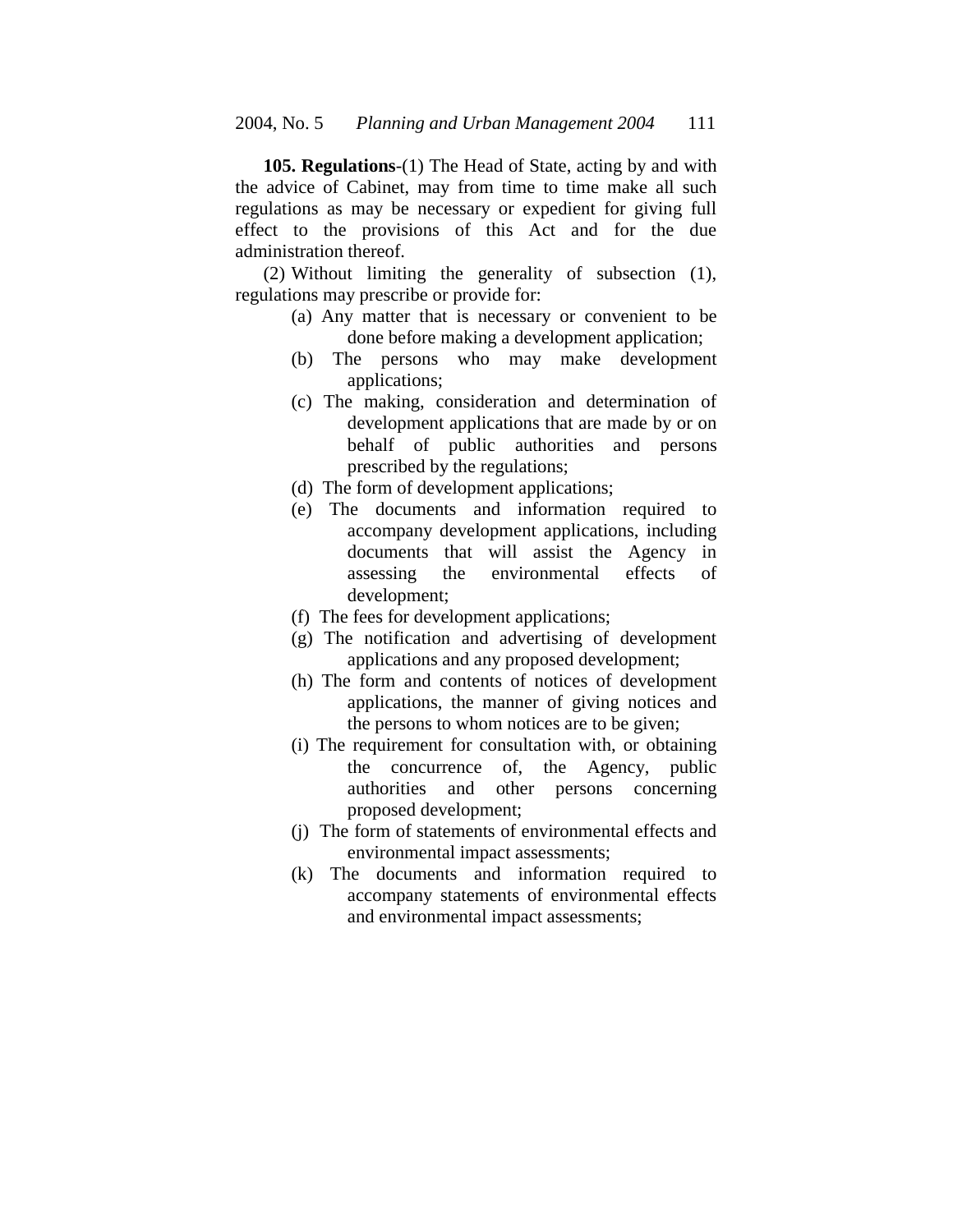**105. Regulations**-(1) The Head of State, acting by and with the advice of Cabinet, may from time to time make all such regulations as may be necessary or expedient for giving full effect to the provisions of this Act and for the due administration thereof.

(2) Without limiting the generality of subsection (1), regulations may prescribe or provide for:

(a) Any matter that is necessary or convenient to be done before making a development application;

(b) The persons who may make development applications;

(c) The making, consideration and determination of development applications that are made by or on behalf of public authorities and persons prescribed by the regulations;

(d) The form of development applications;

(e) The documents and information required to accompany development applications, including documents that will assist the Agency in assessing the environmental effects of development;

(f) The fees for development applications;

(g) The notification and advertising of development applications and any proposed development;

(h) The form and contents of notices of development applications, the manner of giving notices and the persons to whom notices are to be given;

(i) The requirement for consultation with, or obtaining the concurrence of, the Agency, public authorities and other persons concerning proposed development;

(j) The form of statements of environmental effects and environmental impact assessments;

(k) The documents and information required to accompany statements of environmental effects and environmental impact assessments;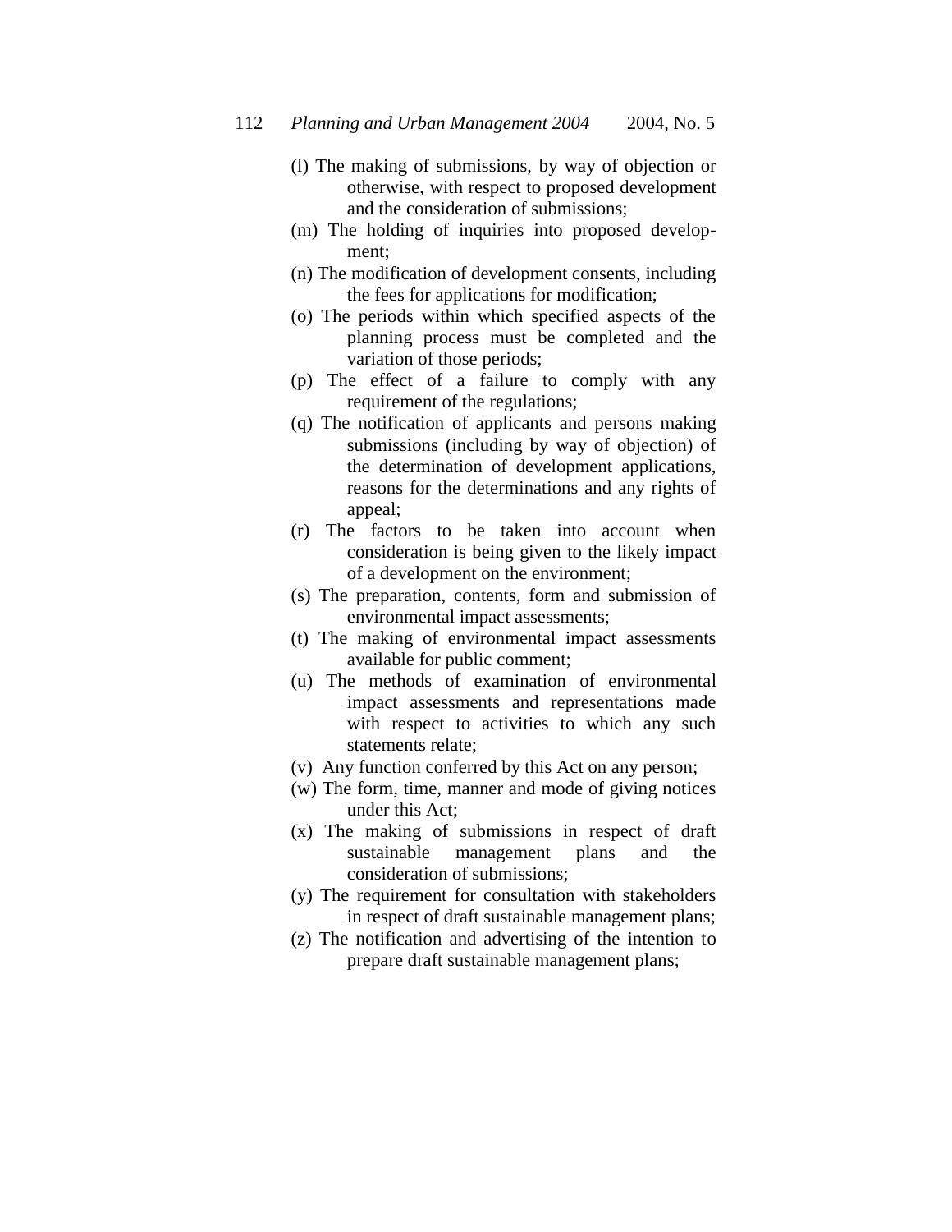(l) The making of submissions, by way of objection or otherwise, with respect to proposed development and the consideration of submissions;

(m) The holding of inquiries into proposed development;

(n) The modification of development consents, including the fees for applications for modification;

(o) The periods within which specified aspects of the planning process must be completed and the variation of those periods;

(p) The effect of a failure to comply with any requirement of the regulations;

(q) The notification of applicants and persons making submissions (including by way of objection) of the determination of development applications, reasons for the determinations and any rights of appeal;

(r) The factors to be taken into account when consideration is being given to the likely impact of a development on the environment;

(s) The preparation, contents, form and submission of environmental impact assessments;

(t) The making of environmental impact assessments available for public comment;

(u) The methods of examination of environmental impact assessments and representations made with respect to activities to which any such statements relate;

(v) Any function conferred by this Act on any person;

(w) The form, time, manner and mode of giving notices under this Act;

(x) The making of submissions in respect of draft sustainable management plans and the consideration of submissions;

(y) The requirement for consultation with stakeholders in respect of draft sustainable management plans;

(z) The notification and advertising of the intention to prepare draft sustainable management plans;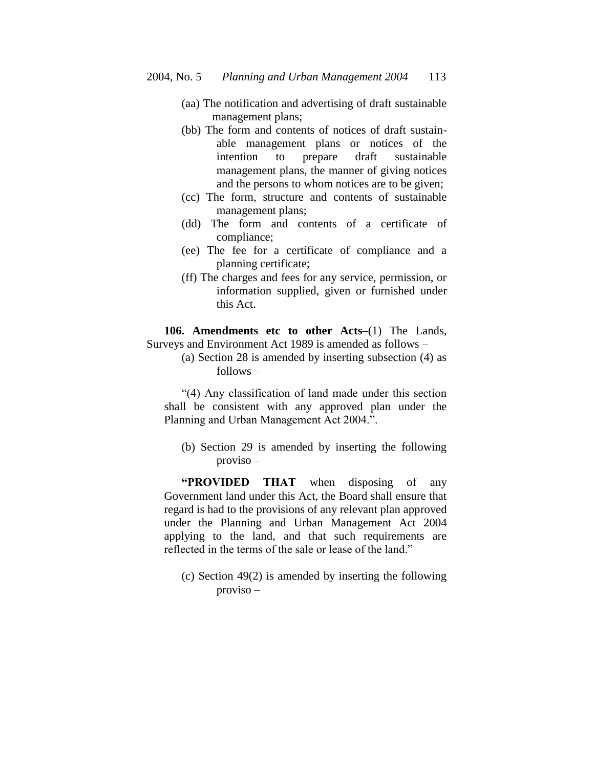(aa) The notification and advertising of draft sustainable management plans;

(bb) The form and contents of notices of draft sustainable management plans or notices of the intention to prepare draft sustainable management plans, the manner of giving notices and the persons to whom notices are to be given;

(cc) The form, structure and contents of sustainable management plans;

(dd) The form and contents of a certificate of compliance;

(ee) The fee for a certificate of compliance and a planning certificate;

(ff) The charges and fees for any service, permission, or information supplied, given or furnished under this Act.

**106. Amendments etc to other Acts**–(1) The Lands, Surveys and Environment Act 1989 is amended as follows –

(a) Section 28 is amended by inserting subsection (4) as follows –

"(4) Any classification of land made under this section shall be consistent with any approved plan under the Planning and Urban Management Act 2004.".

(b) Section 29 is amended by inserting the following proviso –

**"PROVIDED THAT** when disposing of any Government land under this Act, the Board shall ensure that regard is had to the provisions of any relevant plan approved under the Planning and Urban Management Act 2004 applying to the land, and that such requirements are reflected in the terms of the sale or lease of the land."

(c) Section 49(2) is amended by inserting the following proviso –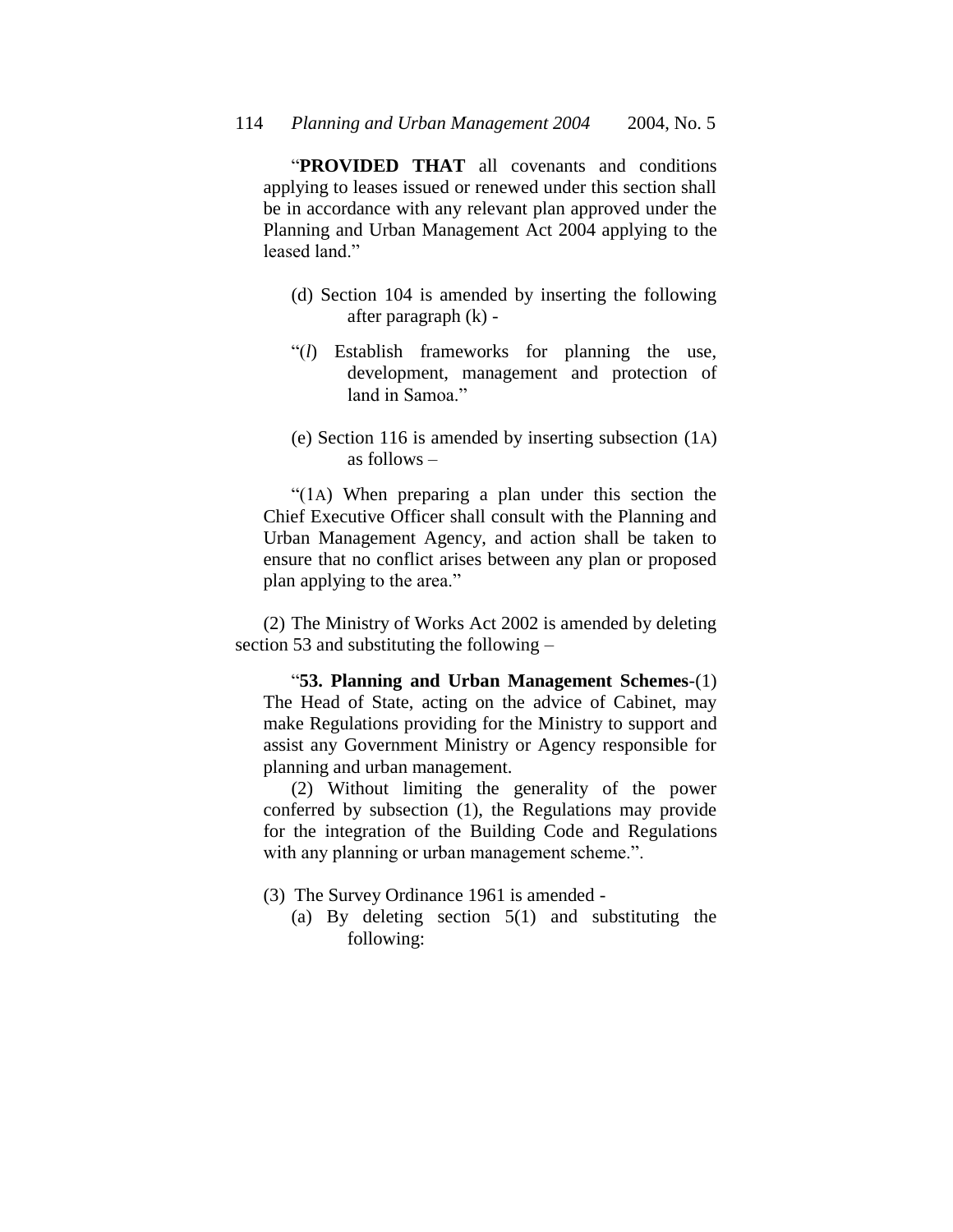"**PROVIDED THAT** all covenants and conditions applying to leases issued or renewed under this section shall be in accordance with any relevant plan approved under the Planning and Urban Management Act 2004 applying to the leased land."

(d) Section 104 is amended by inserting the following after paragraph (k) -

"(*l*) Establish frameworks for planning the use, development, management and protection of land in Samoa."

(e) Section 116 is amended by inserting subsection (1A) as follows –

"(1A) When preparing a plan under this section the Chief Executive Officer shall consult with the Planning and Urban Management Agency, and action shall be taken to ensure that no conflict arises between any plan or proposed plan applying to the area."

(2) The Ministry of Works Act 2002 is amended by deleting section 53 and substituting the following –

"**53. Planning and Urban Management Schemes**-(1) The Head of State, acting on the advice of Cabinet, may make Regulations providing for the Ministry to support and assist any Government Ministry or Agency responsible for planning and urban management.

(2) Without limiting the generality of the power conferred by subsection (1), the Regulations may provide for the integration of the Building Code and Regulations with any planning or urban management scheme.".

(3) The Survey Ordinance 1961 is amended -

(a) By deleting section 5(1) and substituting the following: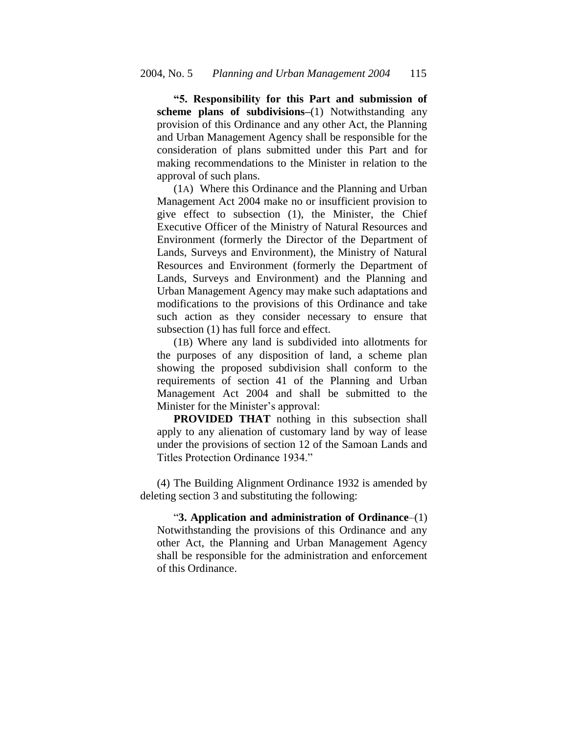**"5. Responsibility for this Part and submission of scheme plans of subdivisions**–(1) Notwithstanding any provision of this Ordinance and any other Act, the Planning and Urban Management Agency shall be responsible for the consideration of plans submitted under this Part and for making recommendations to the Minister in relation to the approval of such plans.

(1A) Where this Ordinance and the Planning and Urban Management Act 2004 make no or insufficient provision to give effect to subsection (1), the Minister, the Chief Executive Officer of the Ministry of Natural Resources and Environment (formerly the Director of the Department of Lands, Surveys and Environment), the Ministry of Natural Resources and Environment (formerly the Department of Lands, Surveys and Environment) and the Planning and Urban Management Agency may make such adaptations and modifications to the provisions of this Ordinance and take such action as they consider necessary to ensure that subsection (1) has full force and effect.

(1B) Where any land is subdivided into allotments for the purposes of any disposition of land, a scheme plan showing the proposed subdivision shall conform to the requirements of section 41 of the Planning and Urban Management Act 2004 and shall be submitted to the Minister for the Minister's approval:

**PROVIDED THAT** nothing in this subsection shall apply to any alienation of customary land by way of lease under the provisions of section 12 of the Samoan Lands and Titles Protection Ordinance 1934."

(4) The Building Alignment Ordinance 1932 is amended by deleting section 3 and substituting the following:

"**3. Application and administration of Ordinance**–(1) Notwithstanding the provisions of this Ordinance and any other Act, the Planning and Urban Management Agency shall be responsible for the administration and enforcement of this Ordinance.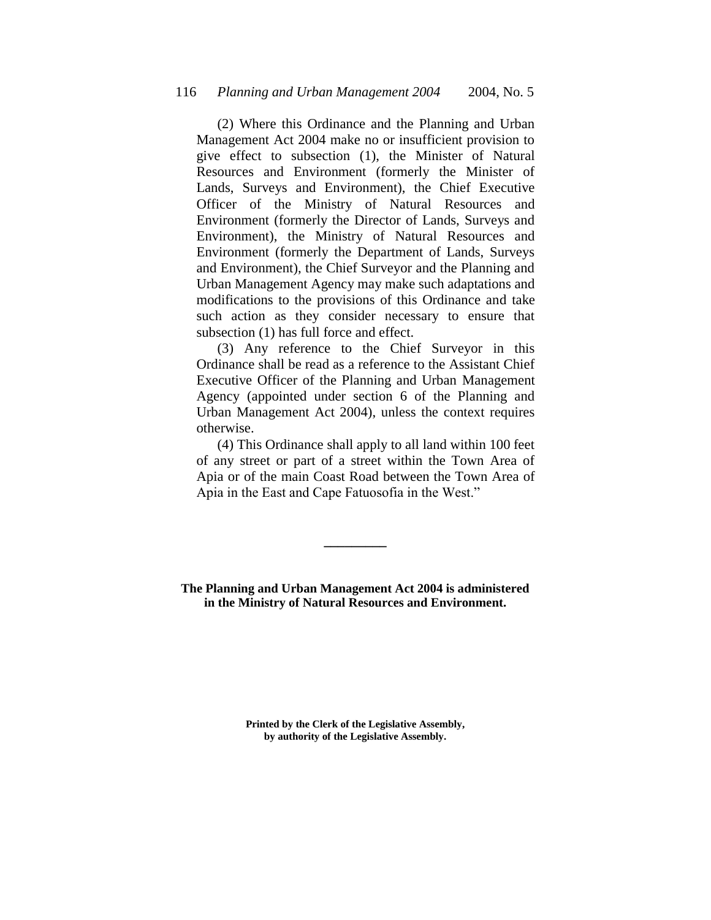(2) Where this Ordinance and the Planning and Urban Management Act 2004 make no or insufficient provision to give effect to subsection (1), the Minister of Natural Resources and Environment (formerly the Minister of Lands, Surveys and Environment), the Chief Executive Officer of the Ministry of Natural Resources and Environment (formerly the Director of Lands, Surveys and Environment), the Ministry of Natural Resources and Environment (formerly the Department of Lands, Surveys and Environment), the Chief Surveyor and the Planning and Urban Management Agency may make such adaptations and modifications to the provisions of this Ordinance and take such action as they consider necessary to ensure that subsection (1) has full force and effect.

(3) Any reference to the Chief Surveyor in this Ordinance shall be read as a reference to the Assistant Chief Executive Officer of the Planning and Urban Management Agency (appointed under section 6 of the Planning and Urban Management Act 2004), unless the context requires otherwise.

(4) This Ordinance shall apply to all land within 100 feet of any street or part of a street within the Town Area of Apia or of the main Coast Road between the Town Area of Apia in the East and Cape Fatuosofia in the West."

---

**The Planning and Urban Management Act 2004 is administered in the Ministry of Natural Resources and Environment.**

**Printed by the Clerk of the Legislative Assembly, by authority of the Legislative Assembly.**